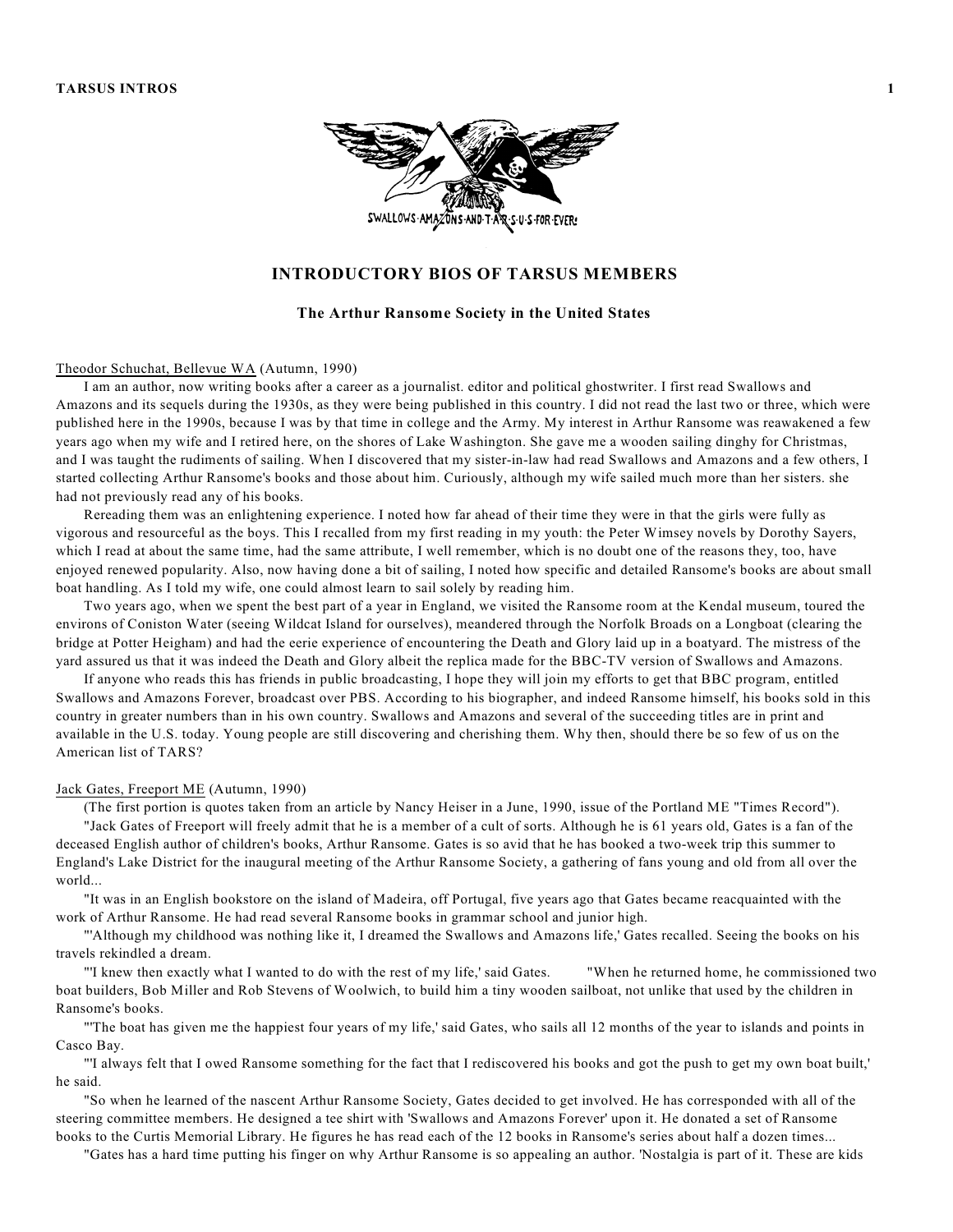# INTRODUCTORY BIOS OF TARSUS MEMBERS

### The Arthur Ransome Society in the United States

Theodor Schuchat, Bellevue WA (Autumn, 1990)

I am an author, now writing books after a career as a journalist. editor and political ghostwriter. I first read Swallows and Amazons and its sequels during the 1930s, as they were being published in this country. I did not read the last two or three, which were published here in the 1990s, because I was by that time in college and the Army. My interest in Arthur Ransome was reawakened a few years ago when my wife and I retired here, on the shores of Lake Washington. She gave me a wooden sailing dinghy for Christmas, and I was taught the rudiments of sailing. When I discovered that my sister-in-law had read Swallows and Amazons and a few others, I started collecting Arthur Ransome's books and those about him. Curiously, although my wife sailed much more than her sisters. she had not previously read any of his books.

Rereading them was an enlightening experience. I noted how far ahead of their time they were in that the girls were fully as vigorous and resourceful as the boys. This I recalled from my first reading in my youth: the Peter Wimsey novels by Dorothy Sayers, which I read at about the same time, had the same attribute, I well remember, which is no doubt one of the reasons they, too, have enjoyed renewed popularity. Also, now having done a bit of sailing, I noted how specific and detailed Ransome's books are about small boat handling. As I told my wife, one could almost learn to sail solely by reading him.

Two years ago, when we spent the best part of a year in England, we visited the Ransome room at the Kendal museum, toured the environs of Coniston Water (seeing Wildcat Island for ourselves), meandered through the Norfolk Broads on a Longboat (clearing the bridge at Potter Heigham) and had the eerie experience of encountering the Death and Glory laid up in a boatyard. The mistress of the yard assured us that it was indeed the Death and Glory albeit the replica made for the BBC-TV version of Swallows and Amazons.

If anyone who reads this has friends in public broadcasting, I hope they will join my efforts to get that BBC program, entitled Swallows and Amazons Forever, broadcast over PBS. According to his biographer, and indeed Ransome himself, his books sold in this country in greater numbers than in his own country. Swallows and Amazons and several of the succeeding titles are in print and available in the U.S. today. Young people are still discovering and cherishing them. Why then, should there be so few of us on the American list of TARS?

Jack Gates, Freeport ME (Autumn, 1990)

(The first portion is quotes taken from an article by Nancy Heiser in a June, 1990, issue of the Portland ME "Times Record").

"Jack Gates of Freeport will freely admit that he is a member of a cult of sorts. Although he is 61 years old, Gates is a fan of the deceased English author of children's books, Arthur Ransome. Gates is so avid that he has booked a two-week trip this summer to England's Lake District for the inaugural meeting of the Arthur Ransome Society, a gathering of fans young and old from all over the world...

"It was in an English bookstore on the island of Madeira, off Portugal, five years ago that Gates became reacquainted with the work of Arthur Ransome. He had read several Ransome books in grammar school and junior high.

"'Although my childhood was nothing like it, I dreamed the Swallows and Amazons life,' Gates recalled. Seeing the books on his travels rekindled a dream.

"'I knew then exactly what I wanted to do with the rest of my life,' said Gates. "When he returned home, he commissioned two boat builders, Bob Miller and Rob Stevens of Woolwich, to build him a tiny wooden sailboat, not unlike that used by the children in Ransome's books.

"'The boat has given me the happiest four years of my life,' said Gates, who sails all 12 months of the year to islands and points in Casco Bay.

"'I always felt that I owed Ransome something for the fact that I rediscovered his books and got the push to get my own boat built,' he said.

"So when he learned of the nascent Arthur Ransome Society, Gates decided to get involved. He has corresponded with all of the steering committee members. He designed a tee shirt with 'Swallows and Amazons Forever' upon it. He donated a set of Ransome books to the Curtis Memorial Library. He figures he has read each of the 12 books in Ransome's series about half a dozen times...

"Gates has a hard time putting his finger on why Arthur Ransome is so appealing an author. 'Nostalgia is part of it. These are kids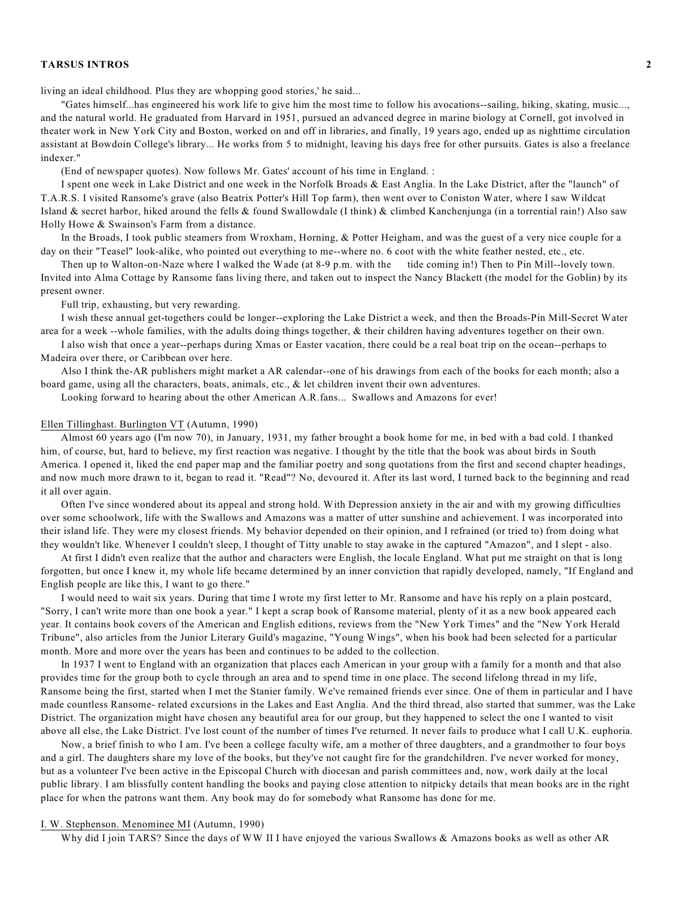living an ideal childhood. Plus they are whopping good stories,' he said...

"Gates himself...has engineered his work life to give him the most time to follow his avocations--sailing, hiking, skating, music..., and the natural world. He graduated from Harvard in 1951, pursued an advanced degree in marine biology at Cornell, got involved in theater work in New York City and Boston, worked on and off in libraries, and finally, 19 years ago, ended up as nighttime circulation assistant at Bowdoin College's library... He works from 5 to midnight, leaving his days free for other pursuits. Gates is also a freelance indexer."

(End of newspaper quotes). Now follows Mr. Gates' account of his time in England. :

I spent one week in Lake District and one week in the Norfolk Broads & East Anglia. In the Lake District, after the "launch" of T.A.R.S. I visited Ransome's grave (also Beatrix Potter's Hill Top farm), then went over to Coniston Water, where I saw Wildcat Island & secret harbor, hiked around the fells & found Swallowdale (I think) & climbed Kanchenjunga (in a torrential rain!) Also saw Holly Howe & Swainson's Farm from a distance.

In the Broads, I took public steamers from Wroxham, Horning, & Potter Heigham, and was the guest of a very nice couple for a day on their "Teasel" look-alike, who pointed out everything to me--where no. 6 coot with the white feather nested, etc., etc.

Then up to Walton-on-Naze where I walked the Wade (at 8-9 p.m. with the tide coming in!) Then to Pin Mill--lovely town. Invited into Alma Cottage by Ransome fans living there, and taken out to inspect the Nancy Blackett (the model for the Goblin) by its present owner.

Full trip, exhausting, but very rewarding.

I wish these annual get-togethers could be longer--exploring the Lake District a week, and then the Broads-Pin Mill-Secret Water area for a week --whole families, with the adults doing things together, & their children having adventures together on their own.

I also wish that once a year--perhaps during Xmas or Easter vacation, there could be a real boat trip on the ocean--perhaps to Madeira over there, or Caribbean over here.

Also I think the-AR publishers might market a AR calendar--one of his drawings from each of the books for each month; also a board game, using all the characters, boats, animals, etc., & let children invent their own adventures.

Looking forward to hearing about the other American A.R.fans... Swallows and Amazons for ever!

<u>Ellen Tillinghast. Burlington VT</u> (Autumn, 1990)

Almost 60 years ago (I'm now 70), in January, 1931, my father brought a book home for me, in bed with a bad cold. I thanked him, of course, but, hard to believe, my first reaction was negative. I thought by the title that the book was about birds in South America. I opened it, liked the end paper map and the familiar poetry and song quotations from the first and second chapter headings, and now much more drawn to it, began to read it. "Read"? No, devoured it. After its last word, I turned back to the beginning and read it all over again.

Often I've since wondered about its appeal and strong hold. With Depression anxiety in the air and with my growing difficulties over some schoolwork, life with the Swallows and Amazons was a matter of utter sunshine and achievement. I was incorporated into their island life. They were my closest friends. My behavior depended on their opinion, and I refrained (or tried to) from doing what they wouldn't like. Whenever I couldn't sleep, I thought of Titty unable to stay awake in the captured "Amazon", and I slept - also.

At first I didn't even realize that the author and characters were English, the locale England. What put me straight on that is long forgotten, but once I knew it, my whole life became determined by an inner conviction that rapidly developed, namely, "If England and English people are like this, I want to go there."

I would need to wait six years. During that time I wrote my first letter to Mr. Ransome and have his reply on a plain postcard, "Sorry, I can't write more than one book a year." I kept a scrap book of Ransome material, plenty of it as a new book appeared each year. It contains book covers of the American and English editions, reviews from the "New York Times" and the "New York Herald Tribune", also articles from the Junior Literary Guild's magazine, "Young Wings", when his book had been selected for a particular month. More and more over the years has been and continues to be added to the collection.

In 1937 I went to England with an organization that places each American in your group with a family for a month and that also provides time for the group both to cycle through an area and to spend time in one place. The second lifelong thread in my life, Ransome being the first, started when I met the Stanier family. We've remained friends ever since. One of them in particular and I have made countless Ransome- related excursions in the Lakes and East Anglia. And the third thread, also started that summer, was the Lake District. The organization might have chosen any beautiful area for our group, but they happened to select the one I wanted to visit above all else, the Lake District. I've lost count of the number of times I've returned. It never fails to produce what I call U.K. euphoria.

Now, a brief finish to who I am. I've been a college faculty wife, am a mother of three daughters, and a grandmother to four boys and a girl. The daughters share my love of the books, but they've not caught fire for the grandchildren. I've never worked for money, but as a volunteer I've been active in the Episcopal Church with diocesan and parish committees and, now, work daily at the local public library. I am blissfully content handling the books and paying close attention to nitpicky details that mean books are in the right place for when the patrons want them. Any book may do for somebody what Ransome has done for me.

<u>I. W. Stephenson. Menominee MI</u> (Autumn, 1990)

Why did I join TARS? Since the days of WW II I have enjoyed the various Swallows & Amazons books as well as other AR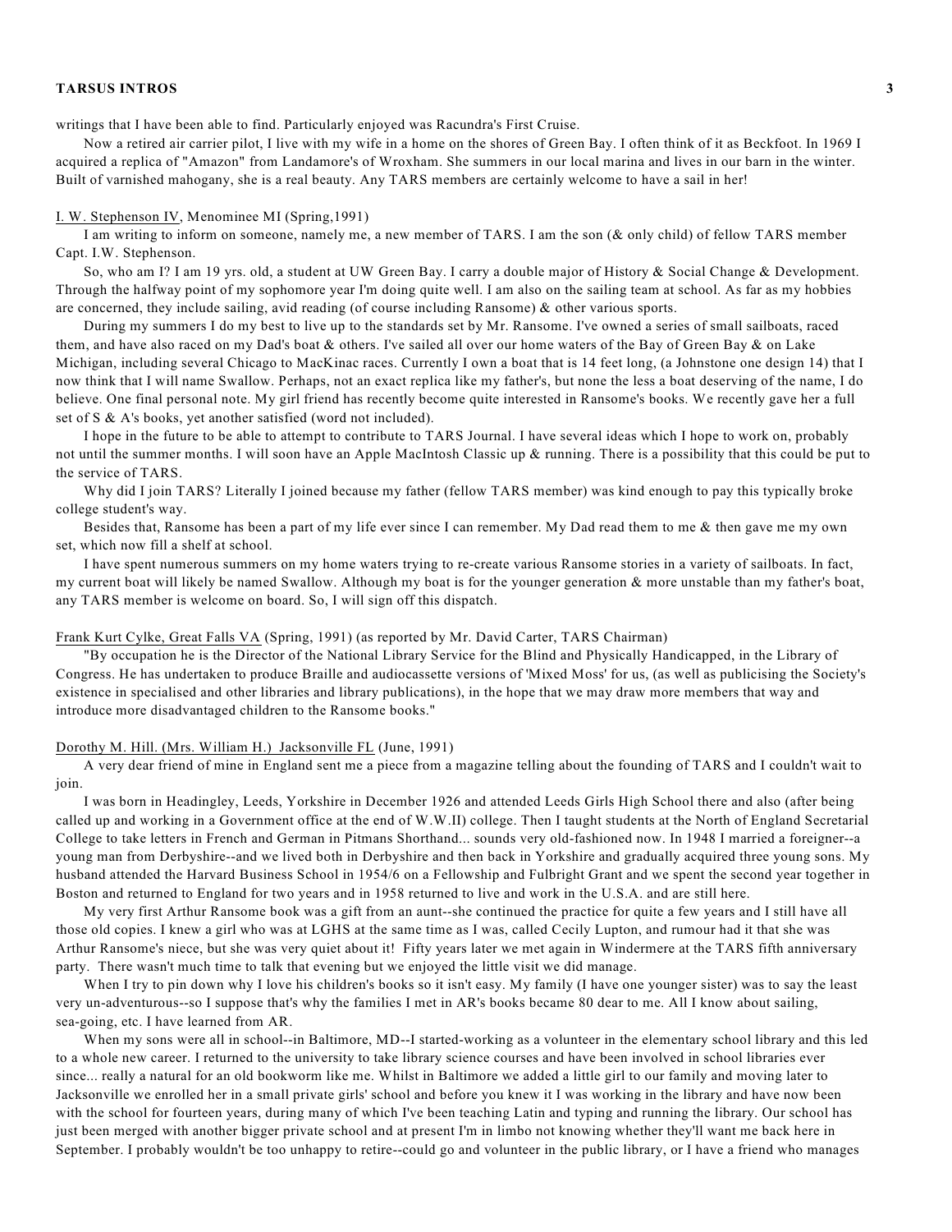writings that I have been able to find. Particularly enjoyed was Racundra's First Cruise.

Now a retired air carrier pilot, I live with my wife in a home on the shores of Green Bay. I often think of it as Beckfoot. In 1969 I acquired a replica of "Amazon" from Landamore's of Wroxham. She summers in our local marina and lives in our barn in the winter. Built of varnished mahogany, she is a real beauty. Any TARS members are certainly welcome to have a sail in her!

I. W. Stephenson IV, Menominee MI (Spring,1991)

I am writing to inform on someone, namely me, a new member of TARS. I am the son (& only child) of fellow TARS member Capt. I.W. Stephenson.

So, who am I? I am 19 yrs. old, a student at UW Green Bay. I carry a double major of History & Social Change & Development. Through the halfway point of my sophomore year I'm doing quite well. I am also on the sailing team at school. As far as my hobbies are concerned, they include sailing, avid reading (of course including Ransome) & other various sports.

During my summers I do my best to live up to the standards set by Mr. Ransome. I've owned a series of small sailboats, raced them, and have also raced on my Dad's boat & others. I've sailed all over our home waters of the Bay of Green Bay & on Lake Michigan, including several Chicago to MacKinac races. Currently I own a boat that is 14 feet long, (a Johnstone one design 14) that I now think that I will name Swallow. Perhaps, not an exact replica like my father's, but none the less a boat deserving of the name, I do believe. One final personal note. My girl friend has recently become quite interested in Ransome's books. We recently gave her a full set of S & A's books, yet another satisfied (word not included).

I hope in the future to be able to attempt to contribute to TARS Journal. I have several ideas which I hope to work on, probably not until the summer months. I will soon have an Apple MacIntosh Classic up & running. There is a possibility that this could be put to the service of TARS.

Why did I join TARS? Literally I joined because my father (fellow TARS member) was kind enough to pay this typically broke college student's way.

Besides that, Ransome has been a part of my life ever since I can remember. My Dad read them to me & then gave me my own set, which now fill a shelf at school.

I have spent numerous summers on my home waters trying to re-create various Ransome stories in a variety of sailboats. In fact, my current boat will likely be named Swallow. Although my boat is for the younger generation & more unstable than my father's boat, any TARS member is welcome on board. So, I will sign off this dispatch.

Frank Kurt Cylke, Great Falls VA (Spring, 1991) (as reported by Mr. David Carter, TARS Chairman)

"By occupation he is the Director of the National Library Service for the Blind and Physically Handicapped, in the Library of Congress. He has undertaken to produce Braille and audiocassette versions of 'Mixed Moss' for us, (as well as publicising the Society's existence in specialised and other libraries and library publications), in the hope that we may draw more members that way and introduce more disadvantaged children to the Ransome books."

Dorothy M. Hill. (Mrs. William H.) Jacksonville FL (June, 1991)

A very dear friend of mine in England sent me a piece from a magazine telling about the founding of TARS and I couldn't wait to join.

I was born in Headingley, Leeds, Yorkshire in December 1926 and attended Leeds Girls High School there and also (after being called up and working in a Government office at the end of W.W.II) college. Then I taught students at the North of England Secretarial College to take letters in French and German in Pitmans Shorthand... sounds very old-fashioned now. In 1948 I married a foreigner--a young man from Derbyshire--and we lived both in Derbyshire and then back in Yorkshire and gradually acquired three young sons. My husband attended the Harvard Business School in 1954/6 on a Fellowship and Fulbright Grant and we spent the second year together in Boston and returned to England for two years and in 1958 returned to live and work in the U.S.A. and are still here.

My very first Arthur Ransome book was a gift from an aunt--she continued the practice for quite a few years and I still have all those old copies. I knew a girl who was at LGHS at the same time as I was, called Cecily Lupton, and rumour had it that she was Arthur Ransome's niece, but she was very quiet about it! Fifty years later we met again in Windermere at the TARS fifth anniversary party. There wasn't much time to talk that evening but we enjoyed the little visit we did manage.

When I try to pin down why I love his children's books so it isn't easy. My family (I have one younger sister) was to say the least very un-adventurous--so I suppose that's why the families I met in AR's books became 80 dear to me. All I know about sailing, sea-going, etc. I have learned from AR.

When my sons were all in school--in Baltimore, MD--I started-working as a volunteer in the elementary school library and this led to a whole new career. I returned to the university to take library science courses and have been involved in school libraries ever since... really a natural for an old bookworm like me. Whilst in Baltimore we added a little girl to our family and moving later to Jacksonville we enrolled her in a small private girls' school and before you knew it I was working in the library and have now been with the school for fourteen years, during many of which I've been teaching Latin and typing and running the library. Our school has just been merged with another bigger private school and at present I'm in limbo not knowing whether they'll want me back here in September. I probably wouldn't be too unhappy to retire--could go and volunteer in the public library, or I have a friend who manages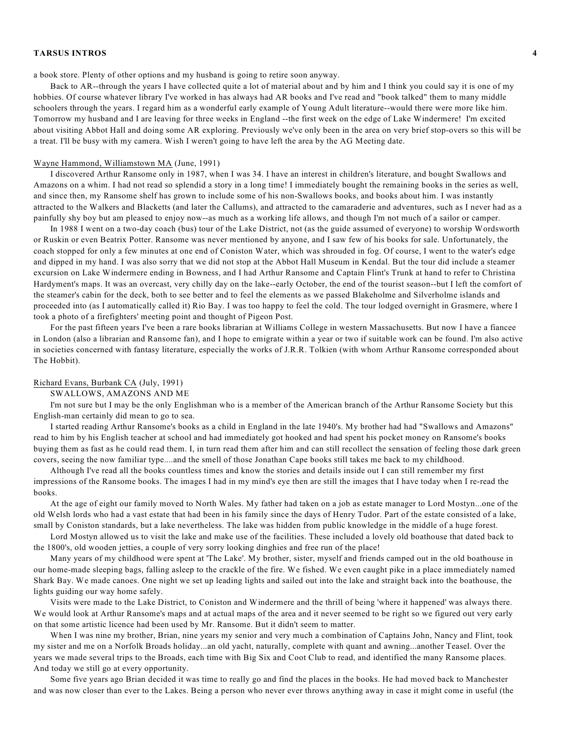a book store. Plenty of other options and my husband is going to retire soon anyway.

Back to AR--through the years I have collected quite a lot of material about and by him and I think you could say it is one of my hobbies. Of course whatever library I've worked in has always had AR books and I've read and "book talked" them to many middle schoolers through the years. I regard him as a wonderful early example of Young Adult literature--would there were more like him. Tomorrow my husband and I are leaving for three weeks in England --the first week on the edge of Lake Windermere! I'm excited about visiting Abbot Hall and doing some AR exploring. Previously we've only been in the area on very brief stop-overs so this will be a treat. I'll be busy with my camera. Wish I weren't going to have left the area by the AG Meeting date.

Wayne Hammond, Williamstown MA (June, 1991)

I discovered Arthur Ransome only in 1987, when I was 34. I have an interest in children's literature, and bought Swallows and Amazons on a whim. I had not read so splendid a story in a long time! I immediately bought the remaining books in the series as well, and since then, my Ransome shelf has grown to include some of his non-Swallows books, and books about him. I was instantly attracted to the Walkers and Blacketts (and later the Callums), and attracted to the camaraderie and adventures, such as I never had as a painfully shy boy but am pleased to enjoy now--as much as a working life allows, and though I'm not much of a sailor or camper.

In 1988 I went on a two-day coach (bus) tour of the Lake District, not (as the guide assumed of everyone) to worship Wordsworth or Ruskin or even Beatrix Potter. Ransome was never mentioned by anyone, and I saw few of his books for sale. Unfortunately, the coach stopped for only a few minutes at one end of Coniston Water, which was shrouded in fog. Of course, I went to the water's edge and dipped in my hand. I was also sorry that we did not stop at the Abbot Hall Museum in Kendal. But the tour did include a steamer excursion on Lake Windermere ending in Bowness, and I had Arthur Ransome and Captain Flint's Trunk at hand to refer to Christina Hardyment's maps. It was an overcast, very chilly day on the lake--early October, the end of the tourist season--but I left the comfort of the steamer's cabin for the deck, both to see better and to feel the elements as we passed Blakeholme and Silverholme islands and proceeded into (as I automatically called it) Rio Bay. I was too happy to feel the cold. The tour lodged overnight in Grasmere, where I took a photo of a firefighters' meeting point and thought of Pigeon Post.

For the past fifteen years I've been a rare books librarian at Williams College in western Massachusetts. But now I have a fiancee in London (also a librarian and Ransome fan), and I hope to emigrate within a year or two if suitable work can be found. I'm also active in societies concerned with fantasy literature, especially the works of J.R.R. Tolkien (with whom Arthur Ransome corresponded about The Hobbit).

Richard Evans, Burbank CA (July, 1991)

SWALLOWS, AMAZONS AND ME

I'm not sure but I may be the only Englishman who is a member of the American branch of the Arthur Ransome Society but this English-man certainly did mean to go to sea.

I started reading Arthur Ransome's books as a child in England in the late 1940's. My brother had had "Swallows and Amazons" read to him by his English teacher at school and had immediately got hooked and had spent his pocket money on Ransome's books buying them as fast as he could read them. I, in turn read them after him and can still recollect the sensation of feeling those dark green covers, seeing the now familiar type....and the smell of those Jonathan Cape books still takes me back to my childhood.

Although I've read all the books countless times and know the stories and details inside out I can still remember my first impressions of the Ransome books. The images I had in my mind's eye then are still the images that I have today when I re-read the books.

At the age of eight our family moved to North Wales. My father had taken on a job as estate manager to Lord Mostyn...one of the old Welsh lords who had a vast estate that had been in his family since the days of Henry Tudor. Part of the estate consisted of a lake, small by Coniston standards, but a lake nevertheless. The lake was hidden from public knowledge in the middle of a huge forest.

Lord Mostyn allowed us to visit the lake and make use of the facilities. These included a lovely old boathouse that dated back to the 1800's, old wooden jetties, a couple of very sorry looking dinghies and free run of the place!

Many years of my childhood were spent at 'The Lake'. My brother, sister, myself and friends camped out in the old boathouse in our home-made sleeping bags, falling asleep to the crackle of the fire. We fished. We even caught pike in a place immediately named Shark Bay. We made canoes. One night we set up leading lights and sailed out into the lake and straight back into the boathouse, the lights guiding our way home safely.

Visits were made to the Lake District, to Coniston and Windermere and the thrill of being 'where it happened' was always there. We would look at Arthur Ransome's maps and at actual maps of the area and it never seemed to be right so we figured out very early on that some artistic licence had been used by Mr. Ransome. But it didn't seem to matter.

When I was nine my brother, Brian, nine years my senior and very much a combination of Captains John, Nancy and Flint, took my sister and me on a Norfolk Broads holiday...an old yacht, naturally, complete with quant and awning...another Teasel. Over the years we made several trips to the Broads, each time with Big Six and Coot Club to read, and identified the many Ransome places. And today we still go at every opportunity.

Some five years ago Brian decided it was time to really go and find the places in the books. He had moved back to Manchester and was now closer than ever to the Lakes. Being a person who never ever throws anything away in case it might come in useful (the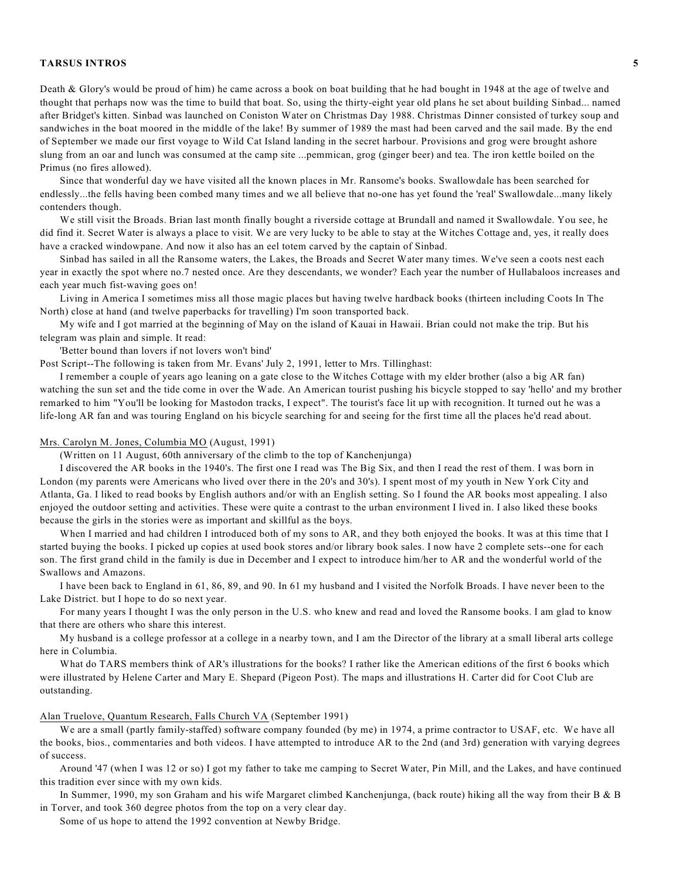Death & Glory's would be proud of him) he came across a book on boat building that he had bought in 1948 at the age of twelve and thought that perhaps now was the time to build that boat. So, using the thirty-eight year old plans he set about building Sinbad... named after Bridget's kitten. Sinbad was launched on Coniston Water on Christmas Day 1988. Christmas Dinner consisted of turkey soup and sandwiches in the boat moored in the middle of the lake! By summer of 1989 the mast had been carved and the sail made. By the end of September we made our first voyage to Wild Cat Island landing in the secret harbour. Provisions and grog were brought ashore slung from an oar and lunch was consumed at the camp site ...pemmican, grog (ginger beer) and tea. The iron kettle boiled on the Primus (no fires allowed).

Since that wonderful day we have visited all the known places in Mr. Ransome's books. Swallowdale has been searched for endlessly...the fells having been combed many times and we all believe that no-one has yet found the 'real' Swallowdale...many likely contenders though.

We still visit the Broads. Brian last month finally bought a riverside cottage at Brundall and named it Swallowdale. You see, he did find it. Secret Water is always a place to visit. We are very lucky to be able to stay at the Witches Cottage and, yes, it really does have a cracked windowpane. And now it also has an eel totem carved by the captain of Sinbad.

Sinbad has sailed in all the Ransome waters, the Lakes, the Broads and Secret Water many times. We've seen a coots nest each year in exactly the spot where no.7 nested once. Are they descendants, we wonder? Each year the number of Hullabaloos increases and each year much fist-waving goes on!

Living in America I sometimes miss all those magic places but having twelve hardback books (thirteen including Coots In The North) close at hand (and twelve paperbacks for travelling) I'm soon transported back.

My wife and I got married at the beginning of May on the island of Kauai in Hawaii. Brian could not make the trip. But his telegram was plain and simple. It read:

'Better bound than lovers if not lovers won't bind'

Post Script--The following is taken from Mr. Evans' July 2, 1991, letter to Mrs. Tillinghast:

I remember a couple of years ago leaning on a gate close to the Witches Cottage with my elder brother (also a big AR fan) watching the sun set and the tide come in over the Wade. An American tourist pushing his bicycle stopped to say 'hello' and my brother remarked to him "You'll be looking for Mastodon tracks, I expect". The tourist's face lit up with recognition. It turned out he was a life-long AR fan and was touring England on his bicycle searching for and seeing for the first time all the places he'd read about.

<u>Mrs. Carolyn M. Jones, Columbia MO</u> (August, 1991)

(Written on 11 August, 60th anniversary of the climb to the top of Kanchenjunga)

I discovered the AR books in the 1940's. The first one I read was The Big Six, and then I read the rest of them. I was born in London (my parents were Americans who lived over there in the 20's and 30's). I spent most of my youth in New York City and Atlanta, Ga. I liked to read books by English authors and/or with an English setting. So I found the AR books most appealing. I also enjoyed the outdoor setting and activities. These were quite a contrast to the urban environment I lived in. I also liked these books because the girls in the stories were as important and skillful as the boys.

When I married and had children I introduced both of my sons to AR, and they both enjoyed the books. It was at this time that I started buying the books. I picked up copies at used book stores and/or library book sales. I now have 2 complete sets--one for each son. The first grand child in the family is due in December and I expect to introduce him/her to AR and the wonderful world of the Swallows and Amazons.

I have been back to England in 61, 86, 89, and 90. In 61 my husband and I visited the Norfolk Broads. I have never been to the Lake District. but I hope to do so next year.

For many years I thought I was the only person in the U.S. who knew and read and loved the Ransome books. I am glad to know that there are others who share this interest.

My husband is a college professor at a college in a nearby town, and I am the Director of the library at a small liberal arts college here in Columbia.

What do TARS members think of AR's illustrations for the books? I rather like the American editions of the first 6 books which were illustrated by Helene Carter and Mary E. Shepard (Pigeon Post). The maps and illustrations H. Carter did for Coot Club are outstanding.

<u>Alan Truelove, Quantum Research, Falls Church VA</u> (September 1991)

We are a small (partly family-staffed) software company founded (by me) in 1974, a prime contractor to USAF, etc. We have all the books, bios., commentaries and both videos. I have attempted to introduce AR to the 2nd (and 3rd) generation with varying degrees of success.

Around '47 (when I was 12 or so) I got my father to take me camping to Secret Water, Pin Mill, and the Lakes, and have continued this tradition ever since with my own kids.

In Summer, 1990, my son Graham and his wife Margaret climbed Kanchenjunga, (back route) hiking all the way from their B & B in Torver, and took 360 degree photos from the top on a very clear day.

Some of us hope to attend the 1992 convention at Newby Bridge.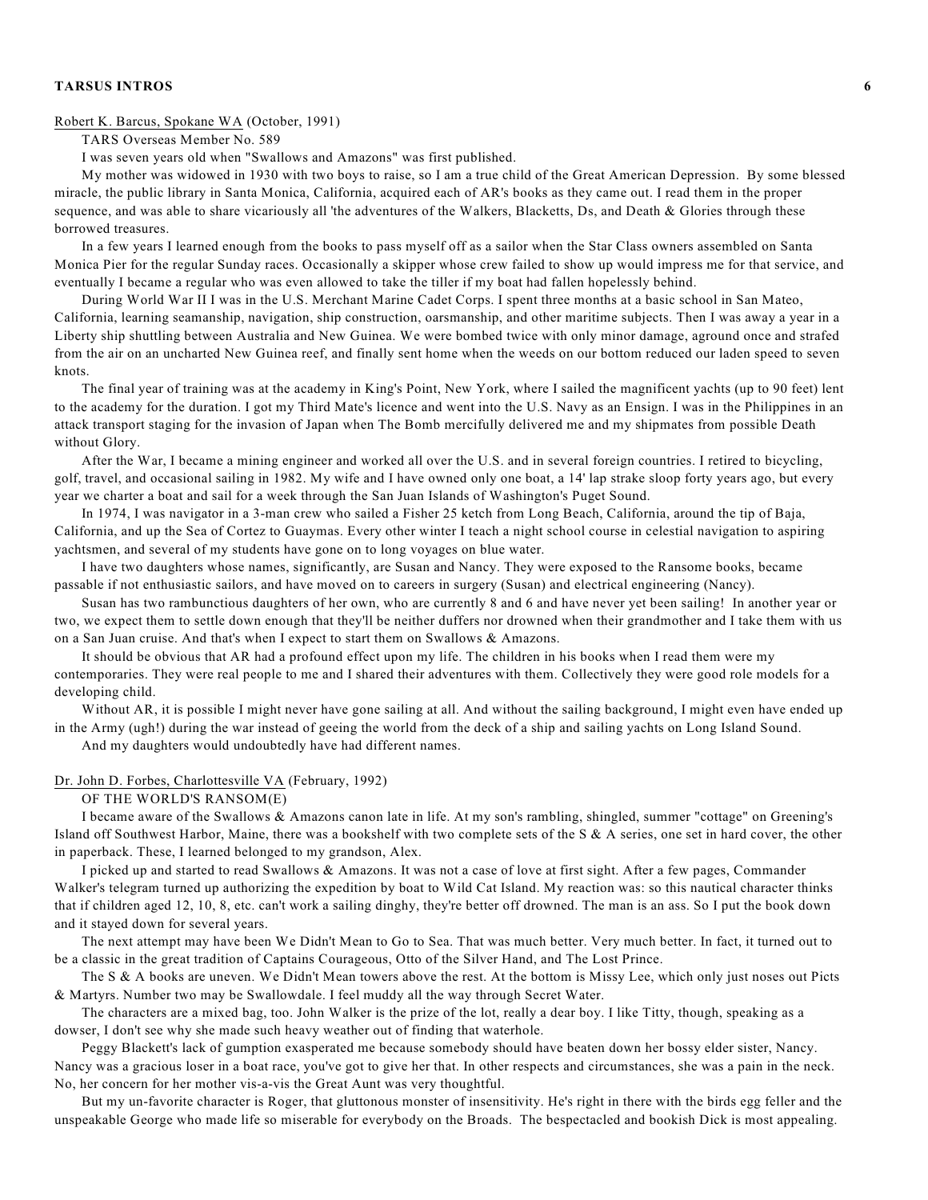Robert K. Barcus, Spokane WA (October, 1991)

TARS Overseas Member No. 589

I was seven years old when "Swallows and Amazons" was first published.

My mother was widowed in 1930 with two boys to raise, so I am a true child of the Great American Depression. By some blessed miracle, the public library in Santa Monica, California, acquired each of AR's books as they came out. I read them in the proper sequence, and was able to share vicariously all 'the adventures of the Walkers, Blacketts, Ds, and Death & Glories through these borrowed treasures.

In a few years I learned enough from the books to pass myself off as a sailor when the Star Class owners assembled on Santa Monica Pier for the regular Sunday races. Occasionally a skipper whose crew failed to show up would impress me for that service, and eventually I became a regular who was even allowed to take the tiller if my boat had fallen hopelessly behind.

During World War II I was in the U.S. Merchant Marine Cadet Corps. I spent three months at a basic school in San Mateo, California, learning seamanship, navigation, ship construction, oarsmanship, and other maritime subjects. Then I was away a year in a Liberty ship shuttling between Australia and New Guinea. We were bombed twice with only minor damage, aground once and strafed from the air on an uncharted New Guinea reef, and finally sent home when the weeds on our bottom reduced our laden speed to seven knots.

The final year of training was at the academy in King's Point, New York, where I sailed the magnificent yachts (up to 90 feet) lent to the academy for the duration. I got my Third Mate's licence and went into the U.S. Navy as an Ensign. I was in the Philippines in an attack transport staging for the invasion of Japan when The Bomb mercifully delivered me and my shipmates from possible Death without Glory.

After the War, I became a mining engineer and worked all over the U.S. and in several foreign countries. I retired to bicycling, golf, travel, and occasional sailing in 1982. My wife and I have owned only one boat, a 14' lap strake sloop forty years ago, but every year we charter a boat and sail for a week through the San Juan Islands of Washington's Puget Sound.

In 1974, I was navigator in a 3-man crew who sailed a Fisher 25 ketch from Long Beach, California, around the tip of Baja, California, and up the Sea of Cortez to Guaymas. Every other winter I teach a night school course in celestial navigation to aspiring yachtsmen, and several of my students have gone on to long voyages on blue water.

I have two daughters whose names, significantly, are Susan and Nancy. They were exposed to the Ransome books, became passable if not enthusiastic sailors, and have moved on to careers in surgery (Susan) and electrical engineering (Nancy).

Susan has two rambunctious daughters of her own, who are currently 8 and 6 and have never yet been sailing! In another year or two, we expect them to settle down enough that they'll be neither duffers nor drowned when their grandmother and I take them with us on a San Juan cruise. And that's when I expect to start them on Swallows & Amazons.

It should be obvious that AR had a profound effect upon my life. The children in his books when I read them were my contemporaries. They were real people to me and I shared their adventures with them. Collectively they were good role models for a developing child.

Without AR, it is possible I might never have gone sailing at all. And without the sailing background, I might even have ended up in the Army (ugh!) during the war instead of geeing the world from the deck of a ship and sailing yachts on Long Island Sound.

And my daughters would undoubtedly have had different names.

Dr. John D. Forbes, Charlottesville VA (February, 1992)

OF THE WORLD'S RANSOM(E)

I became aware of the Swallows & Amazons canon late in life. At my son's rambling, shingled, summer "cottage" on Greening's Island off Southwest Harbor, Maine, there was a bookshelf with two complete sets of the S & A series, one set in hard cover, the other in paperback. These, I learned belonged to my grandson, Alex.

I picked up and started to read Swallows & Amazons. It was not a case of love at first sight. After a few pages, Commander Walker's telegram turned up authorizing the expedition by boat to Wild Cat Island. My reaction was: so this nautical character thinks that if children aged 12, 10, 8, etc. can't work a sailing dinghy, they're better off drowned. The man is an ass. So I put the book down and it stayed down for several years.

The next attempt may have been We Didn't Mean to Go to Sea. That was much better. Very much better. In fact, it turned out to be a classic in the great tradition of Captains Courageous, Otto of the Silver Hand, and The Lost Prince.

The S & A books are uneven. We Didn't Mean towers above the rest. At the bottom is Missy Lee, which only just noses out Picts & Martyrs. Number two may be Swallowdale. I feel muddy all the way through Secret Water.

The characters are a mixed bag, too. John Walker is the prize of the lot, really a dear boy. I like Titty, though, speaking as a dowser, I don't see why she made such heavy weather out of finding that waterhole.

Peggy Blackett's lack of gumption exasperated me because somebody should have beaten down her bossy elder sister, Nancy. Nancy was a gracious loser in a boat race, you've got to give her that. In other respects and circumstances, she was a pain in the neck. No, her concern for her mother vis-a-vis the Great Aunt was very thoughtful.

But my un-favorite character is Roger, that gluttonous monster of insensitivity. He's right in there with the birds egg feller and the unspeakable George who made life so miserable for everybody on the Broads. The bespectacled and bookish Dick is most appealing.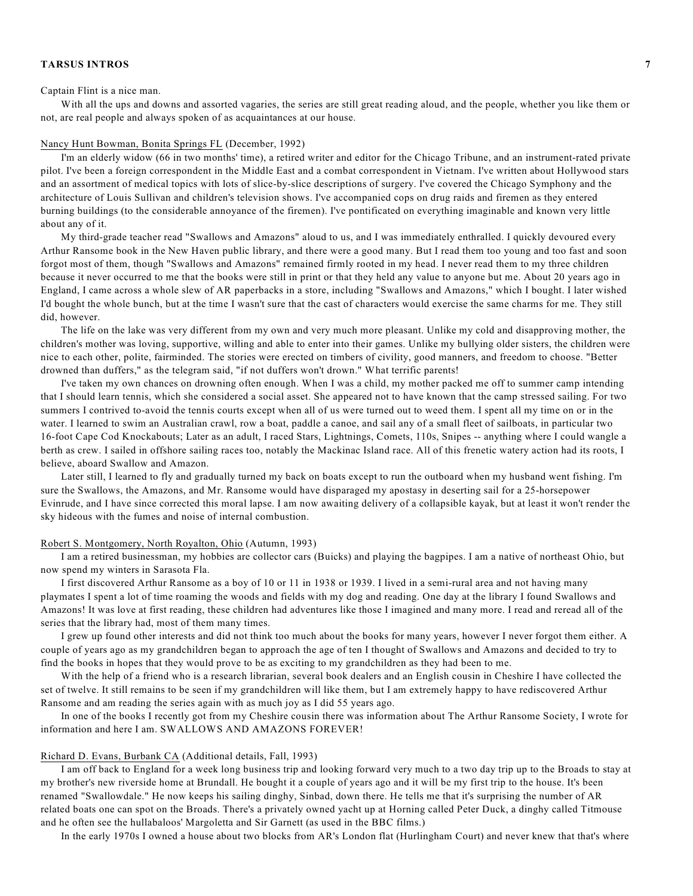Captain Flint is a nice man.

With all the ups and downs and assorted vagaries, the series are still great reading aloud, and the people, whether you like them or not, are real people and always spoken of as acquaintances at our house.

<u>Nancy Hunt Bowman, Bonita Springs FL</u> (December, 1992)

I'm an elderly widow (66 in two months' time), a retired writer and editor for the Chicago Tribune, and an instrument-rated private pilot. I've been a foreign correspondent in the Middle East and a combat correspondent in Vietnam. I've written about Hollywood stars and an assortment of medical topics with lots of slice-by-slice descriptions of surgery. I've covered the Chicago Symphony and the architecture of Louis Sullivan and children's television shows. I've accompanied cops on drug raids and firemen as they entered burning buildings (to the considerable annoyance of the firemen). I've pontificated on everything imaginable and known very little about any of it.

My third-grade teacher read "Swallows and Amazons" aloud to us, and I was immediately enthralled. I quickly devoured every Arthur Ransome book in the New Haven public library, and there were a good many. But I read them too young and too fast and soon forgot most of them, though "Swallows and Amazons" remained firmly rooted in my head. I never read them to my three children because it never occurred to me that the books were still in print or that they held any value to anyone but me. About 20 years ago in England, I came across a whole slew of AR paperbacks in a store, including "Swallows and Amazons," which I bought. I later wished I'd bought the whole bunch, but at the time I wasn't sure that the cast of characters would exercise the same charms for me. They still did, however.

The life on the lake was very different from my own and very much more pleasant. Unlike my cold and disapproving mother, the children's mother was loving, supportive, willing and able to enter into their games. Unlike my bullying older sisters, the children were nice to each other, polite, fairminded. The stories were erected on timbers of civility, good manners, and freedom to choose. "Better drowned than duffers," as the telegram said, "if not duffers won't drown." What terrific parents!

I've taken my own chances on drowning often enough. When I was a child, my mother packed me off to summer camp intending that I should learn tennis, which she considered a social asset. She appeared not to have known that the camp stressed sailing. For two summers I contrived to-avoid the tennis courts except when all of us were turned out to weed them. I spent all my time on or in the water. I learned to swim an Australian crawl, row a boat, paddle a canoe, and sail any of a small fleet of sailboats, in particular two 16-foot Cape Cod Knockabouts; Later as an adult, I raced Stars, Lightnings, Comets, 110s, Snipes -- anything where I could wangle a berth as crew. I sailed in offshore sailing races too, notably the Mackinac Island race. All of this frenetic watery action had its roots, I believe, aboard Swallow and Amazon.

Later still, I learned to fly and gradually turned my back on boats except to run the outboard when my husband went fishing. I'm sure the Swallows, the Amazons, and Mr. Ransome would have disparaged my apostasy in deserting sail for a 25-horsepower Evinrude, and I have since corrected this moral lapse. I am now awaiting delivery of a collapsible kayak, but at least it won't render the sky hideous with the fumes and noise of internal combustion.

<u>Robert S. Montgomery, North Royalton, Ohio</u> (Autumn, 1993)

I am a retired businessman, my hobbies are collector cars (Buicks) and playing the bagpipes. I am a native of northeast Ohio, but now spend my winters in Sarasota Fla.

I first discovered Arthur Ransome as a boy of 10 or 11 in 1938 or 1939. I lived in a semi-rural area and not having many playmates I spent a lot of time roaming the woods and fields with my dog and reading. One day at the library I found Swallows and Amazons! It was love at first reading, these children had adventures like those I imagined and many more. I read and reread all of the series that the library had, most of them many times.

I grew up found other interests and did not think too much about the books for many years, however I never forgot them either. A couple of years ago as my grandchildren began to approach the age of ten I thought of Swallows and Amazons and decided to try to find the books in hopes that they would prove to be as exciting to my grandchildren as they had been to me.

With the help of a friend who is a research librarian, several book dealers and an English cousin in Cheshire I have collected the set of twelve. It still remains to be seen if my grandchildren will like them, but I am extremely happy to have rediscovered Arthur Ransome and am reading the series again with as much joy as I did 55 years ago.

In one of the books I recently got from my Cheshire cousin there was information about The Arthur Ransome Society, I wrote for information and here I am. SWALLOWS AND AMAZONS FOREVER!

<u>Richard D. Evans, Burbank CA</u> (Additional details, Fall, 1993)

I am off back to England for a week long business trip and looking forward very much to a two day trip up to the Broads to stay at my brother's new riverside home at Brundall. He bought it a couple of years ago and it will be my first trip to the house. It's been renamed "Swallowdale." He now keeps his sailing dinghy, Sinbad, down there. He tells me that it's surprising the number of AR related boats one can spot on the Broads. There's a privately owned yacht up at Horning called Peter Duck, a dinghy called Titmouse and he often see the hullabaloos' Margoletta and Sir Garnett (as used in the BBC films.)

In the early 1970s I owned a house about two blocks from AR's London flat (Hurlingham Court) and never knew that that's where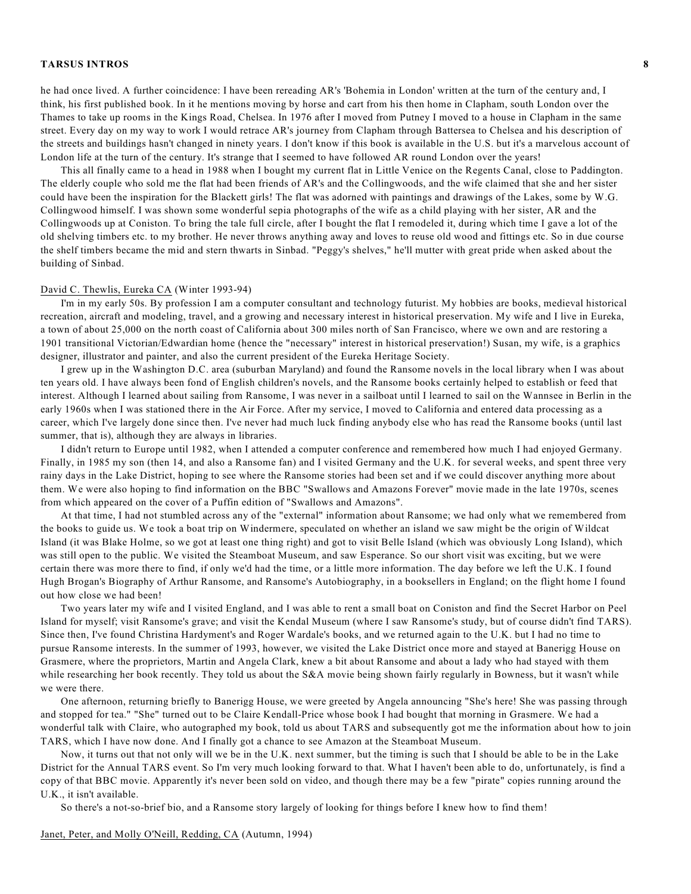he had once lived. A further coincidence: I have been rereading AR's 'Bohemia in London' written at the turn of the century and, I think, his first published book. In it he mentions moving by horse and cart from his then home in Clapham, south London over the Thames to take up rooms in the Kings Road, Chelsea. In 1976 after I moved from Putney I moved to a house in Clapham in the same street. Every day on my way to work I would retrace AR's journey from Clapham through Battersea to Chelsea and his description of the streets and buildings hasn't changed in ninety years. I don't know if this book is available in the U.S. but it's a marvelous account of London life at the turn of the century. It's strange that I seemed to have followed AR round London over the years!

This all finally came to a head in 1988 when I bought my current flat in Little Venice on the Regents Canal, close to Paddington. The elderly couple who sold me the flat had been friends of AR's and the Collingwoods, and the wife claimed that she and her sister could have been the inspiration for the Blackett girls! The flat was adorned with paintings and drawings of the Lakes, some by W.G. Collingwood himself. I was shown some wonderful sepia photographs of the wife as a child playing with her sister, AR and the Collingwoods up at Coniston. To bring the tale full circle, after I bought the flat I remodeled it, during which time I gave a lot of the old shelving timbers etc. to my brother. He never throws anything away and loves to reuse old wood and fittings etc. So in due course the shelf timbers became the mid and stern thwarts in Sinbad. "Peggy's shelves," he'll mutter with great pride when asked about the building of Sinbad.

David C. Thewlis, Eureka CA (Winter 1993-94)

I'm in my early 50s. By profession I am a computer consultant and technology futurist. My hobbies are books, medieval historical recreation, aircraft and modeling, travel, and a growing and necessary interest in historical preservation. My wife and I live in Eureka, a town of about 25,000 on the north coast of California about 300 miles north of San Francisco, where we own and are restoring a 1901 transitional Victorian/Edwardian home (hence the "necessary" interest in historical preservation!) Susan, my wife, is a graphics designer, illustrator and painter, and also the current president of the Eureka Heritage Society.

I grew up in the Washington D.C. area (suburban Maryland) and found the Ransome novels in the local library when I was about ten years old. I have always been fond of English children's novels, and the Ransome books certainly helped to establish or feed that interest. Although I learned about sailing from Ransome, I was never in a sailboat until I learned to sail on the Wannsee in Berlin in the early 1960s when I was stationed there in the Air Force. After my service, I moved to California and entered data processing as a career, which I've largely done since then. I've never had much luck finding anybody else who has read the Ransome books (until last summer, that is), although they are always in libraries.

I didn't return to Europe until 1982, when I attended a computer conference and remembered how much I had enjoyed Germany. Finally, in 1985 my son (then 14, and also a Ransome fan) and I visited Germany and the U.K. for several weeks, and spent three very rainy days in the Lake District, hoping to see where the Ransome stories had been set and if we could discover anything more about them. We were also hoping to find information on the BBC "Swallows and Amazons Forever" movie made in the late 1970s, scenes from which appeared on the cover of a Puffin edition of "Swallows and Amazons".

At that time, I had not stumbled across any of the "external" information about Ransome; we had only what we remembered from the books to guide us. We took a boat trip on Windermere, speculated on whether an island we saw might be the origin of Wildcat Island (it was Blake Holme, so we got at least one thing right) and got to visit Belle Island (which was obviously Long Island), which was still open to the public. We visited the Steamboat Museum, and saw Esperance. So our short visit was exciting, but we were certain there was more there to find, if only we'd had the time, or a little more information. The day before we left the U.K. I found Hugh Brogan's Biography of Arthur Ransome, and Ransome's Autobiography, in a booksellers in England; on the flight home I found out how close we had been!

Two years later my wife and I visited England, and I was able to rent a small boat on Coniston and find the Secret Harbor on Peel Island for myself; visit Ransome's grave; and visit the Kendal Museum (where I saw Ransome's study, but of course didn't find TARS). Since then, I've found Christina Hardyment's and Roger Wardale's books, and we returned again to the U.K. but I had no time to pursue Ransome interests. In the summer of 1993, however, we visited the Lake District once more and stayed at Banerigg House on Grasmere, where the proprietors, Martin and Angela Clark, knew a bit about Ransome and about a lady who had stayed with them while researching her book recently. They told us about the S&A movie being shown fairly regularly in Bowness, but it wasn't while we were there.

One afternoon, returning briefly to Banerigg House, we were greeted by Angela announcing "She's here! She was passing through and stopped for tea." "She" turned out to be Claire Kendall-Price whose book I had bought that morning in Grasmere. We had a wonderful talk with Claire, who autographed my book, told us about TARS and subsequently got me the information about how to join TARS, which I have now done. And I finally got a chance to see Amazon at the Steamboat Museum.

Now, it turns out that not only will we be in the U.K. next summer, but the timing is such that I should be able to be in the Lake District for the Annual TARS event. So I'm very much looking forward to that. What I haven't been able to do, unfortunately, is find a copy of that BBC movie. Apparently it's never been sold on video, and though there may be a few "pirate" copies running around the U.K., it isn't available.

So there's a not-so-brief bio, and a Ransome story largely of looking for things before I knew how to find them!

Janet, Peter, and Molly O'Neill, Redding, CA (Autumn, 1994)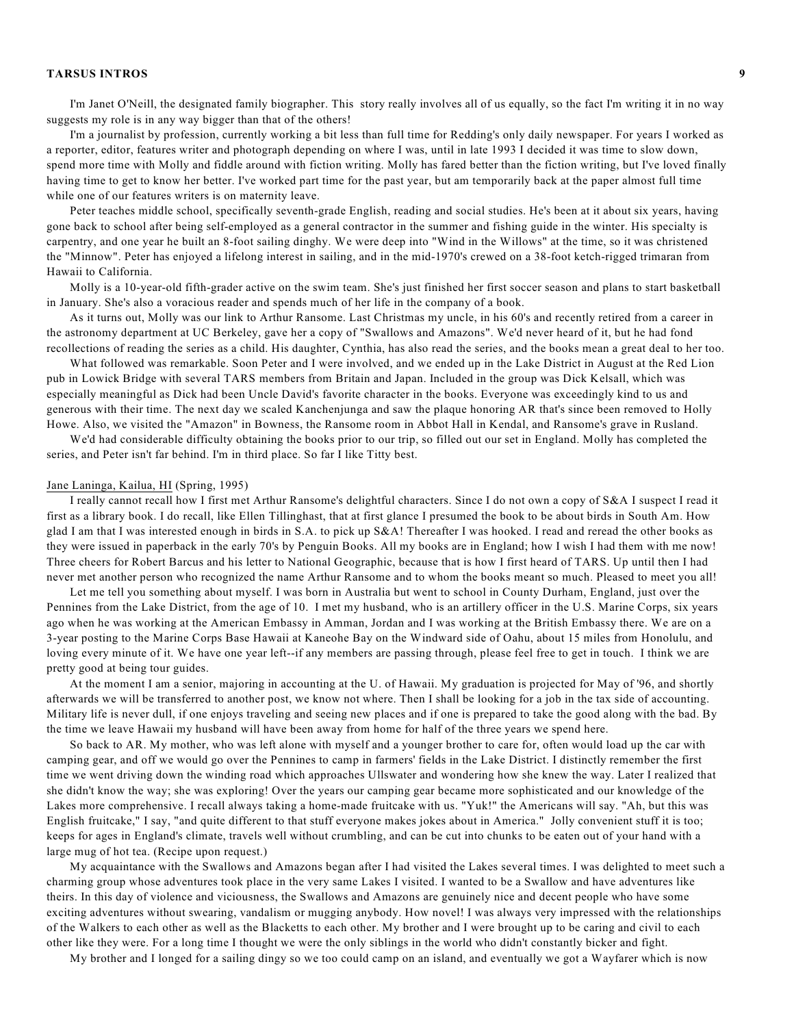I'm Janet O'Neill, the designated family biographer. This story really involves all of us equally, so the fact I'm writing it in no way suggests my role is in any way bigger than that of the others!

I'm a journalist by profession, currently working a bit less than full time for Redding's only daily newspaper. For years I worked as a reporter, editor, features writer and photograph depending on where I was, until in late 1993 I decided it was time to slow down, spend more time with Molly and fiddle around with fiction writing. Molly has fared better than the fiction writing, but I've loved finally having time to get to know her better. I've worked part time for the past year, but am temporarily back at the paper almost full time while one of our features writers is on maternity leave.

Peter teaches middle school, specifically seventh-grade English, reading and social studies. He's been at it about six years, having gone back to school after being self-employed as a general contractor in the summer and fishing guide in the winter. His specialty is carpentry, and one year he built an 8-foot sailing dinghy. We were deep into "Wind in the Willows" at the time, so it was christened the "Minnow". Peter has enjoyed a lifelong interest in sailing, and in the mid-1970's crewed on a 38-foot ketch-rigged trimaran from Hawaii to California.

Molly is a 10-year-old fifth-grader active on the swim team. She's just finished her first soccer season and plans to start basketball in January. She's also a voracious reader and spends much of her life in the company of a book.

As it turns out, Molly was our link to Arthur Ransome. Last Christmas my uncle, in his 60's and recently retired from a career in the astronomy department at UC Berkeley, gave her a copy of "Swallows and Amazons". We'd never heard of it, but he had fond recollections of reading the series as a child. His daughter, Cynthia, has also read the series, and the books mean a great deal to her too.

What followed was remarkable. Soon Peter and I were involved, and we ended up in the Lake District in August at the Red Lion pub in Lowick Bridge with several TARS members from Britain and Japan. Included in the group was Dick Kelsall, which was especially meaningful as Dick had been Uncle David's favorite character in the books. Everyone was exceedingly kind to us and generous with their time. The next day we scaled Kanchenjunga and saw the plaque honoring AR that's since been removed to Holly Howe. Also, we visited the "Amazon" in Bowness, the Ransome room in Abbot Hall in Kendal, and Ransome's grave in Rusland.

We'd had considerable difficulty obtaining the books prior to our trip, so filled out our set in England. Molly has completed the series, and Peter isn't far behind. I'm in third place. So far I like Titty best.

Jane Laninga, Kailua, HI (Spring, 1995)

I really cannot recall how I first met Arthur Ransome's delightful characters. Since I do not own a copy of S&A I suspect I read it first as a library book. I do recall, like Ellen Tillinghast, that at first glance I presumed the book to be about birds in South Am. How glad I am that I was interested enough in birds in S.A. to pick up S&A! Thereafter I was hooked. I read and reread the other books as they were issued in paperback in the early 70's by Penguin Books. All my books are in England; how I wish I had them with me now! Three cheers for Robert Barcus and his letter to National Geographic, because that is how I first heard of TARS. Up until then I had never met another person who recognized the name Arthur Ransome and to whom the books meant so much. Pleased to meet you all!

Let me tell you something about myself. I was born in Australia but went to school in County Durham, England, just over the Pennines from the Lake District, from the age of 10. I met my husband, who is an artillery officer in the U.S. Marine Corps, six years ago when he was working at the American Embassy in Amman, Jordan and I was working at the British Embassy there. We are on a 3-year posting to the Marine Corps Base Hawaii at Kaneohe Bay on the Windward side of Oahu, about 15 miles from Honolulu, and loving every minute of it. We have one year left--if any members are passing through, please feel free to get in touch. I think we are pretty good at being tour guides.

At the moment I am a senior, majoring in accounting at the U. of Hawaii. My graduation is projected for May of '96, and shortly afterwards we will be transferred to another post, we know not where. Then I shall be looking for a job in the tax side of accounting. Military life is never dull, if one enjoys traveling and seeing new places and if one is prepared to take the good along with the bad. By the time we leave Hawaii my husband will have been away from home for half of the three years we spend here.

So back to AR. My mother, who was left alone with myself and a younger brother to care for, often would load up the car with camping gear, and off we would go over the Pennines to camp in farmers' fields in the Lake District. I distinctly remember the first time we went driving down the winding road which approaches Ullswater and wondering how she knew the way. Later I realized that she didn't know the way; she was exploring! Over the years our camping gear became more sophisticated and our knowledge of the Lakes more comprehensive. I recall always taking a home-made fruitcake with us. "Yuk!" the Americans will say. "Ah, but this was English fruitcake," I say, "and quite different to that stuff everyone makes jokes about in America." Jolly convenient stuff it is too; keeps for ages in England's climate, travels well without crumbling, and can be cut into chunks to be eaten out of your hand with a large mug of hot tea. (Recipe upon request.)

My acquaintance with the Swallows and Amazons began after I had visited the Lakes several times. I was delighted to meet such a charming group whose adventures took place in the very same Lakes I visited. I wanted to be a Swallow and have adventures like theirs. In this day of violence and viciousness, the Swallows and Amazons are genuinely nice and decent people who have some exciting adventures without swearing, vandalism or mugging anybody. How novel! I was always very impressed with the relationships of the Walkers to each other as well as the Blacketts to each other. My brother and I were brought up to be caring and civil to each other like they were. For a long time I thought we were the only siblings in the world who didn't constantly bicker and fight.

My brother and I longed for a sailing dingy so we too could camp on an island, and eventually we got a Wayfarer which is now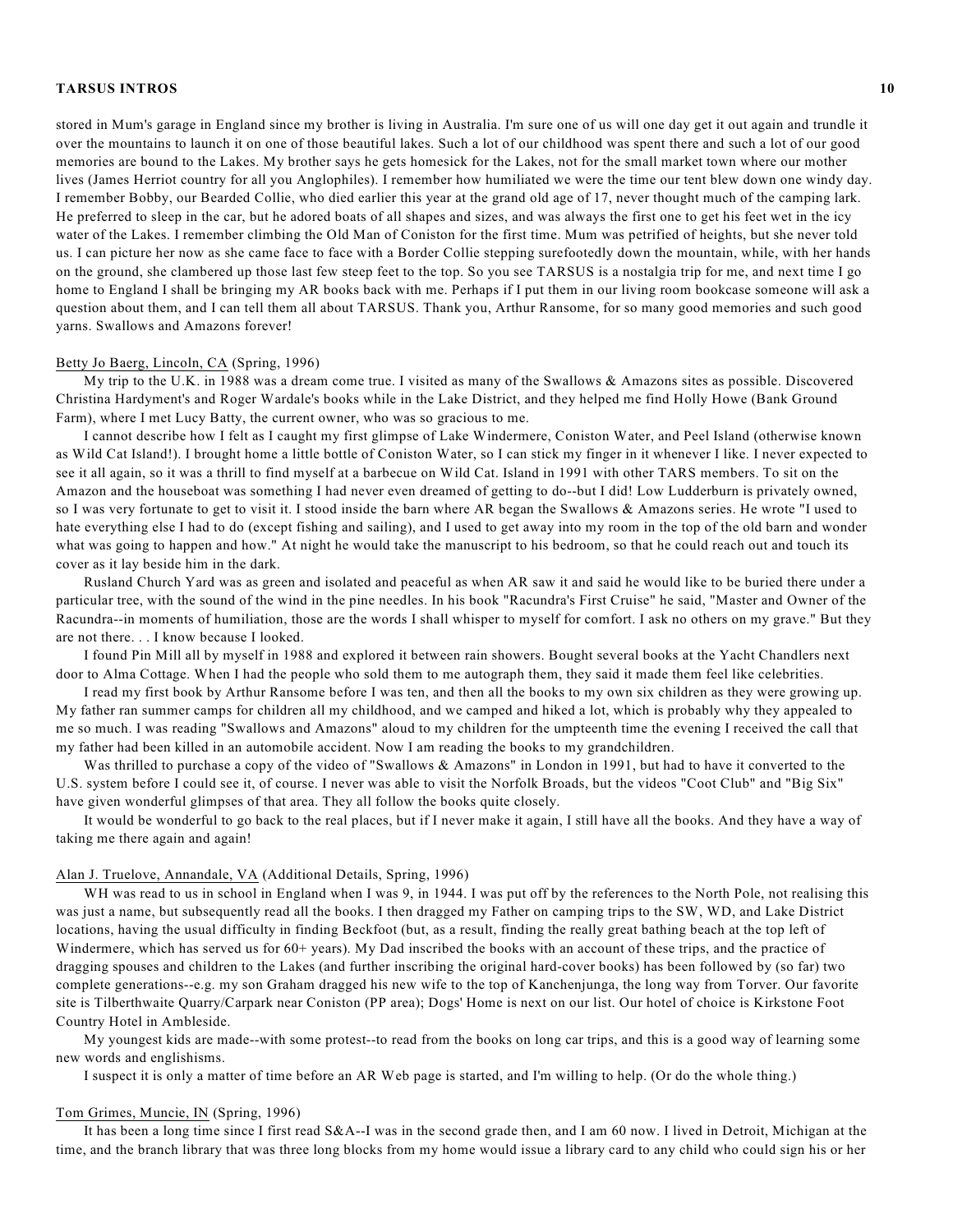stored in Mum's garage in England since my brother is living in Australia. I'm sure one of us will one day get it out again and trundle it over the mountains to launch it on one of those beautiful lakes. Such a lot of our childhood was spent there and such a lot of our good memories are bound to the Lakes. My brother says he gets homesick for the Lakes, not for the small market town where our mother lives (James Herriot country for all you Anglophiles). I remember how humiliated we were the time our tent blew down one windy day. I remember Bobby, our Bearded Collie, who died earlier this year at the grand old age of 17, never thought much of the camping lark. He preferred to sleep in the car, but he adored boats of all shapes and sizes, and was always the first one to get his feet wet in the icy water of the Lakes. I remember climbing the Old Man of Coniston for the first time. Mum was petrified of heights, but she never told us. I can picture her now as she came face to face with a Border Collie stepping surefootedly down the mountain, while, with her hands on the ground, she clambered up those last few steep feet to the top. So you see TARSUS is a nostalgia trip for me, and next time I go home to England I shall be bringing my AR books back with me. Perhaps if I put them in our living room bookcase someone will ask a question about them, and I can tell them all about TARSUS. Thank you, Arthur Ransome, for so many good memories and such good yarns. Swallows and Amazons forever!

Betty Jo Baerg, Lincoln, CA (Spring, 1996)

My trip to the U.K. in 1988 was a dream come true. I visited as many of the Swallows & Amazons sites as possible. Discovered Christina Hardyment's and Roger Wardale's books while in the Lake District, and they helped me find Holly Howe (Bank Ground Farm), where I met Lucy Batty, the current owner, who was so gracious to me.

I cannot describe how I felt as I caught my first glimpse of Lake Windermere, Coniston Water, and Peel Island (otherwise known as Wild Cat Island!). I brought home a little bottle of Coniston Water, so I can stick my finger in it whenever I like. I never expected to see it all again, so it was a thrill to find myself at a barbecue on Wild Cat. Island in 1991 with other TARS members. To sit on the Amazon and the houseboat was something I had never even dreamed of getting to do--but I did! Low Ludderburn is privately owned, so I was very fortunate to get to visit it. I stood inside the barn where AR began the Swallows & Amazons series. He wrote "I used to hate everything else I had to do (except fishing and sailing), and I used to get away into my room in the top of the old barn and wonder what was going to happen and how." At night he would take the manuscript to his bedroom, so that he could reach out and touch its cover as it lay beside him in the dark.

Rusland Church Yard was as green and isolated and peaceful as when AR saw it and said he would like to be buried there under a particular tree, with the sound of the wind in the pine needles. In his book "Racundra's First Cruise" he said, "Master and Owner of the Racundra--in moments of humiliation, those are the words I shall whisper to myself for comfort. I ask no others on my grave." But they are not there. . . I know because I looked.

I found Pin Mill all by myself in 1988 and explored it between rain showers. Bought several books at the Yacht Chandlers next door to Alma Cottage. When I had the people who sold them to me autograph them, they said it made them feel like celebrities.

I read my first book by Arthur Ransome before I was ten, and then all the books to my own six children as they were growing up. My father ran summer camps for children all my childhood, and we camped and hiked a lot, which is probably why they appealed to me so much. I was reading "Swallows and Amazons" aloud to my children for the umpteenth time the evening I received the call that my father had been killed in an automobile accident. Now I am reading the books to my grandchildren.

Was thrilled to purchase a copy of the video of "Swallows & Amazons" in London in 1991, but had to have it converted to the U.S. system before I could see it, of course. I never was able to visit the Norfolk Broads, but the videos "Coot Club" and "Big Six" have given wonderful glimpses of that area. They all follow the books quite closely.

It would be wonderful to go back to the real places, but if I never make it again, I still have all the books. And they have a way of taking me there again and again!

Alan J. Truelove, Annandale, VA (Additional Details, Spring, 1996)

WH was read to us in school in England when I was 9, in 1944. I was put off by the references to the North Pole, not realising this was just a name, but subsequently read all the books. I then dragged my Father on camping trips to the SW, WD, and Lake District locations, having the usual difficulty in finding Beckfoot (but, as a result, finding the really great bathing beach at the top left of Windermere, which has served us for 60+ years). My Dad inscribed the books with an account of these trips, and the practice of dragging spouses and children to the Lakes (and further inscribing the original hard-cover books) has been followed by (so far) two complete generations--e.g. my son Graham dragged his new wife to the top of Kanchenjunga, the long way from Torver. Our favorite site is Tilberthwaite Quarry/Carpark near Coniston (PP area); Dogs' Home is next on our list. Our hotel of choice is Kirkstone Foot Country Hotel in Ambleside.

My youngest kids are made--with some protest--to read from the books on long car trips, and this is a good way of learning some new words and englishisms.

I suspect it is only a matter of time before an AR Web page is started, and I'm willing to help. (Or do the whole thing.)

Tom Grimes, Muncie, IN (Spring, 1996)

It has been a long time since I first read S&A--I was in the second grade then, and I am 60 now. I lived in Detroit, Michigan at the time, and the branch library that was three long blocks from my home would issue a library card to any child who could sign his or her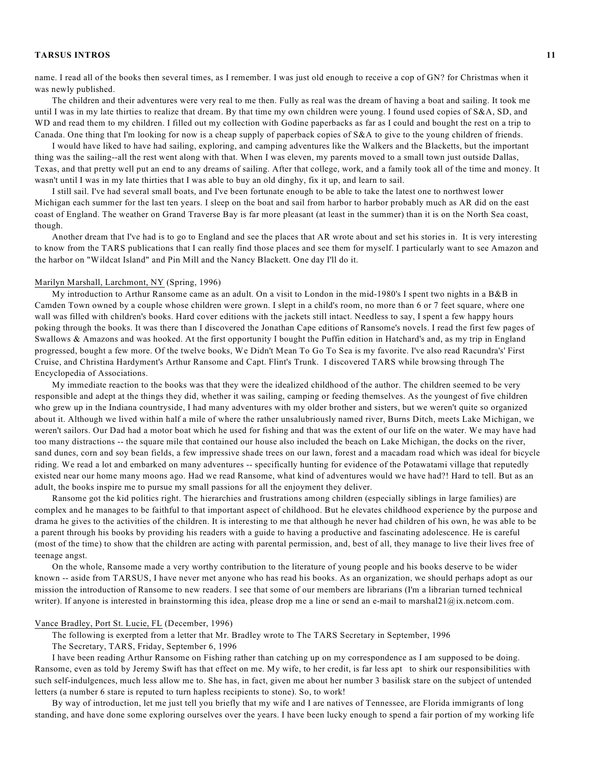name. I read all of the books then several times, as I remember. I was just old enough to receive a cop of GN? for Christmas when it was newly published.

The children and their adventures were very real to me then. Fully as real was the dream of having a boat and sailing. It took me until I was in my late thirties to realize that dream. By that time my own children were young. I found used copies of S&A, SD, and WD and read them to my children. I filled out my collection with Godine paperbacks as far as I could and bought the rest on a trip to Canada. One thing that I'm looking for now is a cheap supply of paperback copies of S&A to give to the young children of friends.

I would have liked to have had sailing, exploring, and camping adventures like the Walkers and the Blacketts, but the important thing was the sailing--all the rest went along with that. When I was eleven, my parents moved to a small town just outside Dallas, Texas, and that pretty well put an end to any dreams of sailing. After that college, work, and a family took all of the time and money. It wasn't until I was in my late thirties that I was able to buy an old dinghy, fix it up, and learn to sail.

I still sail. I've had several small boats, and I've been fortunate enough to be able to take the latest one to northwest lower Michigan each summer for the last ten years. I sleep on the boat and sail from harbor to harbor probably much as AR did on the east coast of England. The weather on Grand Traverse Bay is far more pleasant (at least in the summer) than it is on the North Sea coast, though.

Another dream that I've had is to go to England and see the places that AR wrote about and set his stories in. It is very interesting to know from the TARS publications that I can really find those places and see them for myself. I particularly want to see Amazon and the harbor on "Wildcat Island" and Pin Mill and the Nancy Blackett. One day I'll do it.

Marilyn Marshall, Larchmont, NY (Spring, 1996)

My introduction to Arthur Ransome came as an adult. On a visit to London in the mid-1980's I spent two nights in a B&B in Camden Town owned by a couple whose children were grown. I slept in a child's room, no more than 6 or 7 feet square, where one wall was filled with children's books. Hard cover editions with the jackets still intact. Needless to say, I spent a few happy hours poking through the books. It was there than I discovered the Jonathan Cape editions of Ransome's novels. I read the first few pages of Swallows & Amazons and was hooked. At the first opportunity I bought the Puffin edition in Hatchard's and, as my trip in England progressed, bought a few more. Of the twelve books, We Didn't Mean To Go To Sea is my favorite. I've also read Racundra's' First Cruise, and Christina Hardyment's Arthur Ransome and Capt. Flint's Trunk. I discovered TARS while browsing through The Encyclopedia of Associations.

My immediate reaction to the books was that they were the idealized childhood of the author. The children seemed to be very responsible and adept at the things they did, whether it was sailing, camping or feeding themselves. As the youngest of five children who grew up in the Indiana countryside, I had many adventures with my older brother and sisters, but we weren't quite so organized about it. Although we lived within half a mile of where the rather unsalubriously named river, Burns Ditch, meets Lake Michigan, we weren't sailors. Our Dad had a motor boat which he used for fishing and that was the extent of our life on the water. We may have had too many distractions -- the square mile that contained our house also included the beach on Lake Michigan, the docks on the river, sand dunes, corn and soy bean fields, a few impressive shade trees on our lawn, forest and a macadam road which was ideal for bicycle riding. We read a lot and embarked on many adventures -- specifically hunting for evidence of the Potawatami village that reputedly existed near our home many moons ago. Had we read Ransome, what kind of adventures would we have had?! Hard to tell. But as an adult, the books inspire me to pursue my small passions for all the enjoyment they deliver.

Ransome got the kid politics right. The hierarchies and frustrations among children (especially siblings in large families) are complex and he manages to be faithful to that important aspect of childhood. But he elevates childhood experience by the purpose and drama he gives to the activities of the children. It is interesting to me that although he never had children of his own, he was able to be a parent through his books by providing his readers with a guide to having a productive and fascinating adolescence. He is careful (most of the time) to show that the children are acting with parental permission, and, best of all, they manage to live their lives free of teenage angst.

On the whole, Ransome made a very worthy contribution to the literature of young people and his books deserve to be wider known -- aside from TARSUS, I have never met anyone who has read his books. As an organization, we should perhaps adopt as our mission the introduction of Ransome to new readers. I see that some of our members are librarians (I'm a librarian turned technical writer). If anyone is interested in brainstorming this idea, please drop me a line or send an e-mail to marshal21@ix.netcom.com.

Vance Bradley, Port St. Lucie, FL (December, 1996)

The following is exerpted from a letter that Mr. Bradley wrote to The TARS Secretary in September, 1996

The Secretary, TARS, Friday, September 6, 1996

I have been reading Arthur Ransome on Fishing rather than catching up on my correspondence as I am supposed to be doing. Ransome, even as told by Jeremy Swift has that effect on me. My wife, to her credit, is far less apt to shirk our responsibilities with such self-indulgences, much less allow me to. She has, in fact, given me about her number 3 basilisk stare on the subject of untended letters (a number 6 stare is reputed to turn hapless recipients to stone). So, to work!

By way of introduction, let me just tell you briefly that my wife and I are natives of Tennessee, are Florida immigrants of long standing, and have done some exploring ourselves over the years. I have been lucky enough to spend a fair portion of my working life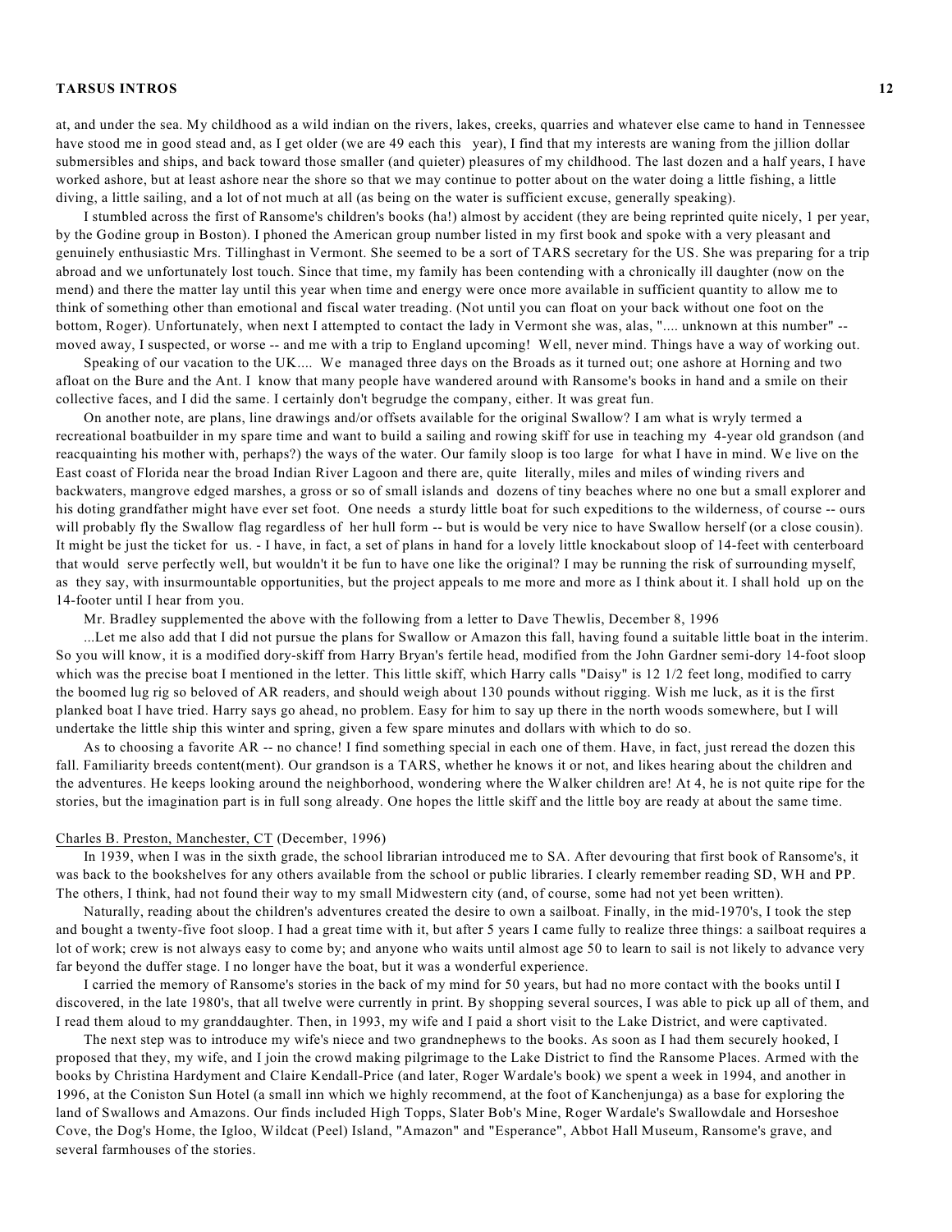at, and under the sea. My childhood as a wild indian on the rivers, lakes, creeks, quarries and whatever else came to hand in Tennessee have stood me in good stead and, as I get older (we are 49 each this year), I find that my interests are waning from the jillion dollar submersibles and ships, and back toward those smaller (and quieter) pleasures of my childhood. The last dozen and a half years, I have worked ashore, but at least ashore near the shore so that we may continue to potter about on the water doing a little fishing, a little diving, a little sailing, and a lot of not much at all (as being on the water is sufficient excuse, generally speaking).

I stumbled across the first of Ransome's children's books (ha!) almost by accident (they are being reprinted quite nicely, 1 per year, by the Godine group in Boston). I phoned the American group number listed in my first book and spoke with a very pleasant and genuinely enthusiastic Mrs. Tillinghast in Vermont. She seemed to be a sort of TARS secretary for the US. She was preparing for a trip abroad and we unfortunately lost touch. Since that time, my family has been contending with a chronically ill daughter (now on the mend) and there the matter lay until this year when time and energy were once more available in sufficient quantity to allow me to think of something other than emotional and fiscal water treading. (Not until you can float on your back without one foot on the bottom, Roger). Unfortunately, when next I attempted to contact the lady in Vermont she was, alas, ".... unknown at this number" -- moved away, I suspected, or worse -- and me with a trip to England upcoming! Well, never mind. Things have a way of working out.

Speaking of our vacation to the UK.... We managed three days on the Broads as it turned out; one ashore at Horning and two afloat on the Bure and the Ant. I know that many people have wandered around with Ransome's books in hand and a smile on their collective faces, and I did the same. I certainly don't begrudge the company, either. It was great fun.

On another note, are plans, line drawings and/or offsets available for the original Swallow? I am what is wryly termed a recreational boatbuilder in my spare time and want to build a sailing and rowing skiff for use in teaching my 4-year old grandson (and reacquainting his mother with, perhaps?) the ways of the water. Our family sloop is too large for what I have in mind. We live on the East coast of Florida near the broad Indian River Lagoon and there are, quite literally, miles and miles of winding rivers and backwaters, mangrove edged marshes, a gross or so of small islands and dozens of tiny beaches where no one but a small explorer and his doting grandfather might have ever set foot. One needs a sturdy little boat for such expeditions to the wilderness, of course -- ours will probably fly the Swallow flag regardless of her hull form -- but is would be very nice to have Swallow herself (or a close cousin). It might be just the ticket for us. - I have, in fact, a set of plans in hand for a lovely little knockabout sloop of 14-feet with centerboard that would serve perfectly well, but wouldn't it be fun to have one like the original? I may be running the risk of surrounding myself, as they say, with insurmountable opportunities, but the project appeals to me more and more as I think about it. I shall hold up on the 14-footer until I hear from you.

Mr. Bradley supplemented the above with the following from a letter to Dave Thewlis, December 8, 1996

...Let me also add that I did not pursue the plans for Swallow or Amazon this fall, having found a suitable little boat in the interim. So you will know, it is a modified dory-skiff from Harry Bryan's fertile head, modified from the John Gardner semi-dory 14-foot sloop which was the precise boat I mentioned in the letter. This little skiff, which Harry calls "Daisy" is 12 1/2 feet long, modified to carry the boomed lug rig so beloved of AR readers, and should weigh about 130 pounds without rigging. Wish me luck, as it is the first planked boat I have tried. Harry says go ahead, no problem. Easy for him to say up there in the north woods somewhere, but I will undertake the little ship this winter and spring, given a few spare minutes and dollars with which to do so.

As to choosing a favorite AR -- no chance! I find something special in each one of them. Have, in fact, just reread the dozen this fall. Familiarity breeds content(ment). Our grandson is a TARS, whether he knows it or not, and likes hearing about the children and the adventures. He keeps looking around the neighborhood, wondering where the Walker children are! At 4, he is not quite ripe for the stories, but the imagination part is in full song already. One hopes the little skiff and the little boy are ready at about the same time.

Charles B. Preston, Manchester, CT (December, 1996)

In 1939, when I was in the sixth grade, the school librarian introduced me to SA. After devouring that first book of Ransome's, it was back to the bookshelves for any others available from the school or public libraries. I clearly remember reading SD, WH and PP. The others, I think, had not found their way to my small Midwestern city (and, of course, some had not yet been written).

Naturally, reading about the children's adventures created the desire to own a sailboat. Finally, in the mid-1970's, I took the step and bought a twenty-five foot sloop. I had a great time with it, but after 5 years I came fully to realize three things: a sailboat requires a lot of work; crew is not always easy to come by; and anyone who waits until almost age 50 to learn to sail is not likely to advance very far beyond the duffer stage. I no longer have the boat, but it was a wonderful experience.

I carried the memory of Ransome's stories in the back of my mind for 50 years, but had no more contact with the books until I discovered, in the late 1980's, that all twelve were currently in print. By shopping several sources, I was able to pick up all of them, and I read them aloud to my granddaughter. Then, in 1993, my wife and I paid a short visit to the Lake District, and were captivated.

The next step was to introduce my wife's niece and two grandnephews to the books. As soon as I had them securely hooked, I proposed that they, my wife, and I join the crowd making pilgrimage to the Lake District to find the Ransome Places. Armed with the books by Christina Hardyment and Claire Kendall-Price (and later, Roger Wardale's book) we spent a week in 1994, and another in 1996, at the Coniston Sun Hotel (a small inn which we highly recommend, at the foot of Kanchenjunga) as a base for exploring the land of Swallows and Amazons. Our finds included High Topps, Slater Bob's Mine, Roger Wardale's Swallowdale and Horseshoe Cove, the Dog's Home, the Igloo, Wildcat (Peel) Island, "Amazon" and "Esperance", Abbot Hall Museum, Ransome's grave, and several farmhouses of the stories.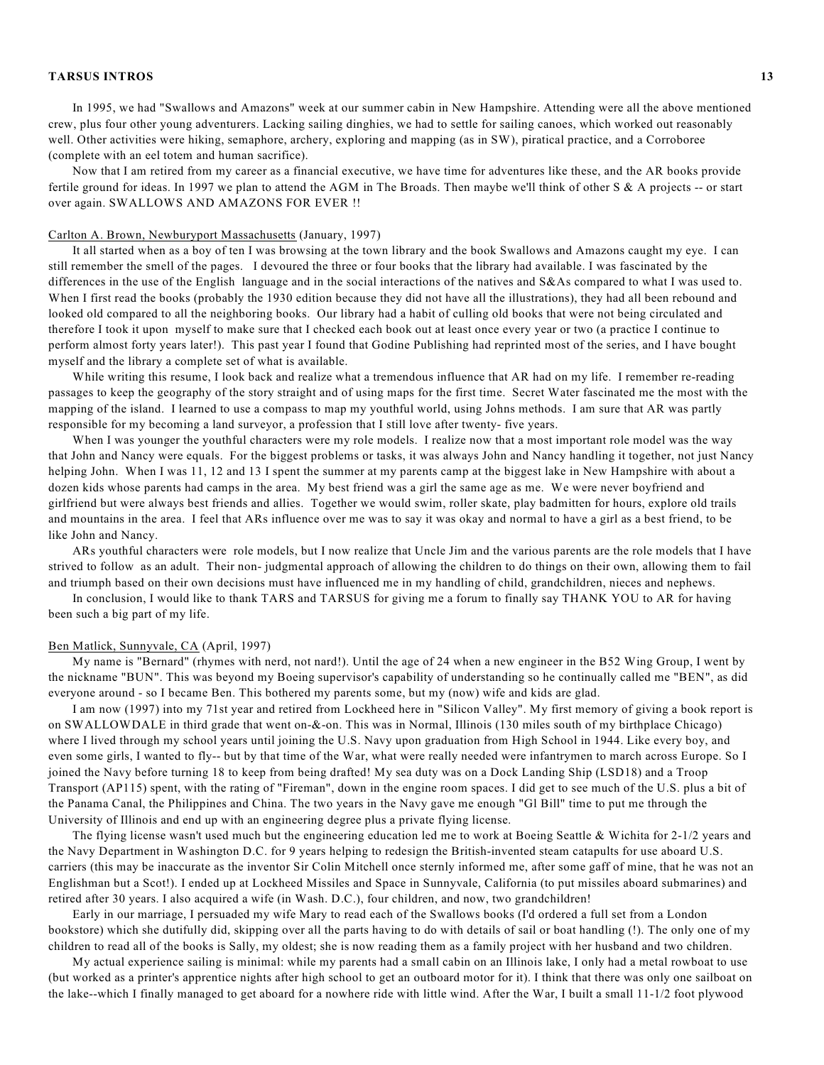In 1995, we had "Swallows and Amazons" week at our summer cabin in New Hampshire. Attending were all the above mentioned crew, plus four other young adventurers. Lacking sailing dinghies, we had to settle for sailing canoes, which worked out reasonably well. Other activities were hiking, semaphore, archery, exploring and mapping (as in SW), piratical practice, and a Corroboree (complete with an eel totem and human sacrifice).

Now that I am retired from my career as a financial executive, we have time for adventures like these, and the AR books provide fertile ground for ideas. In 1997 we plan to attend the AGM in The Broads. Then maybe we'll think of other S & A projects -- or start over again. SWALLOWS AND AMAZONS FOR EVER !!

Carlton A. Brown, Newburyport Massachusetts (January, 1997)

It all started when as a boy of ten I was browsing at the town library and the book Swallows and Amazons caught my eye. I can still remember the smell of the pages. I devoured the three or four books that the library had available. I was fascinated by the differences in the use of the English language and in the social interactions of the natives and S&As compared to what I was used to. When I first read the books (probably the 1930 edition because they did not have all the illustrations), they had all been rebound and looked old compared to all the neighboring books. Our library had a habit of culling old books that were not being circulated and therefore I took it upon myself to make sure that I checked each book out at least once every year or two (a practice I continue to perform almost forty years later!). This past year I found that Godine Publishing had reprinted most of the series, and I have bought myself and the library a complete set of what is available.

While writing this resume, I look back and realize what a tremendous influence that AR had on my life. I remember re-reading passages to keep the geography of the story straight and of using maps for the first time. Secret Water fascinated me the most with the mapping of the island. I learned to use a compass to map my youthful world, using Johns methods. I am sure that AR was partly responsible for my becoming a land surveyor, a profession that I still love after twenty- five years.

When I was younger the youthful characters were my role models. I realize now that a most important role model was the way that John and Nancy were equals. For the biggest problems or tasks, it was always John and Nancy handling it together, not just Nancy helping John. When I was 11, 12 and 13 I spent the summer at my parents camp at the biggest lake in New Hampshire with about a dozen kids whose parents had camps in the area. My best friend was a girl the same age as me. We were never boyfriend and girlfriend but were always best friends and allies. Together we would swim, roller skate, play badmitten for hours, explore old trails and mountains in the area. I feel that ARs influence over me was to say it was okay and normal to have a girl as a best friend, to be like John and Nancy.

ARs youthful characters were role models, but I now realize that Uncle Jim and the various parents are the role models that I have strived to follow as an adult. Their non- judgmental approach of allowing the children to do things on their own, allowing them to fail and triumph based on their own decisions must have influenced me in my handling of child, grandchildren, nieces and nephews.

In conclusion, I would like to thank TARS and TARSUS for giving me a forum to finally say THANK YOU to AR for having been such a big part of my life.

Ben Matlick, Sunnyvale, CA (April, 1997)

My name is "Bernard" (rhymes with nerd, not nard!). Until the age of 24 when a new engineer in the B52 Wing Group, I went by the nickname "BUN". This was beyond my Boeing supervisor's capability of understanding so he continually called me "BEN", as did everyone around - so I became Ben. This bothered my parents some, but my (now) wife and kids are glad.

I am now (1997) into my 71st year and retired from Lockheed here in "Silicon Valley". My first memory of giving a book report is on SWALLOWDALE in third grade that went on-&-on. This was in Normal, Illinois (130 miles south of my birthplace Chicago) where I lived through my school years until joining the U.S. Navy upon graduation from High School in 1944. Like every boy, and even some girls, I wanted to fly-- but by that time of the War, what were really needed were infantrymen to march across Europe. So I joined the Navy before turning 18 to keep from being drafted! My sea duty was on a Dock Landing Ship (LSD18) and a Troop Transport (AP115) spent, with the rating of "Fireman", down in the engine room spaces. I did get to see much of the U.S. plus a bit of the Panama Canal, the Philippines and China. The two years in the Navy gave me enough "GI Bill" time to put me through the University of Illinois and end up with an engineering degree plus a private flying license.

The flying license wasn't used much but the engineering education led me to work at Boeing Seattle & Wichita for 2-1/2 years and the Navy Department in Washington D.C. for 9 years helping to redesign the British-invented steam catapults for use aboard U.S. carriers (this may be inaccurate as the inventor Sir Colin Mitchell once sternly informed me, after some gaff of mine, that he was not an Englishman but a Scot!). I ended up at Lockheed Missiles and Space in Sunnyvale, California (to put missiles aboard submarines) and retired after 30 years. I also acquired a wife (in Wash. D.C.), four children, and now, two grandchildren!

Early in our marriage, I persuaded my wife Mary to read each of the Swallows books (I'd ordered a full set from a London bookstore) which she dutifully did, skipping over all the parts having to do with details of sail or boat handling (!). The only one of my children to read all of the books is Sally, my oldest; she is now reading them as a family project with her husband and two children.

My actual experience sailing is minimal: while my parents had a small cabin on an Illinois lake, I only had a metal rowboat to use (but worked as a printer's apprentice nights after high school to get an outboard motor for it). I think that there was only one sailboat on the lake--which I finally managed to get aboard for a nowhere ride with little wind. After the War, I built a small 11-1/2 foot plywood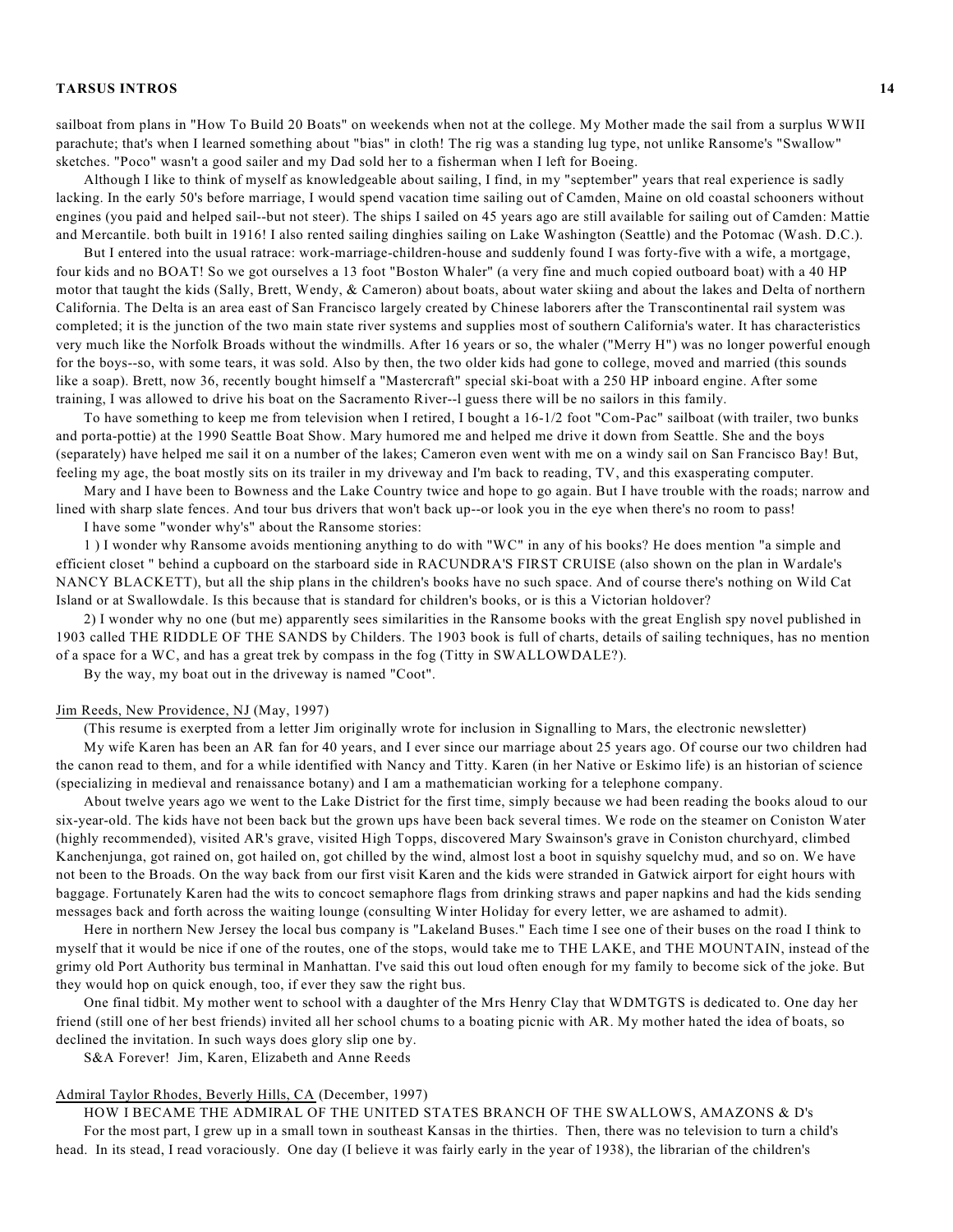sailboat from plans in "How To Build 20 Boats" on weekends when not at the college. My Mother made the sail from a surplus WWII parachute; that's when I learned something about "bias" in cloth! The rig was a standing lug type, not unlike Ransome's "Swallow" sketches. "Poco" wasn't a good sailer and my Dad sold her to a fisherman when I left for Boeing.

Although I like to think of myself as knowledgeable about sailing, I find, in my "september" years that real experience is sadly lacking. In the early 50's before marriage, I would spend vacation time sailing out of Camden, Maine on old coastal schooners without engines (you paid and helped sail--but not steer). The ships I sailed on 45 years ago are still available for sailing out of Camden: Mattie and Mercantile. both built in 1916! I also rented sailing dinghies sailing on Lake Washington (Seattle) and the Potomac (Wash. D.C.).

But I entered into the usual ratrace: work-marriage-children-house and suddenly found I was forty-five with a wife, a mortgage, four kids and no BOAT! So we got ourselves a 13 foot "Boston Whaler" (a very fine and much copied outboard boat) with a 40 HP motor that taught the kids (Sally, Brett, Wendy, & Cameron) about boats, about water skiing and about the lakes and Delta of northern California. The Delta is an area east of San Francisco largely created by Chinese laborers after the Transcontinental rail system was completed; it is the junction of the two main state river systems and supplies most of southern California's water. It has characteristics very much like the Norfolk Broads without the windmills. After 16 years or so, the whaler ("Merry H") was no longer powerful enough for the boys--so, with some tears, it was sold. Also by then, the two older kids had gone to college, moved and married (this sounds like a soap). Brett, now 36, recently bought himself a "Mastercraft" special ski-boat with a 250 HP inboard engine. After some training, I was allowed to drive his boat on the Sacramento River--l guess there will be no sailors in this family.

To have something to keep me from television when I retired, I bought a 16-1/2 foot "Com-Pac" sailboat (with trailer, two bunks and porta-pottie) at the 1990 Seattle Boat Show. Mary humored me and helped me drive it down from Seattle. She and the boys (separately) have helped me sail it on a number of the lakes; Cameron even went with me on a windy sail on San Francisco Bay! But, feeling my age, the boat mostly sits on its trailer in my driveway and I'm back to reading, TV, and this exasperating computer.

Mary and I have been to Bowness and the Lake Country twice and hope to go again. But I have trouble with the roads; narrow and lined with sharp slate fences. And tour bus drivers that won't back up--or look you in the eye when there's no room to pass!

I have some "wonder why's" about the Ransome stories:

1 ) I wonder why Ransome avoids mentioning anything to do with "WC" in any of his books? He does mention "a simple and efficient closet " behind a cupboard on the starboard side in RACUNDRA'S FIRST CRUISE (also shown on the plan in Wardale's NANCY BLACKETT), but all the ship plans in the children's books have no such space. And of course there's nothing on Wild Cat Island or at Swallowdale. Is this because that is standard for children's books, or is this a Victorian holdover?

2) I wonder why no one (but me) apparently sees similarities in the Ransome books with the great English spy novel published in 1903 called THE RIDDLE OF THE SANDS by Childers. The 1903 book is full of charts, details of sailing techniques, has no mention of a space for a WC, and has a great trek by compass in the fog (Titty in SWALLOWDALE?).

By the way, my boat out in the driveway is named "Coot".

Jim Reeds, New Providence, NJ (May, 1997)

(This resume is exerpted from a letter Jim originally wrote for inclusion in Signalling to Mars, the electronic newsletter)

My wife Karen has been an AR fan for 40 years, and I ever since our marriage about 25 years ago. Of course our two children had the canon read to them, and for a while identified with Nancy and Titty. Karen (in her Native or Eskimo life) is an historian of science (specializing in medieval and renaissance botany) and I am a mathematician working for a telephone company.

About twelve years ago we went to the Lake District for the first time, simply because we had been reading the books aloud to our six-year-old. The kids have not been back but the grown ups have been back several times. We rode on the steamer on Coniston Water (highly recommended), visited AR's grave, visited High Topps, discovered Mary Swainson's grave in Coniston churchyard, climbed Kanchenjunga, got rained on, got hailed on, got chilled by the wind, almost lost a boot in squishy squelchy mud, and so on. We have not been to the Broads. On the way back from our first visit Karen and the kids were stranded in Gatwick airport for eight hours with baggage. Fortunately Karen had the wits to concoct semaphore flags from drinking straws and paper napkins and had the kids sending messages back and forth across the waiting lounge (consulting Winter Holiday for every letter, we are ashamed to admit).

Here in northern New Jersey the local bus company is "Lakeland Buses." Each time I see one of their buses on the road I think to myself that it would be nice if one of the routes, one of the stops, would take me to THE LAKE, and THE MOUNTAIN, instead of the grimy old Port Authority bus terminal in Manhattan. I've said this out loud often enough for my family to become sick of the joke. But they would hop on quick enough, too, if ever they saw the right bus.

One final tidbit. My mother went to school with a daughter of the Mrs Henry Clay that WDMTGTS is dedicated to. One day her friend (still one of her best friends) invited all her school chums to a boating picnic with AR. My mother hated the idea of boats, so declined the invitation. In such ways does glory slip one by.

S&A Forever! Jim, Karen, Elizabeth and Anne Reeds

Admiral Taylor Rhodes, Beverly Hills, CA (December, 1997)

HOW I BECAME THE ADMIRAL OF THE UNITED STATES BRANCH OF THE SWALLOWS, AMAZONS & D's

For the most part, I grew up in a small town in southeast Kansas in the thirties. Then, there was no television to turn a child's head. In its stead, I read voraciously. One day (I believe it was fairly early in the year of 1938), the librarian of the children's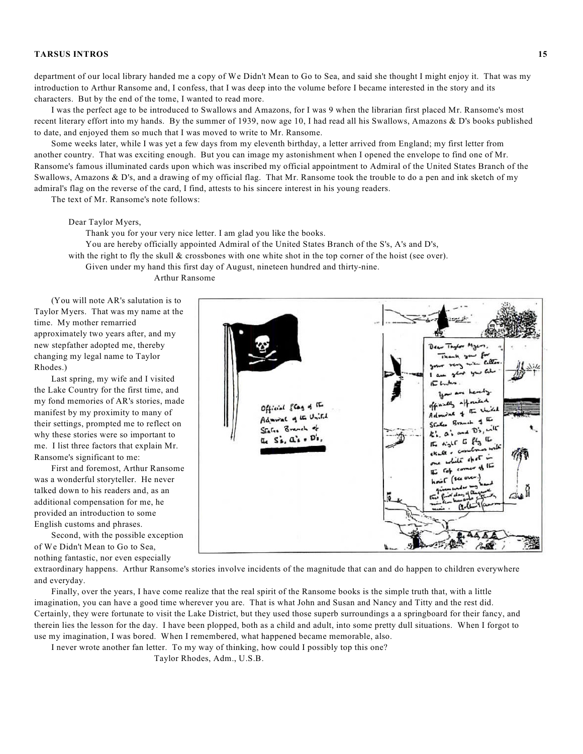department of our local library handed me a copy of We Didn't Mean to Go to Sea, and said she thought I might enjoy it. That was my introduction to Arthur Ransome and, I confess, that I was deep into the volume before I became interested in the story and its characters. But by the end of the tome, I wanted to read more.

I was the perfect age to be introduced to Swallows and Amazons, for I was 9 when the librarian first placed Mr. Ransome's most recent literary effort into my hands. By the summer of 1939, now age 10, I had read all his Swallows, Amazons & D's books published to date, and enjoyed them so much that I was moved to write to Mr. Ransome.

Some weeks later, while I was yet a few days from my eleventh birthday, a letter arrived from England; my first letter from another country. That was exciting enough. But you can image my astonishment when I opened the envelope to find one of Mr. Ransome's famous illuminated cards upon which was inscribed my official appointment to Admiral of the United States Branch of the Swallows, Amazons & D's, and a drawing of my official flag. That Mr. Ransome took the trouble to do a pen and ink sketch of my admiral's flag on the reverse of the card, I find, attests to his sincere interest in his young readers.

The text of Mr. Ransome's note follows:

> Dear Taylor Myers,
>
> Thank you for your very nice letter. I am glad you like the books.
>
> You are hereby officially appointed Admiral of the United States Branch of the S's, A's and D's, with the right to fly the skull & crossbones with one white shot in the top corner of the hoist (see over).
>
> Given under my hand this first day of August, nineteen hundred and thirty-nine.
>
> Arthur Ransome

(You will note AR's salutation is to Taylor Myers. That was my name at the time. My mother remarried approximately two years after, and my new stepfather adopted me, thereby changing my legal name to Taylor Rhodes.)

Last spring, my wife and I visited the Lake Country for the first time, and my fond memories of AR's stories, made manifest by my proximity to many of their settings, prompted me to reflect on why these stories were so important to me. I list three factors that explain Mr. Ransome's significant to me:

First and foremost, Arthur Ransome was a wonderful storyteller. He never talked down to his readers and, as an additional compensation for me, he provided an introduction to some English customs and phrases.

Second, with the possible exception of We Didn't Mean to Go to Sea, nothing fantastic, nor even especially extraordinary happens. Arthur Ransome's stories involve incidents of the magnitude that can and do happen to children everywhere and everyday.

Finally, over the years, I have come realize that the real spirit of the Ransome books is the simple truth that, with a little imagination, you can have a good time wherever you are. That is what John and Susan and Nancy and Titty and the rest did. Certainly, they were fortunate to visit the Lake District, but they used those superb surroundings a a springboard for their fancy, and therein lies the lesson for the day. I have been plopped, both as a child and adult, into some pretty dull situations. When I forgot to use my imagination, I was bored. When I remembered, what happened became memorable, also.

I never wrote another fan letter. To my way of thinking, how could I possibly top this one?

Taylor Rhodes, Adm., U.S.B.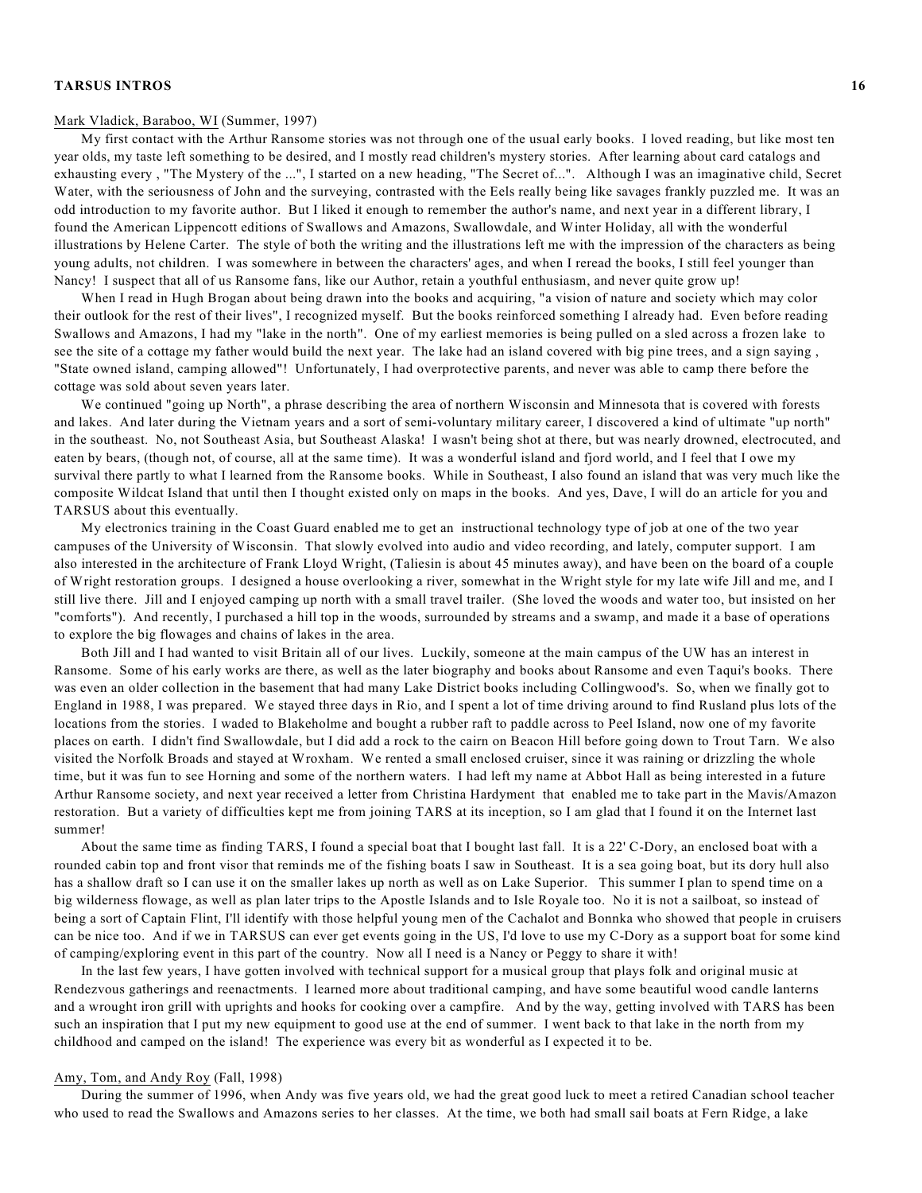Mark Vladick, Baraboo, WI (Summer, 1997)

My first contact with the Arthur Ransome stories was not through one of the usual early books. I loved reading, but like most ten year olds, my taste left something to be desired, and I mostly read children's mystery stories. After learning about card catalogs and exhausting every , "The Mystery of the ...", I started on a new heading, "The Secret of...". Although I was an imaginative child, Secret Water, with the seriousness of John and the surveying, contrasted with the Eels really being like savages frankly puzzled me. It was an odd introduction to my favorite author. But I liked it enough to remember the author's name, and next year in a different library, I found the American Lippencott editions of Swallows and Amazons, Swallowdale, and Winter Holiday, all with the wonderful illustrations by Helene Carter. The style of both the writing and the illustrations left me with the impression of the characters as being young adults, not children. I was somewhere in between the characters' ages, and when I reread the books, I still feel younger than Nancy! I suspect that all of us Ransome fans, like our Author, retain a youthful enthusiasm, and never quite grow up!

When I read in Hugh Brogan about being drawn into the books and acquiring, "a vision of nature and society which may color their outlook for the rest of their lives", I recognized myself. But the books reinforced something I already had. Even before reading Swallows and Amazons, I had my "lake in the north". One of my earliest memories is being pulled on a sled across a frozen lake to see the site of a cottage my father would build the next year. The lake had an island covered with big pine trees, and a sign saying , "State owned island, camping allowed"! Unfortunately, I had overprotective parents, and never was able to camp there before the cottage was sold about seven years later.

We continued "going up North", a phrase describing the area of northern Wisconsin and Minnesota that is covered with forests and lakes. And later during the Vietnam years and a sort of semi-voluntary military career, I discovered a kind of ultimate "up north" in the southeast. No, not Southeast Asia, but Southeast Alaska! I wasn't being shot at there, but was nearly drowned, electrocuted, and eaten by bears, (though not, of course, all at the same time). It was a wonderful island and fjord world, and I feel that I owe my survival there partly to what I learned from the Ransome books. While in Southeast, I also found an island that was very much like the composite Wildcat Island that until then I thought existed only on maps in the books. And yes, Dave, I will do an article for you and TARSUS about this eventually.

My electronics training in the Coast Guard enabled me to get an instructional technology type of job at one of the two year campuses of the University of Wisconsin. That slowly evolved into audio and video recording, and lately, computer support. I am also interested in the architecture of Frank Lloyd Wright, (Taliesin is about 45 minutes away), and have been on the board of a couple of Wright restoration groups. I designed a house overlooking a river, somewhat in the Wright style for my late wife Jill and me, and I still live there. Jill and I enjoyed camping up north with a small travel trailer. (She loved the woods and water too, but insisted on her "comforts"). And recently, I purchased a hill top in the woods, surrounded by streams and a swamp, and made it a base of operations to explore the big flowages and chains of lakes in the area.

Both Jill and I had wanted to visit Britain all of our lives. Luckily, someone at the main campus of the UW has an interest in Ransome. Some of his early works are there, as well as the later biography and books about Ransome and even Taqui's books. There was even an older collection in the basement that had many Lake District books including Collingwood's. So, when we finally got to England in 1988, I was prepared. We stayed three days in Rio, and I spent a lot of time driving around to find Rusland plus lots of the locations from the stories. I waded to Blakeholme and bought a rubber raft to paddle across to Peel Island, now one of my favorite places on earth. I didn't find Swallowdale, but I did add a rock to the cairn on Beacon Hill before going down to Trout Tarn. We also visited the Norfolk Broads and stayed at Wroxham. We rented a small enclosed cruiser, since it was raining or drizzling the whole time, but it was fun to see Horning and some of the northern waters. I had left my name at Abbot Hall as being interested in a future Arthur Ransome society, and next year received a letter from Christina Hardyment that enabled me to take part in the Mavis/Amazon restoration. But a variety of difficulties kept me from joining TARS at its inception, so I am glad that I found it on the Internet last summer!

About the same time as finding TARS, I found a special boat that I bought last fall. It is a 22' C-Dory, an enclosed boat with a rounded cabin top and front visor that reminds me of the fishing boats I saw in Southeast. It is a sea going boat, but its dory hull also has a shallow draft so I can use it on the smaller lakes up north as well as on Lake Superior. This summer I plan to spend time on a big wilderness flowage, as well as plan later trips to the Apostle Islands and to Isle Royale too. No it is not a sailboat, so instead of being a sort of Captain Flint, I'll identify with those helpful young men of the Cachalot and Bonnka who showed that people in cruisers can be nice too. And if we in TARSUS can ever get events going in the US, I'd love to use my C-Dory as a support boat for some kind of camping/exploring event in this part of the country. Now all I need is a Nancy or Peggy to share it with!

In the last few years, I have gotten involved with technical support for a musical group that plays folk and original music at Rendezvous gatherings and reenactments. I learned more about traditional camping, and have some beautiful wood candle lanterns and a wrought iron grill with uprights and hooks for cooking over a campfire. And by the way, getting involved with TARS has been such an inspiration that I put my new equipment to good use at the end of summer. I went back to that lake in the north from my childhood and camped on the island! The experience was every bit as wonderful as I expected it to be.

Amy, Tom, and Andy Roy (Fall, 1998)

During the summer of 1996, when Andy was five years old, we had the great good luck to meet a retired Canadian school teacher who used to read the Swallows and Amazons series to her classes. At the time, we both had small sail boats at Fern Ridge, a lake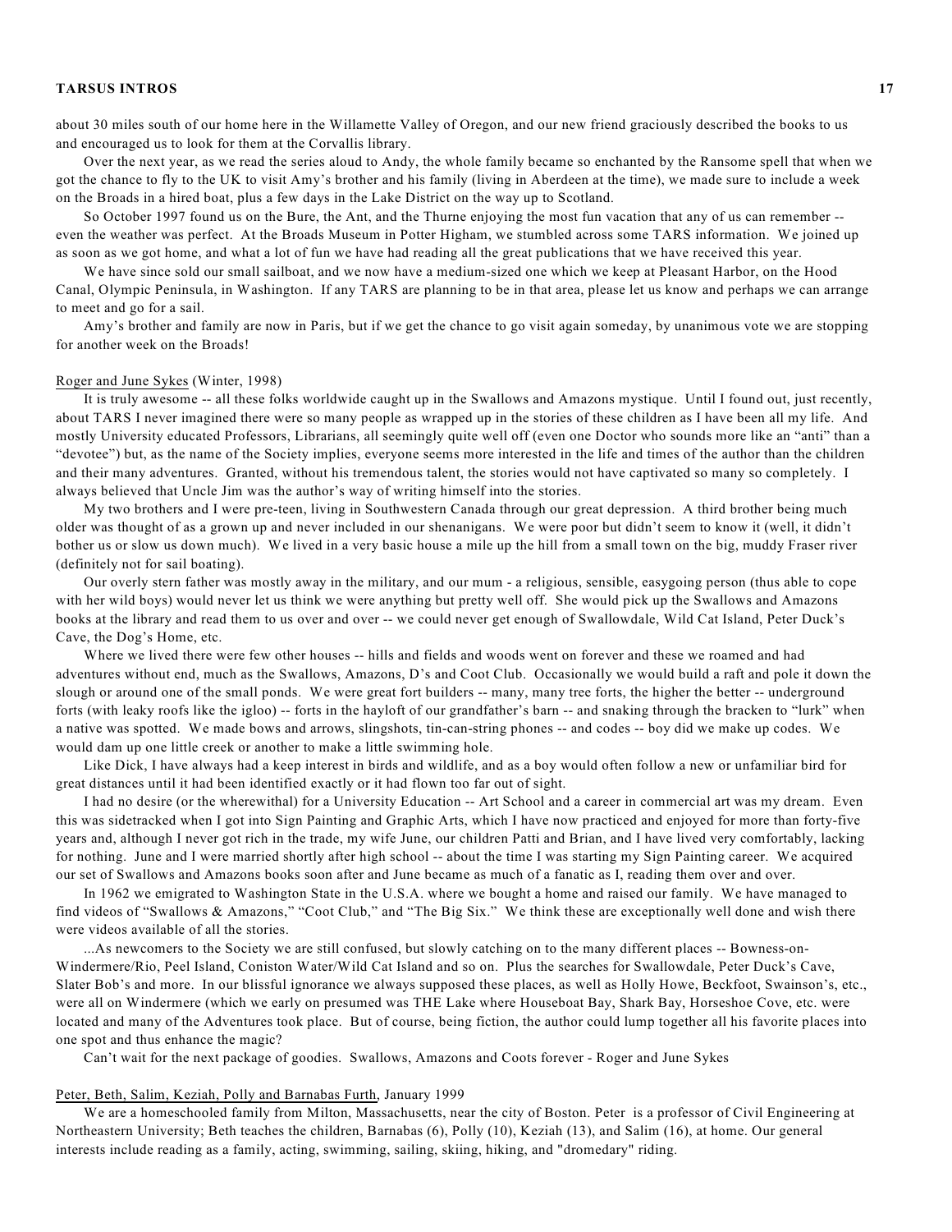about 30 miles south of our home here in the Willamette Valley of Oregon, and our new friend graciously described the books to us and encouraged us to look for them at the Corvallis library.

Over the next year, as we read the series aloud to Andy, the whole family became so enchanted by the Ransome spell that when we got the chance to fly to the UK to visit Amy's brother and his family (living in Aberdeen at the time), we made sure to include a week on the Broads in a hired boat, plus a few days in the Lake District on the way up to Scotland.

So October 1997 found us on the Bure, the Ant, and the Thurne enjoying the most fun vacation that any of us can remember -- even the weather was perfect. At the Broads Museum in Potter Higham, we stumbled across some TARS information. We joined up as soon as we got home, and what a lot of fun we have had reading all the great publications that we have received this year.

We have since sold our small sailboat, and we now have a medium-sized one which we keep at Pleasant Harbor, on the Hood Canal, Olympic Peninsula, in Washington. If any TARS are planning to be in that area, please let us know and perhaps we can arrange to meet and go for a sail.

Amy's brother and family are now in Paris, but if we get the chance to go visit again someday, by unanimous vote we are stopping for another week on the Broads!

Roger and June Sykes (Winter, 1998)

It is truly awesome -- all these folks worldwide caught up in the Swallows and Amazons mystique. Until I found out, just recently, about TARS I never imagined there were so many people as wrapped up in the stories of these children as I have been all my life. And mostly University educated Professors, Librarians, all seemingly quite well off (even one Doctor who sounds more like an "anti" than a "devotee") but, as the name of the Society implies, everyone seems more interested in the life and times of the author than the children and their many adventures. Granted, without his tremendous talent, the stories would not have captivated so many so completely. I always believed that Uncle Jim was the author's way of writing himself into the stories.

My two brothers and I were pre-teen, living in Southwestern Canada through our great depression. A third brother being much older was thought of as a grown up and never included in our shenanigans. We were poor but didn't seem to know it (well, it didn't bother us or slow us down much). We lived in a very basic house a mile up the hill from a small town on the big, muddy Fraser river (definitely not for sail boating).

Our overly stern father was mostly away in the military, and our mum - a religious, sensible, easygoing person (thus able to cope with her wild boys) would never let us think we were anything but pretty well off. She would pick up the Swallows and Amazons books at the library and read them to us over and over -- we could never get enough of Swallowdale, Wild Cat Island, Peter Duck's Cave, the Dog's Home, etc.

Where we lived there were few other houses -- hills and fields and woods went on forever and these we roamed and had adventures without end, much as the Swallows, Amazons, D's and Coot Club. Occasionally we would build a raft and pole it down the slough or around one of the small ponds. We were great fort builders -- many, many tree forts, the higher the better -- underground forts (with leaky roofs like the igloo) -- forts in the hayloft of our grandfather's barn -- and snaking through the bracken to "lurk" when a native was spotted. We made bows and arrows, slingshots, tin-can-string phones -- and codes -- boy did we make up codes. We would dam up one little creek or another to make a little swimming hole.

Like Dick, I have always had a keep interest in birds and wildlife, and as a boy would often follow a new or unfamiliar bird for great distances until it had been identified exactly or it had flown too far out of sight.

I had no desire (or the wherewithal) for a University Education -- Art School and a career in commercial art was my dream. Even this was sidetracked when I got into Sign Painting and Graphic Arts, which I have now practiced and enjoyed for more than forty-five years and, although I never got rich in the trade, my wife June, our children Patti and Brian, and I have lived very comfortably, lacking for nothing. June and I were married shortly after high school -- about the time I was starting my Sign Painting career. We acquired our set of Swallows and Amazons books soon after and June became as much of a fanatic as I, reading them over and over.

In 1962 we emigrated to Washington State in the U.S.A. where we bought a home and raised our family. We have managed to find videos of "Swallows & Amazons," "Coot Club," and "The Big Six." We think these are exceptionally well done and wish there were videos available of all the stories.

...As newcomers to the Society we are still confused, but slowly catching on to the many different places -- Bowness-on-Windermere/Rio, Peel Island, Coniston Water/Wild Cat Island and so on. Plus the searches for Swallowdale, Peter Duck's Cave, Slater Bob's and more. In our blissful ignorance we always supposed these places, as well as Holly Howe, Beckfoot, Swainson's, etc., were all on Windermere (which we early on presumed was THE Lake where Houseboat Bay, Shark Bay, Horseshoe Cove, etc. were located and many of the Adventures took place. But of course, being fiction, the author could lump together all his favorite places into one spot and thus enhance the magic?

Can't wait for the next package of goodies. Swallows, Amazons and Coots forever - Roger and June Sykes

Peter, Beth, Salim, Keziah, Polly and Barnabas Furth, January 1999

We are a homeschooled family from Milton, Massachusetts, near the city of Boston. Peter is a professor of Civil Engineering at Northeastern University; Beth teaches the children, Barnabas (6), Polly (10), Keziah (13), and Salim (16), at home. Our general interests include reading as a family, acting, swimming, sailing, skiing, hiking, and "dromedary" riding.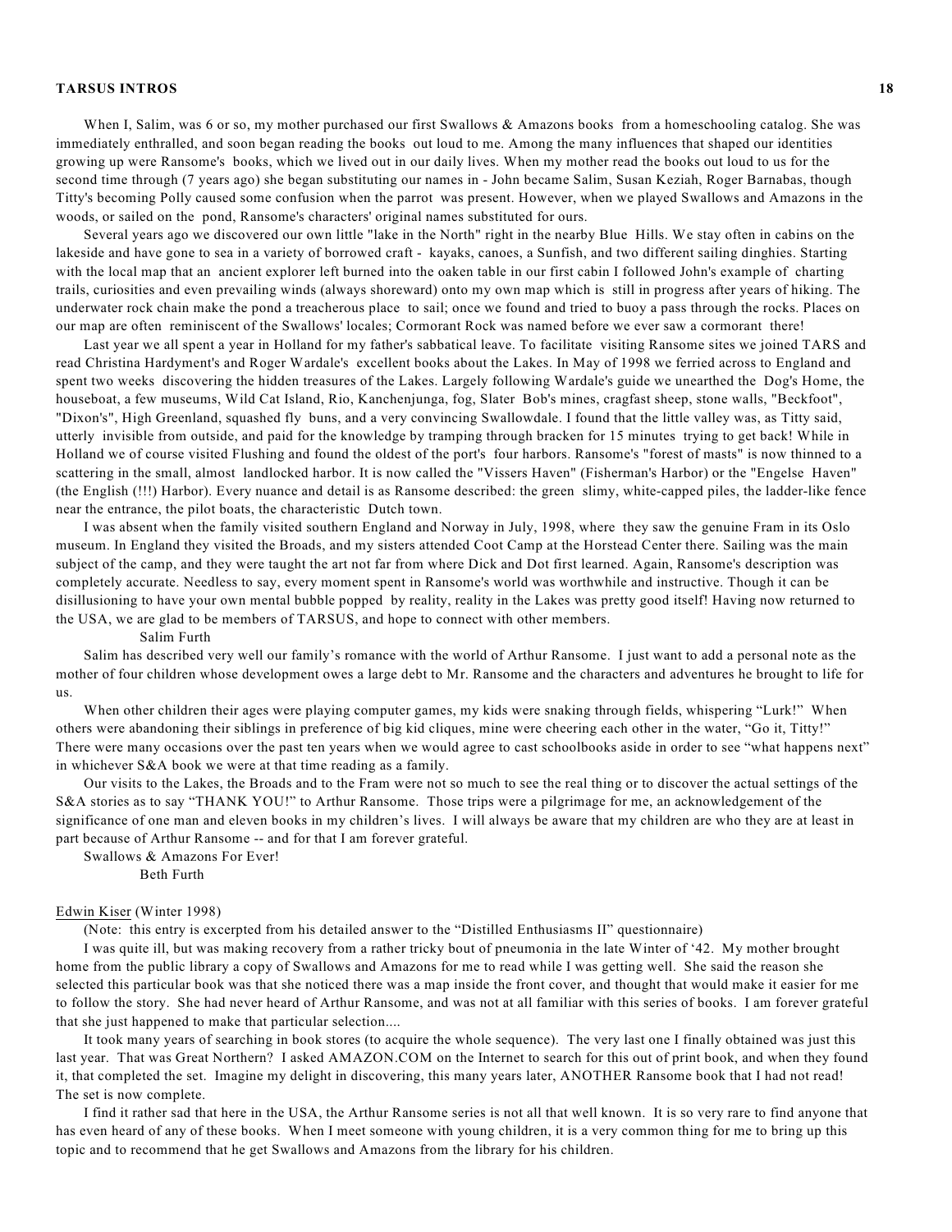When I, Salim, was 6 or so, my mother purchased our first Swallows & Amazons books from a homeschooling catalog. She was immediately enthralled, and soon began reading the books out loud to me. Among the many influences that shaped our identities growing up were Ransome's books, which we lived out in our daily lives. When my mother read the books out loud to us for the second time through (7 years ago) she began substituting our names in - John became Salim, Susan Keziah, Roger Barnabas, though Titty's becoming Polly caused some confusion when the parrot was present. However, when we played Swallows and Amazons in the woods, or sailed on the pond, Ransome's characters' original names substituted for ours.

Several years ago we discovered our own little "lake in the North" right in the nearby Blue Hills. We stay often in cabins on the lakeside and have gone to sea in a variety of borrowed craft - kayaks, canoes, a Sunfish, and two different sailing dinghies. Starting with the local map that an ancient explorer left burned into the oaken table in our first cabin I followed John's example of charting trails, curiosities and even prevailing winds (always shoreward) onto my own map which is still in progress after years of hiking. The underwater rock chain make the pond a treacherous place to sail; once we found and tried to buoy a pass through the rocks. Places on our map are often reminiscent of the Swallows' locales; Cormorant Rock was named before we ever saw a cormorant there!

Last year we all spent a year in Holland for my father's sabbatical leave. To facilitate visiting Ransome sites we joined TARS and read Christina Hardyment's and Roger Wardale's excellent books about the Lakes. In May of 1998 we ferried across to England and spent two weeks discovering the hidden treasures of the Lakes. Largely following Wardale's guide we unearthed the Dog's Home, the houseboat, a few museums, Wild Cat Island, Rio, Kanchenjunga, fog, Slater Bob's mines, cragfast sheep, stone walls, "Beckfoot", "Dixon's", High Greenland, squashed fly buns, and a very convincing Swallowdale. I found that the little valley was, as Titty said, utterly invisible from outside, and paid for the knowledge by tramping through bracken for 15 minutes trying to get back! While in Holland we of course visited Flushing and found the oldest of the port's four harbors. Ransome's "forest of masts" is now thinned to a scattering in the small, almost landlocked harbor. It is now called the "Vissers Haven" (Fisherman's Harbor) or the "Engelse Haven" (the English (!!!) Harbor). Every nuance and detail is as Ransome described: the green slimy, white-capped piles, the ladder-like fence near the entrance, the pilot boats, the characteristic Dutch town.

I was absent when the family visited southern England and Norway in July, 1998, where they saw the genuine Fram in its Oslo museum. In England they visited the Broads, and my sisters attended Coot Camp at the Horstead Center there. Sailing was the main subject of the camp, and they were taught the art not far from where Dick and Dot first learned. Again, Ransome's description was completely accurate. Needless to say, every moment spent in Ransome's world was worthwhile and instructive. Though it can be disillusioning to have your own mental bubble popped by reality, reality in the Lakes was pretty good itself! Having now returned to the USA, we are glad to be members of TARSUS, and hope to connect with other members.

Salim Furth

Salim has described very well our family's romance with the world of Arthur Ransome. I just want to add a personal note as the mother of four children whose development owes a large debt to Mr. Ransome and the characters and adventures he brought to life for us.

When other children their ages were playing computer games, my kids were snaking through fields, whispering "Lurk!" When others were abandoning their siblings in preference of big kid cliques, mine were cheering each other in the water, "Go it, Titty!" There were many occasions over the past ten years when we would agree to cast schoolbooks aside in order to see "what happens next" in whichever S&A book we were at that time reading as a family.

Our visits to the Lakes, the Broads and to the Fram were not so much to see the real thing or to discover the actual settings of the S&A stories as to say "THANK YOU!" to Arthur Ransome. Those trips were a pilgrimage for me, an acknowledgement of the significance of one man and eleven books in my children's lives. I will always be aware that my children are who they are at least in part because of Arthur Ransome -- and for that I am forever grateful.

Swallows & Amazons For Ever!

Beth Furth

Edwin Kiser (Winter 1998)

(Note: this entry is excerpted from his detailed answer to the "Distilled Enthusiasms II" questionnaire)

I was quite ill, but was making recovery from a rather tricky bout of pneumonia in the late Winter of '42. My mother brought home from the public library a copy of Swallows and Amazons for me to read while I was getting well. She said the reason she selected this particular book was that she noticed there was a map inside the front cover, and thought that would make it easier for me to follow the story. She had never heard of Arthur Ransome, and was not at all familiar with this series of books. I am forever grateful that she just happened to make that particular selection....

It took many years of searching in book stores (to acquire the whole sequence). The very last one I finally obtained was just this last year. That was Great Northern? I asked AMAZON.COM on the Internet to search for this out of print book, and when they found it, that completed the set. Imagine my delight in discovering, this many years later, ANOTHER Ransome book that I had not read! The set is now complete.

I find it rather sad that here in the USA, the Arthur Ransome series is not all that well known. It is so very rare to find anyone that has even heard of any of these books. When I meet someone with young children, it is a very common thing for me to bring up this topic and to recommend that he get Swallows and Amazons from the library for his children.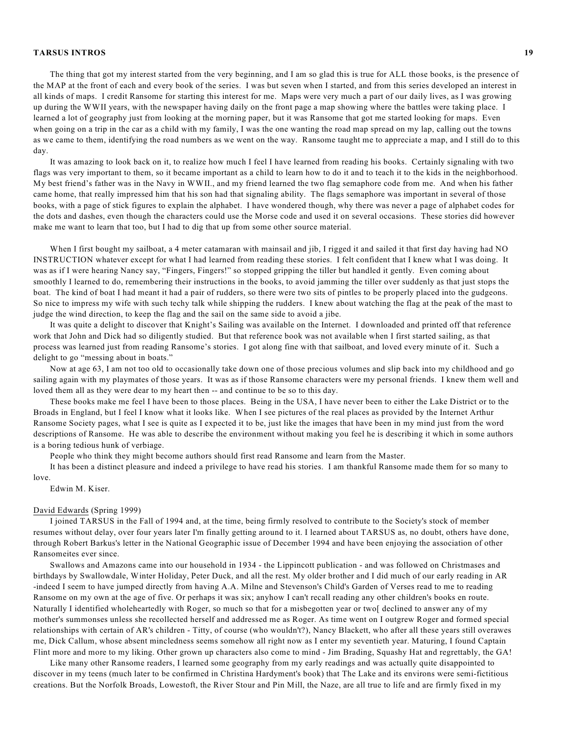The thing that got my interest started from the very beginning, and I am so glad this is true for ALL those books, is the presence of the MAP at the front of each and every book of the series. I was but seven when I started, and from this series developed an interest in all kinds of maps. I credit Ransome for starting this interest for me. Maps were very much a part of our daily lives, as I was growing up during the WWII years, with the newspaper having daily on the front page a map showing where the battles were taking place. I learned a lot of geography just from looking at the morning paper, but it was Ransome that got me started looking for maps. Even when going on a trip in the car as a child with my family, I was the one wanting the road map spread on my lap, calling out the towns as we came to them, identifying the road numbers as we went on the way. Ransome taught me to appreciate a map, and I still do to this day.

It was amazing to look back on it, to realize how much I feel I have learned from reading his books. Certainly signaling with two flags was very important to them, so it became important as a child to learn how to do it and to teach it to the kids in the neighborhood. My best friend's father was in the Navy in WWII., and my friend learned the two flag semaphore code from me. And when his father came home, that really impressed him that his son had that signaling ability. The flags semaphore was important in several of those books, with a page of stick figures to explain the alphabet. I have wondered though, why there was never a page of alphabet codes for the dots and dashes, even though the characters could use the Morse code and used it on several occasions. These stories did however make me want to learn that too, but I had to dig that up from some other source material.

When I first bought my sailboat, a 4 meter catamaran with mainsail and jib, I rigged it and sailed it that first day having had NO INSTRUCTION whatever except for what I had learned from reading these stories. I felt confident that I knew what I was doing. It was as if I were hearing Nancy say, "Fingers, Fingers!" so stopped gripping the tiller but handled it gently. Even coming about smoothly I learned to do, remembering their instructions in the books, to avoid jamming the tiller over suddenly as that just stops the boat. The kind of boat I had meant it had a pair of rudders, so there were two sits of pintles to be properly placed into the gudgeons. So nice to impress my wife with such techy talk while shipping the rudders. I knew about watching the flag at the peak of the mast to judge the wind direction, to keep the flag and the sail on the same side to avoid a jibe.

It was quite a delight to discover that Knight's Sailing was available on the Internet. I downloaded and printed off that reference work that John and Dick had so diligently studied. But that reference book was not available when I first started sailing, as that process was learned just from reading Ransome's stories. I got along fine with that sailboat, and loved every minute of it. Such a delight to go "messing about in boats."

Now at age 63, I am not too old to occasionally take down one of those precious volumes and slip back into my childhood and go sailing again with my playmates of those years. It was as if those Ransome characters were my personal friends. I knew them well and loved them all as they were dear to my heart then -- and continue to be so to this day.

These books make me feel I have been to those places. Being in the USA, I have never been to either the Lake District or to the Broads in England, but I feel I know what it looks like. When I see pictures of the real places as provided by the Internet Arthur Ransome Society pages, what I see is quite as I expected it to be, just like the images that have been in my mind just from the word descriptions of Ransome. He was able to describe the environment without making you feel he is describing it which in some authors is a boring tedious hunk of verbiage.

People who think they might become authors should first read Ransome and learn from the Master.

It has been a distinct pleasure and indeed a privilege to have read his stories. I am thankful Ransome made them for so many to love.

Edwin M. Kiser.

David Edwards (Spring 1999)

I joined TARSUS in the Fall of 1994 and, at the time, being firmly resolved to contribute to the Society's stock of member resumes without delay, over four years later I'm finally getting around to it. I learned about TARSUS as, no doubt, others have done, through Robert Barkus's letter in the National Geographic issue of December 1994 and have been enjoying the association of other Ransomeites ever since.

Swallows and Amazons came into our household in 1934 - the Lippincott publication - and was followed on Christmases and birthdays by Swallowdale, Winter Holiday, Peter Duck, and all the rest. My older brother and I did much of our early reading in AR -indeed I seem to have jumped directly from having A.A. Milne and Stevenson's Child's Garden of Verses read to me to reading Ransome on my own at the age of five. Or perhaps it was six; anyhow I can't recall reading any other children's books en route. Naturally I identified wholeheartedly with Roger, so much so that for a misbegotten year or two[ declined to answer any of my mother's summonses unless she recollected herself and addressed me as Roger. As time went on I outgrew Roger and formed special relationships with certain of AR's children - Titty, of course (who wouldn't?), Nancy Blackett, who after all these years still overawes me, Dick Callum, whose absent mincledness seems somehow all right now as I enter my seventieth year. Maturing, I found Captain Flint more and more to my liking. Other grown up characters also come to mind - Jim Brading, Squashy Hat and regrettably, the GA!

Like many other Ransome readers, I learned some geography from my early readings and was actually quite disappointed to discover in my teens (much later to be confirmed in Christina Hardyment's book) that The Lake and its environs were semi-fictitious creations. But the Norfolk Broads, Lowestoft, the River Stour and Pin Mill, the Naze, are all true to life and are firmly fixed in my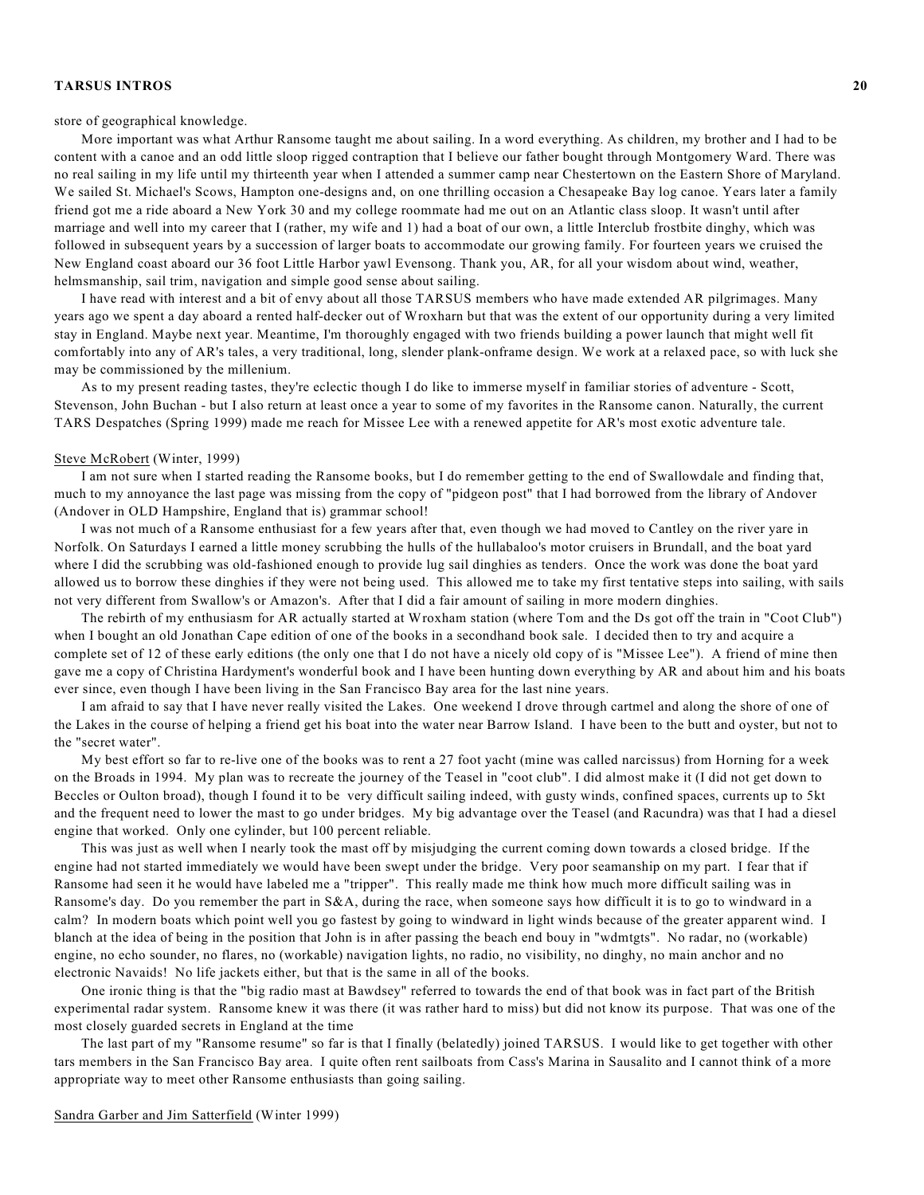store of geographical knowledge.

More important was what Arthur Ransome taught me about sailing. In a word everything. As children, my brother and I had to be content with a canoe and an odd little sloop rigged contraption that I believe our father bought through Montgomery Ward. There was no real sailing in my life until my thirteenth year when I attended a summer camp near Chestertown on the Eastern Shore of Maryland. We sailed St. Michael's Scows, Hampton one-designs and, on one thrilling occasion a Chesapeake Bay log canoe. Years later a family friend got me a ride aboard a New York 30 and my college roommate had me out on an Atlantic class sloop. It wasn't until after marriage and well into my career that I (rather, my wife and 1) had a boat of our own, a little Interclub frostbite dinghy, which was followed in subsequent years by a succession of larger boats to accommodate our growing family. For fourteen years we cruised the New England coast aboard our 36 foot Little Harbor yawl Evensong. Thank you, AR, for all your wisdom about wind, weather, helmsmanship, sail trim, navigation and simple good sense about sailing.

I have read with interest and a bit of envy about all those TARSUS members who have made extended AR pilgrimages. Many years ago we spent a day aboard a rented half-decker out of Wroxharn but that was the extent of our opportunity during a very limited stay in England. Maybe next year. Meantime, I'm thoroughly engaged with two friends building a power launch that might well fit comfortably into any of AR's tales, a very traditional, long, slender plank-onframe design. We work at a relaxed pace, so with luck she may be commissioned by the millenium.

As to my present reading tastes, they're eclectic though I do like to immerse myself in familiar stories of adventure - Scott, Stevenson, John Buchan - but I also return at least once a year to some of my favorites in the Ransome canon. Naturally, the current TARS Despatches (Spring 1999) made me reach for Missee Lee with a renewed appetite for AR's most exotic adventure tale.

Steve McRobert (Winter, 1999)

I am not sure when I started reading the Ransome books, but I do remember getting to the end of Swallowdale and finding that, much to my annoyance the last page was missing from the copy of "pidgeon post" that I had borrowed from the library of Andover (Andover in OLD Hampshire, England that is) grammar school!

I was not much of a Ransome enthusiast for a few years after that, even though we had moved to Cantley on the river yare in Norfolk. On Saturdays I earned a little money scrubbing the hulls of the hullabaloo's motor cruisers in Brundall, and the boat yard where I did the scrubbing was old-fashioned enough to provide lug sail dinghies as tenders. Once the work was done the boat yard allowed us to borrow these dinghies if they were not being used. This allowed me to take my first tentative steps into sailing, with sails not very different from Swallow's or Amazon's. After that I did a fair amount of sailing in more modern dinghies.

The rebirth of my enthusiasm for AR actually started at Wroxham station (where Tom and the Ds got off the train in "Coot Club") when I bought an old Jonathan Cape edition of one of the books in a secondhand book sale. I decided then to try and acquire a complete set of 12 of these early editions (the only one that I do not have a nicely old copy of is "Missee Lee"). A friend of mine then gave me a copy of Christina Hardyment's wonderful book and I have been hunting down everything by AR and about him and his boats ever since, even though I have been living in the San Francisco Bay area for the last nine years.

I am afraid to say that I have never really visited the Lakes. One weekend I drove through cartmel and along the shore of one of the Lakes in the course of helping a friend get his boat into the water near Barrow Island. I have been to the butt and oyster, but not to the "secret water".

My best effort so far to re-live one of the books was to rent a 27 foot yacht (mine was called narcissus) from Horning for a week on the Broads in 1994. My plan was to recreate the journey of the Teasel in "coot club". I did almost make it (I did not get down to Beccles or Oulton broad), though I found it to be very difficult sailing indeed, with gusty winds, confined spaces, currents up to 5kt and the frequent need to lower the mast to go under bridges. My big advantage over the Teasel (and Racundra) was that I had a diesel engine that worked. Only one cylinder, but 100 percent reliable.

This was just as well when I nearly took the mast off by misjudging the current coming down towards a closed bridge. If the engine had not started immediately we would have been swept under the bridge. Very poor seamanship on my part. I fear that if Ransome had seen it he would have labeled me a "tripper". This really made me think how much more difficult sailing was in Ransome's day. Do you remember the part in S&A, during the race, when someone says how difficult it is to go to windward in a calm? In modern boats which point well you go fastest by going to windward in light winds because of the greater apparent wind. I blanch at the idea of being in the position that John is in after passing the beach end bouy in "wdmtgts". No radar, no (workable) engine, no echo sounder, no flares, no (workable) navigation lights, no radio, no visibility, no dinghy, no main anchor and no electronic Navaids! No life jackets either, but that is the same in all of the books.

One ironic thing is that the "big radio mast at Bawdsey" referred to towards the end of that book was in fact part of the British experimental radar system. Ransome knew it was there (it was rather hard to miss) but did not know its purpose. That was one of the most closely guarded secrets in England at the time

The last part of my "Ransome resume" so far is that I finally (belatedly) joined TARSUS. I would like to get together with other tars members in the San Francisco Bay area. I quite often rent sailboats from Cass's Marina in Sausalito and I cannot think of a more appropriate way to meet other Ransome enthusiasts than going sailing.

Sandra Garber and Jim Satterfield (Winter 1999)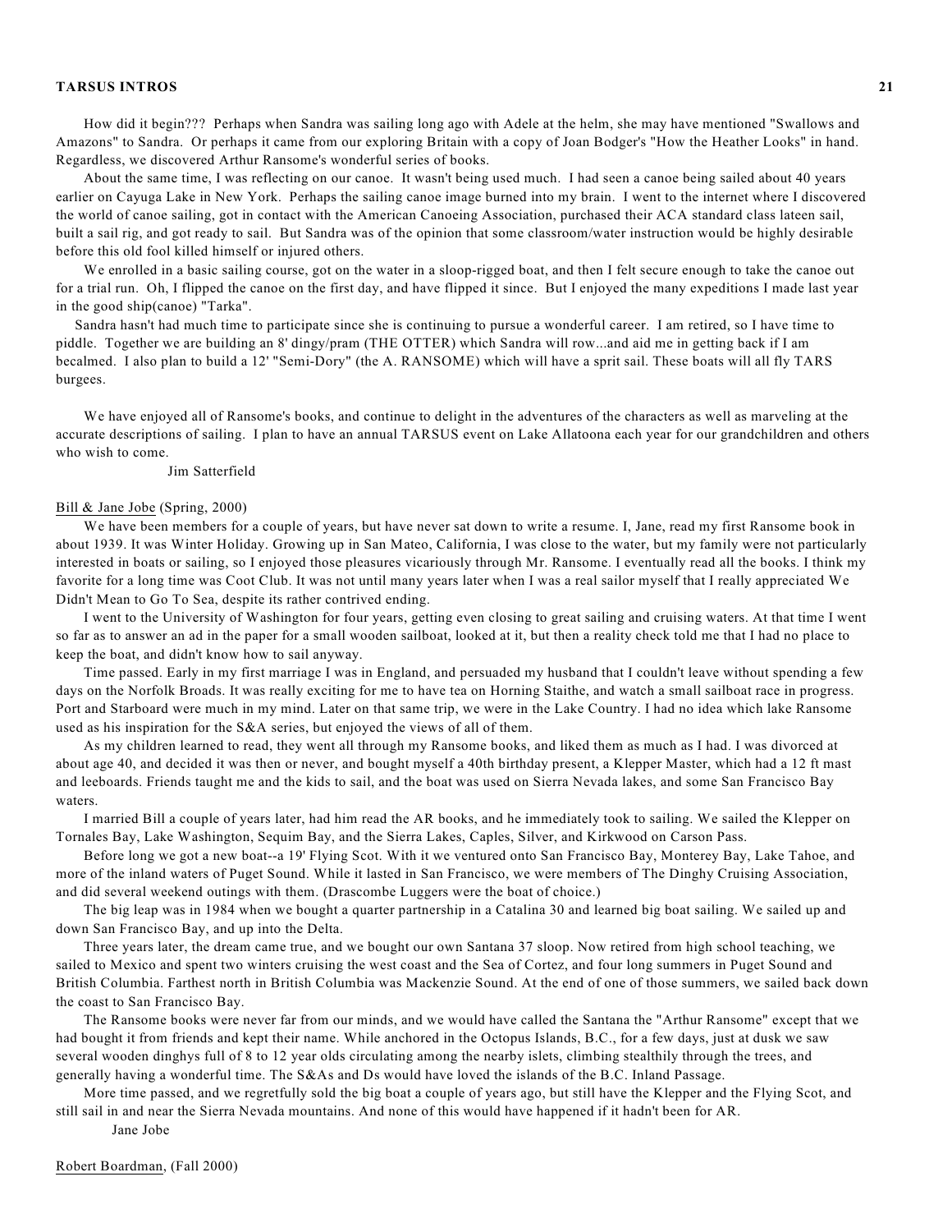How did it begin??? Perhaps when Sandra was sailing long ago with Adele at the helm, she may have mentioned "Swallows and Amazons" to Sandra. Or perhaps it came from our exploring Britain with a copy of Joan Bodger's "How the Heather Looks" in hand. Regardless, we discovered Arthur Ransome's wonderful series of books.

About the same time, I was reflecting on our canoe. It wasn't being used much. I had seen a canoe being sailed about 40 years earlier on Cayuga Lake in New York. Perhaps the sailing canoe image burned into my brain. I went to the internet where I discovered the world of canoe sailing, got in contact with the American Canoeing Association, purchased their ACA standard class lateen sail, built a sail rig, and got ready to sail. But Sandra was of the opinion that some classroom/water instruction would be highly desirable before this old fool killed himself or injured others.

We enrolled in a basic sailing course, got on the water in a sloop-rigged boat, and then I felt secure enough to take the canoe out for a trial run. Oh, I flipped the canoe on the first day, and have flipped it since. But I enjoyed the many expeditions I made last year in the good ship(canoe) "Tarka".

Sandra hasn't had much time to participate since she is continuing to pursue a wonderful career. I am retired, so I have time to piddle. Together we are building an 8' dingy/pram (THE OTTER) which Sandra will row...and aid me in getting back if I am becalmed. I also plan to build a 12' "Semi-Dory" (the A. RANSOME) which will have a sprit sail. These boats will all fly TARS burgees.

We have enjoyed all of Ransome's books, and continue to delight in the adventures of the characters as well as marveling at the accurate descriptions of sailing. I plan to have an annual TARSUS event on Lake Allatoona each year for our grandchildren and others who wish to come.

Jim Satterfield

Bill & Jane Jobe (Spring, 2000)

We have been members for a couple of years, but have never sat down to write a resume. I, Jane, read my first Ransome book in about 1939. It was Winter Holiday. Growing up in San Mateo, California, I was close to the water, but my family were not particularly interested in boats or sailing, so I enjoyed those pleasures vicariously through Mr. Ransome. I eventually read all the books. I think my favorite for a long time was Coot Club. It was not until many years later when I was a real sailor myself that I really appreciated We Didn't Mean to Go To Sea, despite its rather contrived ending.

I went to the University of Washington for four years, getting even closing to great sailing and cruising waters. At that time I went so far as to answer an ad in the paper for a small wooden sailboat, looked at it, but then a reality check told me that I had no place to keep the boat, and didn't know how to sail anyway.

Time passed. Early in my first marriage I was in England, and persuaded my husband that I couldn't leave without spending a few days on the Norfolk Broads. It was really exciting for me to have tea on Horning Staithe, and watch a small sailboat race in progress. Port and Starboard were much in my mind. Later on that same trip, we were in the Lake Country. I had no idea which lake Ransome used as his inspiration for the S&A series, but enjoyed the views of all of them.

As my children learned to read, they went all through my Ransome books, and liked them as much as I had. I was divorced at about age 40, and decided it was then or never, and bought myself a 40th birthday present, a Klepper Master, which had a 12 ft mast and leeboards. Friends taught me and the kids to sail, and the boat was used on Sierra Nevada lakes, and some San Francisco Bay waters.

I married Bill a couple of years later, had him read the AR books, and he immediately took to sailing. We sailed the Klepper on Tornales Bay, Lake Washington, Sequim Bay, and the Sierra Lakes, Caples, Silver, and Kirkwood on Carson Pass.

Before long we got a new boat--a 19' Flying Scot. With it we ventured onto San Francisco Bay, Monterey Bay, Lake Tahoe, and more of the inland waters of Puget Sound. While it lasted in San Francisco, we were members of The Dinghy Cruising Association, and did several weekend outings with them. (Drascombe Luggers were the boat of choice.)

The big leap was in 1984 when we bought a quarter partnership in a Catalina 30 and learned big boat sailing. We sailed up and down San Francisco Bay, and up into the Delta.

Three years later, the dream came true, and we bought our own Santana 37 sloop. Now retired from high school teaching, we sailed to Mexico and spent two winters cruising the west coast and the Sea of Cortez, and four long summers in Puget Sound and British Columbia. Farthest north in British Columbia was Mackenzie Sound. At the end of one of those summers, we sailed back down the coast to San Francisco Bay.

The Ransome books were never far from our minds, and we would have called the Santana the "Arthur Ransome" except that we had bought it from friends and kept their name. While anchored in the Octopus Islands, B.C., for a few days, just at dusk we saw several wooden dinghys full of 8 to 12 year olds circulating among the nearby islets, climbing stealthily through the trees, and generally having a wonderful time. The S&As and Ds would have loved the islands of the B.C. Inland Passage.

More time passed, and we regretfully sold the big boat a couple of years ago, but still have the Klepper and the Flying Scot, and still sail in and near the Sierra Nevada mountains. And none of this would have happened if it hadn't been for AR.

Jane Jobe

Robert Boardman, (Fall 2000)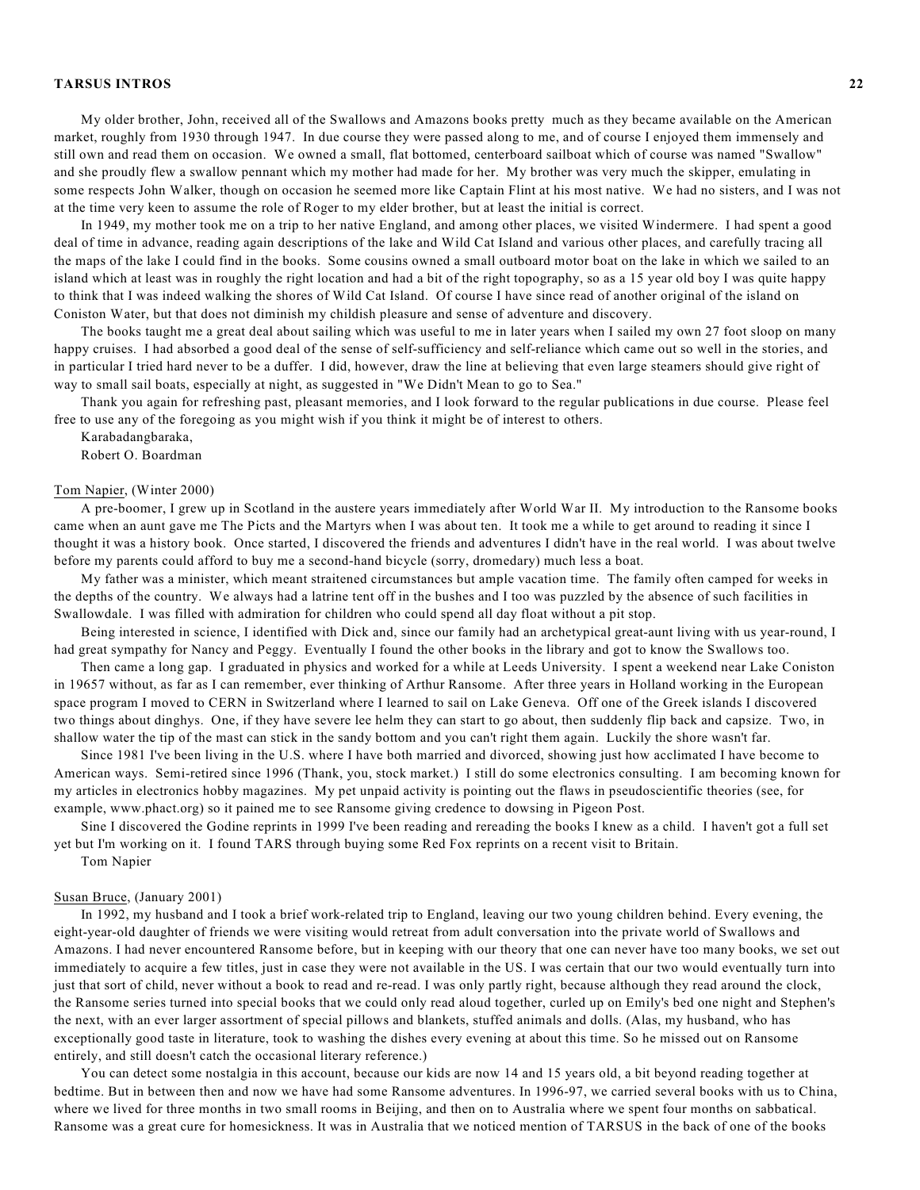My older brother, John, received all of the Swallows and Amazons books pretty much as they became available on the American market, roughly from 1930 through 1947. In due course they were passed along to me, and of course I enjoyed them immensely and still own and read them on occasion. We owned a small, flat bottomed, centerboard sailboat which of course was named "Swallow" and she proudly flew a swallow pennant which my mother had made for her. My brother was very much the skipper, emulating in some respects John Walker, though on occasion he seemed more like Captain Flint at his most native. We had no sisters, and I was not at the time very keen to assume the role of Roger to my elder brother, but at least the initial is correct.

In 1949, my mother took me on a trip to her native England, and among other places, we visited Windermere. I had spent a good deal of time in advance, reading again descriptions of the lake and Wild Cat Island and various other places, and carefully tracing all the maps of the lake I could find in the books. Some cousins owned a small outboard motor boat on the lake in which we sailed to an island which at least was in roughly the right location and had a bit of the right topography, so as a 15 year old boy I was quite happy to think that I was indeed walking the shores of Wild Cat Island. Of course I have since read of another original of the island on Coniston Water, but that does not diminish my childish pleasure and sense of adventure and discovery.

The books taught me a great deal about sailing which was useful to me in later years when I sailed my own 27 foot sloop on many happy cruises. I had absorbed a good deal of the sense of self-sufficiency and self-reliance which came out so well in the stories, and in particular I tried hard never to be a duffer. I did, however, draw the line at believing that even large steamers should give right of way to small sail boats, especially at night, as suggested in "We Didn't Mean to go to Sea."

Thank you again for refreshing past, pleasant memories, and I look forward to the regular publications in due course. Please feel free to use any of the foregoing as you might wish if you think it might be of interest to others.

Karabadangbaraka,

Robert O. Boardman

Tom Napier, (Winter 2000)

A pre-boomer, I grew up in Scotland in the austere years immediately after World War II. My introduction to the Ransome books came when an aunt gave me The Picts and the Martyrs when I was about ten. It took me a while to get around to reading it since I thought it was a history book. Once started, I discovered the friends and adventures I didn't have in the real world. I was about twelve before my parents could afford to buy me a second-hand bicycle (sorry, dromedary) much less a boat.

My father was a minister, which meant straitened circumstances but ample vacation time. The family often camped for weeks in the depths of the country. We always had a latrine tent off in the bushes and I too was puzzled by the absence of such facilities in Swallowdale. I was filled with admiration for children who could spend all day float without a pit stop.

Being interested in science, I identified with Dick and, since our family had an archetypical great-aunt living with us year-round, I had great sympathy for Nancy and Peggy. Eventually I found the other books in the library and got to know the Swallows too.

Then came a long gap. I graduated in physics and worked for a while at Leeds University. I spent a weekend near Lake Coniston in 19657 without, as far as I can remember, ever thinking of Arthur Ransome. After three years in Holland working in the European space program I moved to CERN in Switzerland where I learned to sail on Lake Geneva. Off one of the Greek islands I discovered two things about dinghys. One, if they have severe lee helm they can start to go about, then suddenly flip back and capsize. Two, in shallow water the tip of the mast can stick in the sandy bottom and you can't right them again. Luckily the shore wasn't far.

Since 1981 I've been living in the U.S. where I have both married and divorced, showing just how acclimated I have become to American ways. Semi-retired since 1996 (Thank, you, stock market.) I still do some electronics consulting. I am becoming known for my articles in electronics hobby magazines. My pet unpaid activity is pointing out the flaws in pseudoscientific theories (see, for example, www.phact.org) so it pained me to see Ransome giving credence to dowsing in Pigeon Post.

Sine I discovered the Godine reprints in 1999 I've been reading and rereading the books I knew as a child. I haven't got a full set yet but I'm working on it. I found TARS through buying some Red Fox reprints on a recent visit to Britain.

Tom Napier

Susan Bruce, (January 2001)

In 1992, my husband and I took a brief work-related trip to England, leaving our two young children behind. Every evening, the eight-year-old daughter of friends we were visiting would retreat from adult conversation into the private world of Swallows and Amazons. I had never encountered Ransome before, but in keeping with our theory that one can never have too many books, we set out immediately to acquire a few titles, just in case they were not available in the US. I was certain that our two would eventually turn into just that sort of child, never without a book to read and re-read. I was only partly right, because although they read around the clock, the Ransome series turned into special books that we could only read aloud together, curled up on Emily's bed one night and Stephen's the next, with an ever larger assortment of special pillows and blankets, stuffed animals and dolls. (Alas, my husband, who has exceptionally good taste in literature, took to washing the dishes every evening at about this time. So he missed out on Ransome entirely, and still doesn't catch the occasional literary reference.)

You can detect some nostalgia in this account, because our kids are now 14 and 15 years old, a bit beyond reading together at bedtime. But in between then and now we have had some Ransome adventures. In 1996-97, we carried several books with us to China, where we lived for three months in two small rooms in Beijing, and then on to Australia where we spent four months on sabbatical. Ransome was a great cure for homesickness. It was in Australia that we noticed mention of TARSUS in the back of one of the books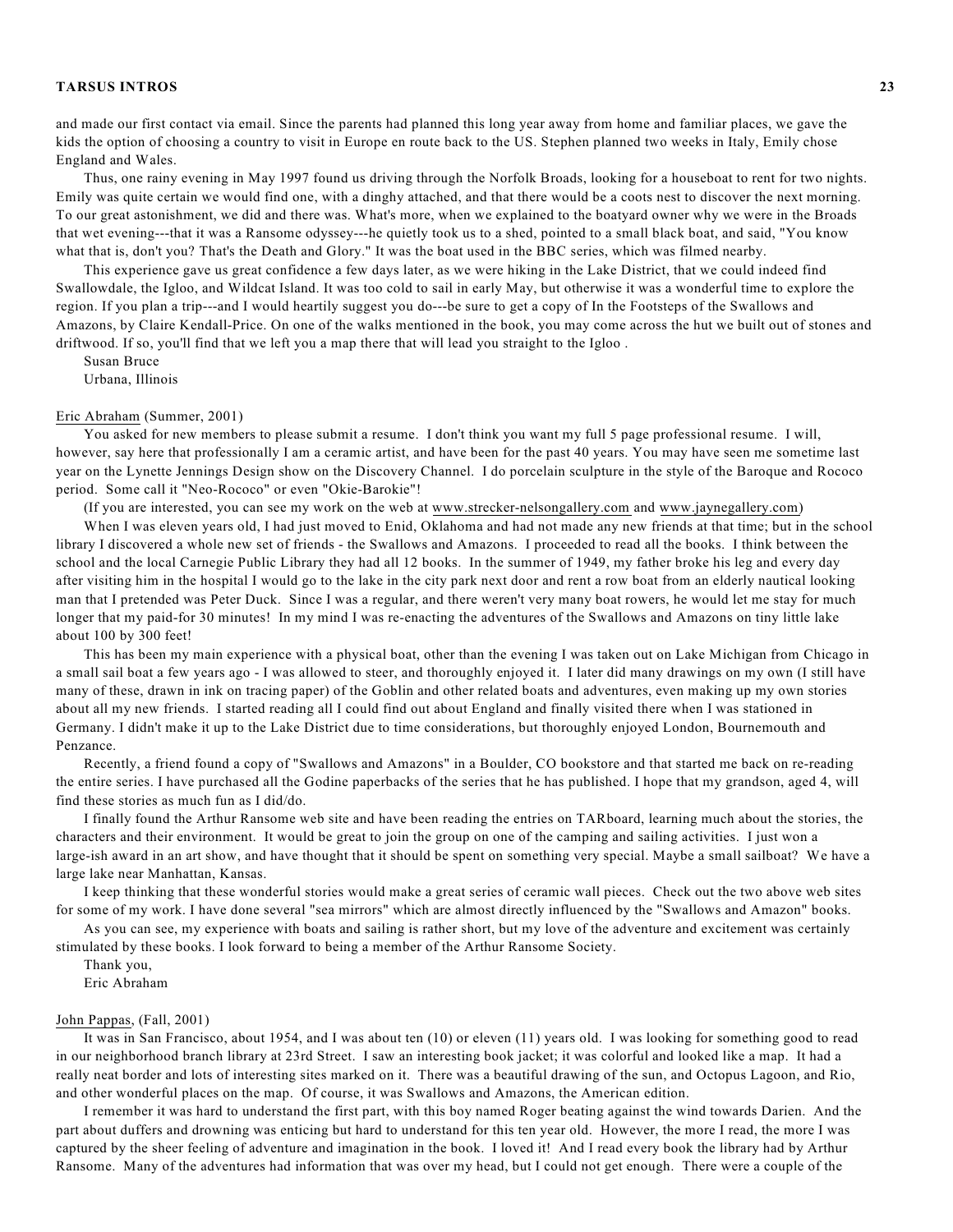and made our first contact via email. Since the parents had planned this long year away from home and familiar places, we gave the kids the option of choosing a country to visit in Europe en route back to the US. Stephen planned two weeks in Italy, Emily chose England and Wales.

Thus, one rainy evening in May 1997 found us driving through the Norfolk Broads, looking for a houseboat to rent for two nights. Emily was quite certain we would find one, with a dinghy attached, and that there would be a coots nest to discover the next morning. To our great astonishment, we did and there was. What's more, when we explained to the boatyard owner why we were in the Broads that wet evening---that it was a Ransome odyssey---he quietly took us to a shed, pointed to a small black boat, and said, "You know what that is, don't you? That's the Death and Glory." It was the boat used in the BBC series, which was filmed nearby.

This experience gave us great confidence a few days later, as we were hiking in the Lake District, that we could indeed find Swallowdale, the Igloo, and Wildcat Island. It was too cold to sail in early May, but otherwise it was a wonderful time to explore the region. If you plan a trip---and I would heartily suggest you do---be sure to get a copy of In the Footsteps of the Swallows and Amazons, by Claire Kendall-Price. On one of the walks mentioned in the book, you may come across the hut we built out of stones and driftwood. If so, you'll find that we left you a map there that will lead you straight to the Igloo .

Susan Bruce
Urbana, Illinois

Eric Abraham (Summer, 2001)

You asked for new members to please submit a resume. I don't think you want my full 5 page professional resume. I will, however, say here that professionally I am a ceramic artist, and have been for the past 40 years. You may have seen me sometime last year on the Lynette Jennings Design show on the Discovery Channel. I do porcelain sculpture in the style of the Baroque and Rococo period. Some call it "Neo-Rococo" or even "Okie-Barokie"!

(If you are interested, you can see my work on the web at www.strecker-nelsongallery.com and www.jaynegallery.com)

When I was eleven years old, I had just moved to Enid, Oklahoma and had not made any new friends at that time; but in the school library I discovered a whole new set of friends - the Swallows and Amazons. I proceeded to read all the books. I think between the school and the local Carnegie Public Library they had all 12 books. In the summer of 1949, my father broke his leg and every day after visiting him in the hospital I would go to the lake in the city park next door and rent a row boat from an elderly nautical looking man that I pretended was Peter Duck. Since I was a regular, and there weren't very many boat rowers, he would let me stay for much longer that my paid-for 30 minutes! In my mind I was re-enacting the adventures of the Swallows and Amazons on tiny little lake about 100 by 300 feet!

This has been my main experience with a physical boat, other than the evening I was taken out on Lake Michigan from Chicago in a small sail boat a few years ago - I was allowed to steer, and thoroughly enjoyed it. I later did many drawings on my own (I still have many of these, drawn in ink on tracing paper) of the Goblin and other related boats and adventures, even making up my own stories about all my new friends. I started reading all I could find out about England and finally visited there when I was stationed in Germany. I didn't make it up to the Lake District due to time considerations, but thoroughly enjoyed London, Bournemouth and Penzance.

Recently, a friend found a copy of "Swallows and Amazons" in a Boulder, CO bookstore and that started me back on re-reading the entire series. I have purchased all the Godine paperbacks of the series that he has published. I hope that my grandson, aged 4, will find these stories as much fun as I did/do.

I finally found the Arthur Ransome web site and have been reading the entries on TARboard, learning much about the stories, the characters and their environment. It would be great to join the group on one of the camping and sailing activities. I just won a large-ish award in an art show, and have thought that it should be spent on something very special. Maybe a small sailboat? We have a large lake near Manhattan, Kansas.

I keep thinking that these wonderful stories would make a great series of ceramic wall pieces. Check out the two above web sites for some of my work. I have done several "sea mirrors" which are almost directly influenced by the "Swallows and Amazon" books.

As you can see, my experience with boats and sailing is rather short, but my love of the adventure and excitement was certainly stimulated by these books. I look forward to being a member of the Arthur Ransome Society.

Thank you,
Eric Abraham

John Pappas, (Fall, 2001)

It was in San Francisco, about 1954, and I was about ten (10) or eleven (11) years old. I was looking for something good to read in our neighborhood branch library at 23rd Street. I saw an interesting book jacket; it was colorful and looked like a map. It had a really neat border and lots of interesting sites marked on it. There was a beautiful drawing of the sun, and Octopus Lagoon, and Rio, and other wonderful places on the map. Of course, it was Swallows and Amazons, the American edition.

I remember it was hard to understand the first part, with this boy named Roger beating against the wind towards Darien. And the part about duffers and drowning was enticing but hard to understand for this ten year old. However, the more I read, the more I was captured by the sheer feeling of adventure and imagination in the book. I loved it! And I read every book the library had by Arthur Ransome. Many of the adventures had information that was over my head, but I could not get enough. There were a couple of the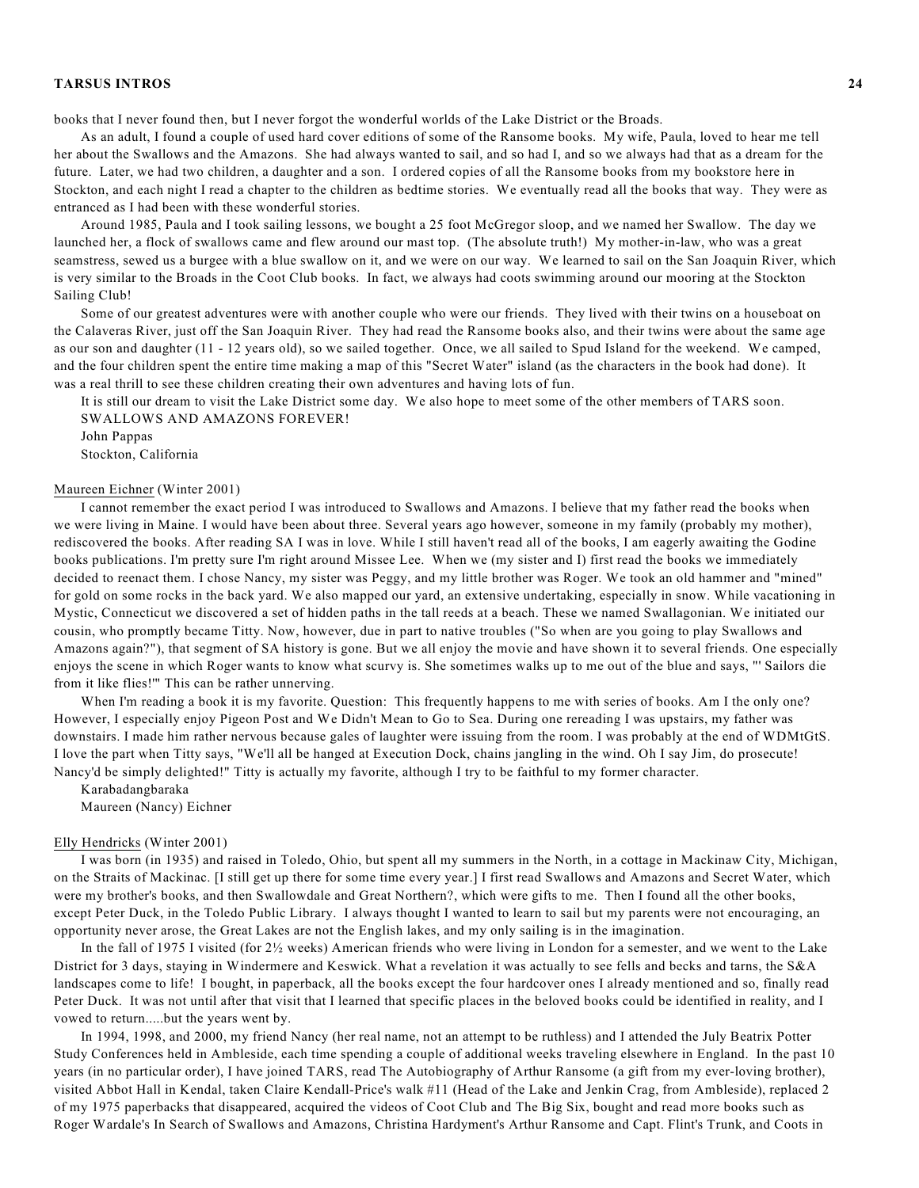books that I never found then, but I never forgot the wonderful worlds of the Lake District or the Broads.

As an adult, I found a couple of used hard cover editions of some of the Ransome books. My wife, Paula, loved to hear me tell her about the Swallows and the Amazons. She had always wanted to sail, and so had I, and so we always had that as a dream for the future. Later, we had two children, a daughter and a son. I ordered copies of all the Ransome books from my bookstore here in Stockton, and each night I read a chapter to the children as bedtime stories. We eventually read all the books that way. They were as entranced as I had been with these wonderful stories.

Around 1985, Paula and I took sailing lessons, we bought a 25 foot McGregor sloop, and we named her Swallow. The day we launched her, a flock of swallows came and flew around our mast top. (The absolute truth!) My mother-in-law, who was a great seamstress, sewed us a burgee with a blue swallow on it, and we were on our way. We learned to sail on the San Joaquin River, which is very similar to the Broads in the Coot Club books. In fact, we always had coots swimming around our mooring at the Stockton Sailing Club!

Some of our greatest adventures were with another couple who were our friends. They lived with their twins on a houseboat on the Calaveras River, just off the San Joaquin River. They had read the Ransome books also, and their twins were about the same age as our son and daughter (11 - 12 years old), so we sailed together. Once, we all sailed to Spud Island for the weekend. We camped, and the four children spent the entire time making a map of this "Secret Water" island (as the characters in the book had done). It was a real thrill to see these children creating their own adventures and having lots of fun.

It is still our dream to visit the Lake District some day. We also hope to meet some of the other members of TARS soon.

SWALLOWS AND AMAZONS FOREVER!

John Pappas

Stockton, California

Maureen Eichner (Winter 2001)

I cannot remember the exact period I was introduced to Swallows and Amazons. I believe that my father read the books when we were living in Maine. I would have been about three. Several years ago however, someone in my family (probably my mother), rediscovered the books. After reading SA I was in love. While I still haven't read all of the books, I am eagerly awaiting the Godine books publications. I'm pretty sure I'm right around Missee Lee. When we (my sister and I) first read the books we immediately decided to reenact them. I chose Nancy, my sister was Peggy, and my little brother was Roger. We took an old hammer and "mined" for gold on some rocks in the back yard. We also mapped our yard, an extensive undertaking, especially in snow. While vacationing in Mystic, Connecticut we discovered a set of hidden paths in the tall reeds at a beach. These we named Swallagonian. We initiated our cousin, who promptly became Titty. Now, however, due in part to native troubles ("So when are you going to play Swallows and Amazons again?"), that segment of SA history is gone. But we all enjoy the movie and have shown it to several friends. One especially enjoys the scene in which Roger wants to know what scurvy is. She sometimes walks up to me out of the blue and says, "' Sailors die from it like flies!'" This can be rather unnerving.

When I'm reading a book it is my favorite. Question: This frequently happens to me with series of books. Am I the only one? However, I especially enjoy Pigeon Post and We Didn't Mean to Go to Sea. During one rereading I was upstairs, my father was downstairs. I made him rather nervous because gales of laughter were issuing from the room. I was probably at the end of WDMtGtS. I love the part when Titty says, "We'll all be hanged at Execution Dock, chains jangling in the wind. Oh I say Jim, do prosecute! Nancy'd be simply delighted!" Titty is actually my favorite, although I try to be faithful to my former character.

Karabadangbaraka

Maureen (Nancy) Eichner

Elly Hendricks (Winter 2001)

I was born (in 1935) and raised in Toledo, Ohio, but spent all my summers in the North, in a cottage in Mackinaw City, Michigan, on the Straits of Mackinac. [I still get up there for some time every year.] I first read Swallows and Amazons and Secret Water, which were my brother's books, and then Swallowdale and Great Northern?, which were gifts to me. Then I found all the other books, except Peter Duck, in the Toledo Public Library. I always thought I wanted to learn to sail but my parents were not encouraging, an opportunity never arose, the Great Lakes are not the English lakes, and my only sailing is in the imagination.

In the fall of 1975 I visited (for 2½ weeks) American friends who were living in London for a semester, and we went to the Lake District for 3 days, staying in Windermere and Keswick. What a revelation it was actually to see fells and becks and tarns, the S&A landscapes come to life! I bought, in paperback, all the books except the four hardcover ones I already mentioned and so, finally read Peter Duck. It was not until after that visit that I learned that specific places in the beloved books could be identified in reality, and I vowed to return.....but the years went by.

In 1994, 1998, and 2000, my friend Nancy (her real name, not an attempt to be ruthless) and I attended the July Beatrix Potter Study Conferences held in Ambleside, each time spending a couple of additional weeks traveling elsewhere in England. In the past 10 years (in no particular order), I have joined TARS, read The Autobiography of Arthur Ransome (a gift from my ever-loving brother), visited Abbot Hall in Kendal, taken Claire Kendall-Price's walk #11 (Head of the Lake and Jenkin Crag, from Ambleside), replaced 2 of my 1975 paperbacks that disappeared, acquired the videos of Coot Club and The Big Six, bought and read more books such as Roger Wardale's In Search of Swallows and Amazons, Christina Hardyment's Arthur Ransome and Capt. Flint's Trunk, and Coots in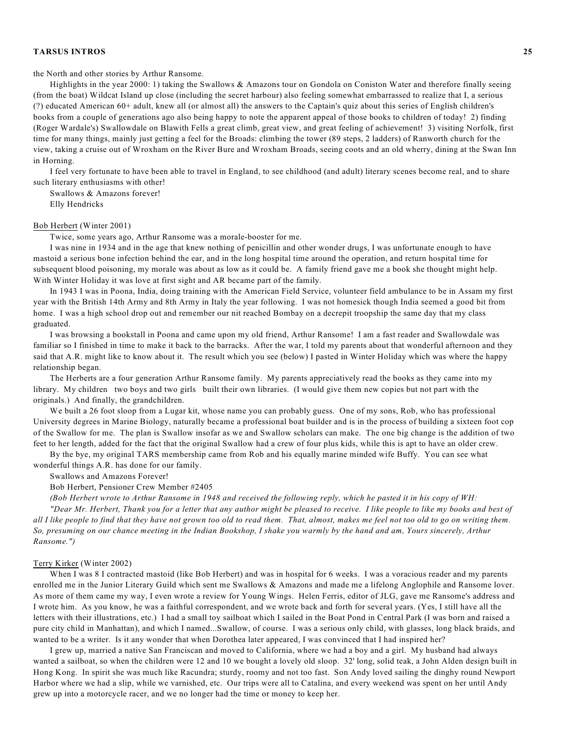the North and other stories by Arthur Ransome.

Highlights in the year 2000: 1) taking the Swallows & Amazons tour on Gondola on Coniston Water and therefore finally seeing (from the boat) Wildcat Island up close (including the secret harbour) also feeling somewhat embarrassed to realize that I, a serious (?) educated American 60+ adult, knew all (or almost all) the answers to the Captain's quiz about this series of English children's books from a couple of generations ago also being happy to note the apparent appeal of those books to children of today! 2) finding (Roger Wardale's) Swallowdale on Blawith Fells a great climb, great view, and great feeling of achievement! 3) visiting Norfolk, first time for many things, mainly just getting a feel for the Broads: climbing the tower (89 steps, 2 ladders) of Ranworth church for the view, taking a cruise out of Wroxham on the River Bure and Wroxham Broads, seeing coots and an old wherry, dining at the Swan Inn in Horning.

I feel very fortunate to have been able to travel in England, to see childhood (and adult) literary scenes become real, and to share such literary enthusiasms with other!

Swallows & Amazons forever!

Elly Hendricks

Bob Herbert (Winter 2001)

Twice, some years ago, Arthur Ransome was a morale-booster for me.

I was nine in 1934 and in the age that knew nothing of penicillin and other wonder drugs, I was unfortunate enough to have mastoid a serious bone infection behind the ear, and in the long hospital time around the operation, and return hospital time for subsequent blood poisoning, my morale was about as low as it could be. A family friend gave me a book she thought might help. With Winter Holiday it was love at first sight and AR became part of the family.

In 1943 I was in Poona, India, doing training with the American Field Service, volunteer field ambulance to be in Assam my first year with the British 14th Army and 8th Army in Italy the year following. I was not homesick though India seemed a good bit from home. I was a high school drop out and remember our nit reached Bombay on a decrepit troopship the same day that my class graduated.

I was browsing a bookstall in Poona and came upon my old friend, Arthur Ransome! I am a fast reader and Swallowdale was familiar so I finished in time to make it back to the barracks. After the war, I told my parents about that wonderful afternoon and they said that A.R. might like to know about it. The result which you see (below) I pasted in Winter Holiday which was where the happy relationship began.

The Herberts are a four generation Arthur Ransome family. My parents appreciatively read the books as they came into my library. My children two boys and two girls built their own libraries. (I would give them new copies but not part with the originals.) And finally, the grandchildren.

We built a 26 foot sloop from a Lugar kit, whose name you can probably guess. One of my sons, Rob, who has professional University degrees in Marine Biology, naturally became a professional boat builder and is in the process of building a sixteen foot cop of the Swallow for me. The plan is Swallow insofar as we and Swallow scholars can make. The one big change is the addition of two feet to her length, added for the fact that the original Swallow had a crew of four plus kids, while this is apt to have an older crew.

By the bye, my original TARS membership came from Rob and his equally marine minded wife Buffy. You can see what wonderful things A.R. has done for our family.

Swallows and Amazons Forever!

Bob Herbert, Pensioner Crew Member #2405

*(Bob Herbert wrote to Arthur Ransome in 1948 and received the following reply, which he pasted it in his copy of WH:*

*"Dear Mr. Herbert, Thank you for a letter that any author might be pleased to receive. I like people to like my books and best of all I like people to find that they have not grown too old to read them. That, almost, makes me feel not too old to go on writing them. So, presuming on our chance meeting in the Indian Bookshop, I shake you warmly by the hand and am, Yours sincerely, Arthur Ransome.")*

Terry Kirker (Winter 2002)

When I was 8 I contracted mastoid (like Bob Herbert) and was in hospital for 6 weeks. I was a voracious reader and my parents enrolled me in the Junior Literary Guild which sent me Swallows & Amazons and made me a lifelong Anglophile and Ransome lover. As more of them came my way, I even wrote a review for Young Wings. Helen Ferris, editor of JLG, gave me Ransome's address and I wrote him. As you know, he was a faithful correspondent, and we wrote back and forth for several years. (Yes, I still have all the letters with their illustrations, etc.) I had a small toy sailboat which I sailed in the Boat Pond in Central Park (I was born and raised a pure city child in Manhattan), and which I named...Swallow, of course. I was a serious only child, with glasses, long black braids, and wanted to be a writer. Is it any wonder that when Dorothea later appeared, I was convinced that I had inspired her?

I grew up, married a native San Franciscan and moved to California, where we had a boy and a girl. My husband had always wanted a sailboat, so when the children were 12 and 10 we bought a lovely old sloop. 32' long, solid teak, a John Alden design built in Hong Kong. In spirit she was much like Racundra; sturdy, roomy and not too fast. Son Andy loved sailing the dinghy round Newport Harbor where we had a slip, while we varnished, etc. Our trips were all to Catalina, and every weekend was spent on her until Andy grew up into a motorcycle racer, and we no longer had the time or money to keep her.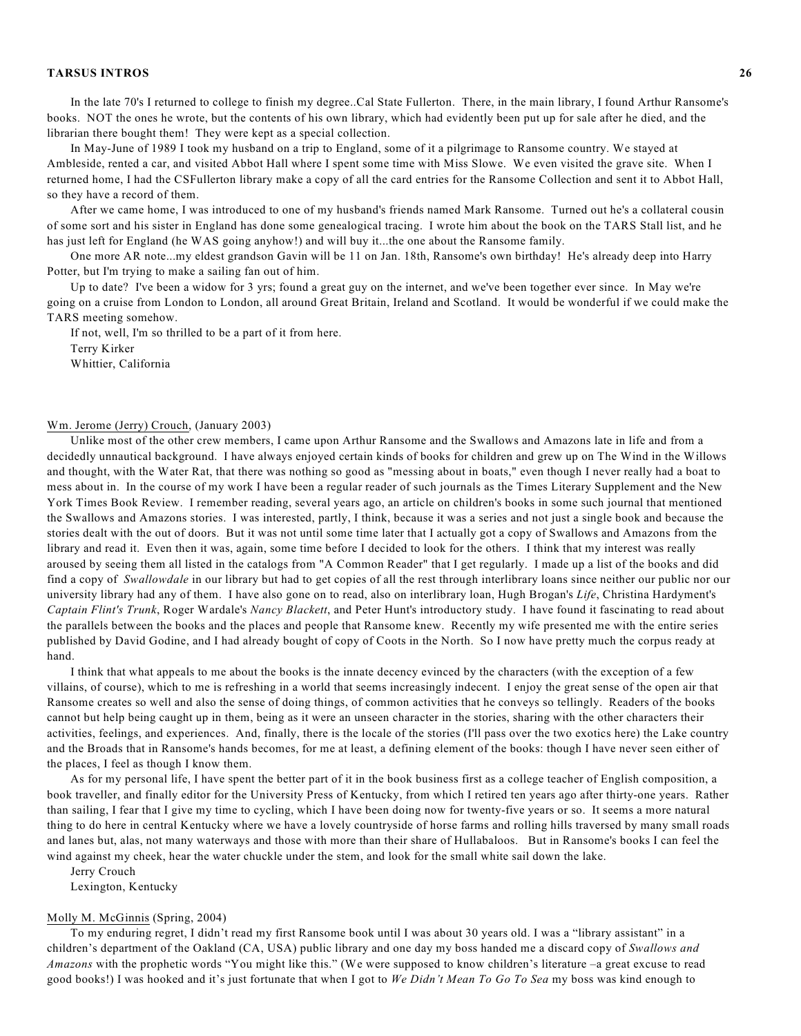In the late 70's I returned to college to finish my degree..Cal State Fullerton. There, in the main library, I found Arthur Ransome's books. NOT the ones he wrote, but the contents of his own library, which had evidently been put up for sale after he died, and the librarian there bought them! They were kept as a special collection.

In May-June of 1989 I took my husband on a trip to England, some of it a pilgrimage to Ransome country. We stayed at Ambleside, rented a car, and visited Abbot Hall where I spent some time with Miss Slowe. We even visited the grave site. When I returned home, I had the CSFullerton library make a copy of all the card entries for the Ransome Collection and sent it to Abbot Hall, so they have a record of them.

After we came home, I was introduced to one of my husband's friends named Mark Ransome. Turned out he's a collateral cousin of some sort and his sister in England has done some genealogical tracing. I wrote him about the book on the TARS Stall list, and he has just left for England (he WAS going anyhow!) and will buy it...the one about the Ransome family.

One more AR note...my eldest grandson Gavin will be 11 on Jan. 18th, Ransome's own birthday! He's already deep into Harry Potter, but I'm trying to make a sailing fan out of him.

Up to date? I've been a widow for 3 yrs; found a great guy on the internet, and we've been together ever since. In May we're going on a cruise from London to London, all around Great Britain, Ireland and Scotland. It would be wonderful if we could make the TARS meeting somehow.

If not, well, I'm so thrilled to be a part of it from here.

Terry Kirker
Whittier, California

<u>Wm. Jerome (Jerry) Crouch</u>, (January 2003)

Unlike most of the other crew members, I came upon Arthur Ransome and the Swallows and Amazons late in life and from a decidedly unnautical background. I have always enjoyed certain kinds of books for children and grew up on The Wind in the Willows and thought, with the Water Rat, that there was nothing so good as "messing about in boats," even though I never really had a boat to mess about in. In the course of my work I have been a regular reader of such journals as the Times Literary Supplement and the New York Times Book Review. I remember reading, several years ago, an article on children's books in some such journal that mentioned the Swallows and Amazons stories. I was interested, partly, I think, because it was a series and not just a single book and because the stories dealt with the out of doors. But it was not until some time later that I actually got a copy of Swallows and Amazons from the library and read it. Even then it was, again, some time before I decided to look for the others. I think that my interest was really aroused by seeing them all listed in the catalogs from "A Common Reader" that I get regularly. I made up a list of the books and did find a copy of *Swallowdale* in our library but had to get copies of all the rest through interlibrary loans since neither our public nor our university library had any of them. I have also gone on to read, also on interlibrary loan, Hugh Brogan's *Life*, Christina Hardyment's *Captain Flint's Trunk*, Roger Wardale's *Nancy Blackett*, and Peter Hunt's introductory study. I have found it fascinating to read about the parallels between the books and the places and people that Ransome knew. Recently my wife presented me with the entire series published by David Godine, and I had already bought of copy of Coots in the North. So I now have pretty much the corpus ready at hand.

I think that what appeals to me about the books is the innate decency evinced by the characters (with the exception of a few villains, of course), which to me is refreshing in a world that seems increasingly indecent. I enjoy the great sense of the open air that Ransome creates so well and also the sense of doing things, of common activities that he conveys so tellingly. Readers of the books cannot but help being caught up in them, being as it were an unseen character in the stories, sharing with the other characters their activities, feelings, and experiences. And, finally, there is the locale of the stories (I'll pass over the two exotics here) the Lake country and the Broads that in Ransome's hands becomes, for me at least, a defining element of the books: though I have never seen either of the places, I feel as though I know them.

As for my personal life, I have spent the better part of it in the book business first as a college teacher of English composition, a book traveller, and finally editor for the University Press of Kentucky, from which I retired ten years ago after thirty-one years. Rather than sailing, I fear that I give my time to cycling, which I have been doing now for twenty-five years or so. It seems a more natural thing to do here in central Kentucky where we have a lovely countryside of horse farms and rolling hills traversed by many small roads and lanes but, alas, not many waterways and those with more than their share of Hullabaloos. But in Ransome's books I can feel the wind against my cheek, hear the water chuckle under the stem, and look for the small white sail down the lake.

Jerry Crouch
Lexington, Kentucky

<u>Molly M. McGinnis</u> (Spring, 2004)

To my enduring regret, I didn't read my first Ransome book until I was about 30 years old. I was a "library assistant" in a children's department of the Oakland (CA, USA) public library and one day my boss handed me a discard copy of *Swallows and Amazons* with the prophetic words "You might like this." (We were supposed to know children's literature –a great excuse to read good books!) I was hooked and it's just fortunate that when I got to *We Didn't Mean To Go To Sea* my boss was kind enough to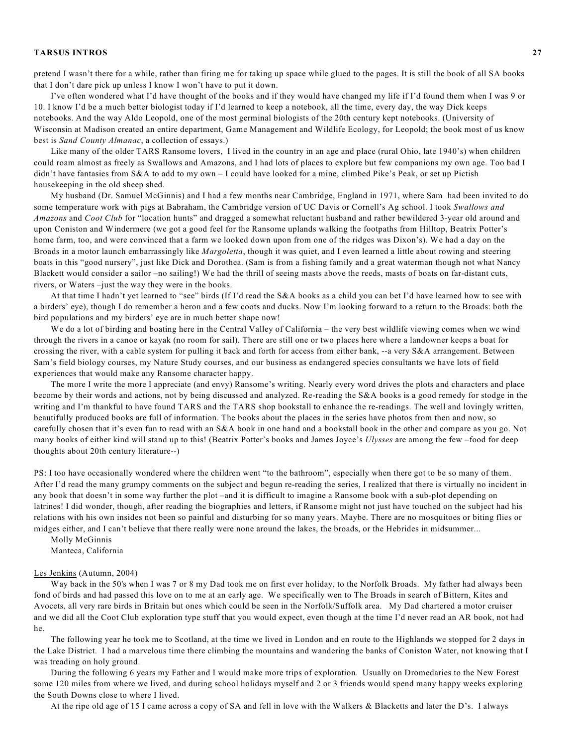pretend I wasn't there for a while, rather than firing me for taking up space while glued to the pages. It is still the book of all SA books that I don't dare pick up unless I know I won't have to put it down.

I've often wondered what I'd have thought of the books and if they would have changed my life if I'd found them when I was 9 or 10. I know I'd be a much better biologist today if I'd learned to keep a notebook, all the time, every day, the way Dick keeps notebooks. And the way Aldo Leopold, one of the most germinal biologists of the 20th century kept notebooks. (University of Wisconsin at Madison created an entire department, Game Management and Wildlife Ecology, for Leopold; the book most of us know best is *Sand County Almanac*, a collection of essays.)

Like many of the older TARS Ransome lovers, I lived in the country in an age and place (rural Ohio, late 1940's) when children could roam almost as freely as Swallows and Amazons, and I had lots of places to explore but few companions my own age. Too bad I didn't have fantasies from S&A to add to my own – I could have looked for a mine, climbed Pike's Peak, or set up Pictish housekeeping in the old sheep shed.

My husband (Dr. Samuel McGinnis) and I had a few months near Cambridge, England in 1971, where Sam had been invited to do some temperature work with pigs at Babraham, the Cambridge version of UC Davis or Cornell's Ag school. I took *Swallows and Amazons* and *Coot Club* for "location hunts" and dragged a somewhat reluctant husband and rather bewildered 3-year old around and upon Coniston and Windermere (we got a good feel for the Ransome uplands walking the footpaths from Hilltop, Beatrix Potter's home farm, too, and were convinced that a farm we looked down upon from one of the ridges was Dixon's). We had a day on the Broads in a motor launch embarrassingly like *Margoletta*, though it was quiet, and I even learned a little about rowing and steering boats in this "good nursery", just like Dick and Dorothea. (Sam is from a fishing family and a great waterman though not what Nancy Blackett would consider a sailor –no sailing!) We had the thrill of seeing masts above the reeds, masts of boats on far-distant cuts, rivers, or Waters –just the way they were in the books.

At that time I hadn't yet learned to "see" birds (If I'd read the S&A books as a child you can bet I'd have learned how to see with a birders' eye), though I do remember a heron and a few coots and ducks. Now I'm looking forward to a return to the Broads: both the bird populations and my birders' eye are in much better shape now!

We do a lot of birding and boating here in the Central Valley of California – the very best wildlife viewing comes when we wind through the rivers in a canoe or kayak (no room for sail). There are still one or two places here where a landowner keeps a boat for crossing the river, with a cable system for pulling it back and forth for access from either bank, --a very S&A arrangement. Between Sam's field biology courses, my Nature Study courses, and our business as endangered species consultants we have lots of field experiences that would make any Ransome character happy.

The more I write the more I appreciate (and envy) Ransome's writing. Nearly every word drives the plots and characters and place become by their words and actions, not by being discussed and analyzed. Re-reading the S&A books is a good remedy for stodge in the writing and I'm thankful to have found TARS and the TARS shop bookstall to enhance the re-readings. The well and lovingly written, beautifully produced books are full of information. The books about the places in the series have photos from then and now, so carefully chosen that it's even fun to read with an S&A book in one hand and a bookstall book in the other and compare as you go. Not many books of either kind will stand up to this! (Beatrix Potter's books and James Joyce's *Ulysses* are among the few –food for deep thoughts about 20th century literature--)

PS: I too have occasionally wondered where the children went "to the bathroom", especially when there got to be so many of them. After I'd read the many grumpy comments on the subject and begun re-reading the series, I realized that there is virtually no incident in any book that doesn't in some way further the plot –and it is difficult to imagine a Ransome book with a sub-plot depending on latrines! I did wonder, though, after reading the biographies and letters, if Ransome might not just have touched on the subject had his relations with his own insides not been so painful and disturbing for so many years. Maybe. There are no mosquitoes or biting flies or midges either, and I can't believe that there really were none around the lakes, the broads, or the Hebrides in midsummer...

Molly McGinnis
Manteca, California

Les Jenkins (Autumn, 2004)

Way back in the 50's when I was 7 or 8 my Dad took me on first ever holiday, to the Norfolk Broads. My father had always been fond of birds and had passed this love on to me at an early age. We specifically wen to The Broads in search of Bittern, Kites and Avocets, all very rare birds in Britain but ones which could be seen in the Norfolk/Suffolk area. My Dad chartered a motor cruiser and we did all the Coot Club exploration type stuff that you would expect, even though at the time I'd never read an AR book, not had he.

The following year he took me to Scotland, at the time we lived in London and en route to the Highlands we stopped for 2 days in the Lake District. I had a marvelous time there climbing the mountains and wandering the banks of Coniston Water, not knowing that I was treading on holy ground.

During the following 6 years my Father and I would make more trips of exploration. Usually on Dromedaries to the New Forest some 120 miles from where we lived, and during school holidays myself and 2 or 3 friends would spend many happy weeks exploring the South Downs close to where I lived.

At the ripe old age of 15 I came across a copy of SA and fell in love with the Walkers & Blacketts and later the D's. I always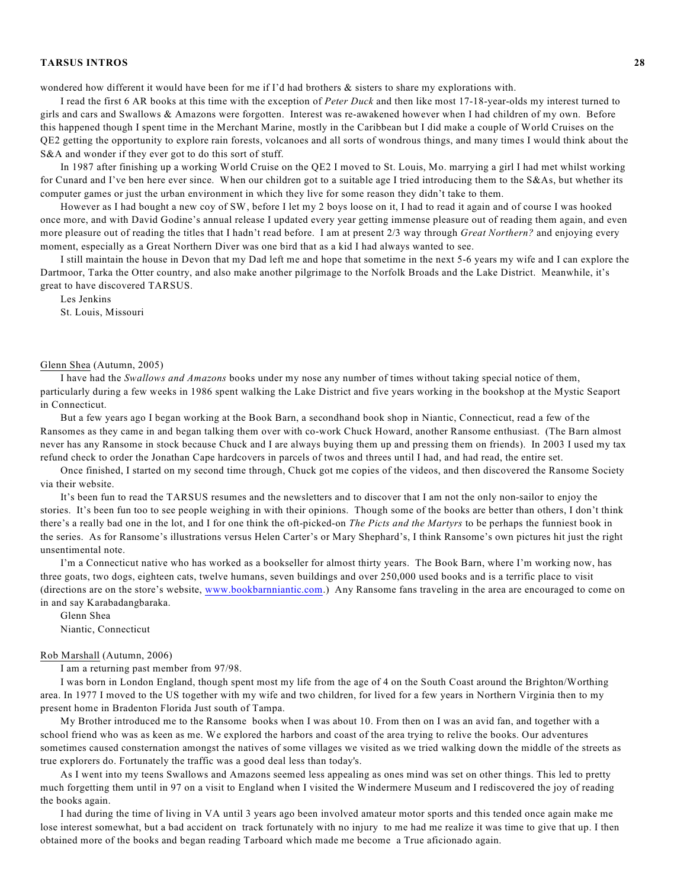wondered how different it would have been for me if I'd had brothers & sisters to share my explorations with.

I read the first 6 AR books at this time with the exception of *Peter Duck* and then like most 17-18-year-olds my interest turned to girls and cars and Swallows & Amazons were forgotten. Interest was re-awakened however when I had children of my own. Before this happened though I spent time in the Merchant Marine, mostly in the Caribbean but I did make a couple of World Cruises on the QE2 getting the opportunity to explore rain forests, volcanoes and all sorts of wondrous things, and many times I would think about the S&A and wonder if they ever got to do this sort of stuff.

In 1987 after finishing up a working World Cruise on the QE2 I moved to St. Louis, Mo. marrying a girl I had met whilst working for Cunard and I've ben here ever since. When our children got to a suitable age I tried introducing them to the S&As, but whether its computer games or just the urban environment in which they live for some reason they didn't take to them.

However as I had bought a new coy of SW, before I let my 2 boys loose on it, I had to read it again and of course I was hooked once more, and with David Godine's annual release I updated every year getting immense pleasure out of reading them again, and even more pleasure out of reading the titles that I hadn't read before. I am at present 2/3 way through *Great Northern?* and enjoying every moment, especially as a Great Northern Diver was one bird that as a kid I had always wanted to see.

I still maintain the house in Devon that my Dad left me and hope that sometime in the next 5-6 years my wife and I can explore the Dartmoor, Tarka the Otter country, and also make another pilgrimage to the Norfolk Broads and the Lake District. Meanwhile, it's great to have discovered TARSUS.

Les Jenkins
St. Louis, Missouri

<u>Glenn Shea</u> (Autumn, 2005)

I have had the *Swallows and Amazons* books under my nose any number of times without taking special notice of them, particularly during a few weeks in 1986 spent walking the Lake District and five years working in the bookshop at the Mystic Seaport in Connecticut.

But a few years ago I began working at the Book Barn, a secondhand book shop in Niantic, Connecticut, read a few of the Ransomes as they came in and began talking them over with co-work Chuck Howard, another Ransome enthusiast. (The Barn almost never has any Ransome in stock because Chuck and I are always buying them up and pressing them on friends). In 2003 I used my tax refund check to order the Jonathan Cape hardcovers in parcels of twos and threes until I had, and had read, the entire set.

Once finished, I started on my second time through, Chuck got me copies of the videos, and then discovered the Ransome Society via their website.

It's been fun to read the TARSUS resumes and the newsletters and to discover that I am not the only non-sailor to enjoy the stories. It's been fun too to see people weighing in with their opinions. Though some of the books are better than others, I don't think there's a really bad one in the lot, and I for one think the oft-picked-on *The Picts and the Martyrs* to be perhaps the funniest book in the series. As for Ransome's illustrations versus Helen Carter's or Mary Shephard's, I think Ransome's own pictures hit just the right unsentimental note.

I'm a Connecticut native who has worked as a bookseller for almost thirty years. The Book Barn, where I'm working now, has three goats, two dogs, eighteen cats, twelve humans, seven buildings and over 250,000 used books and is a terrific place to visit (directions are on the store's website, www.bookbarnniantic.com.) Any Ransome fans traveling in the area are encouraged to come on in and say Karabadangbaraka.

Glenn Shea
Niantic, Connecticut

<u>Rob Marshall</u> (Autumn, 2006)

I am a returning past member from 97/98.

I was born in London England, though spent most my life from the age of 4 on the South Coast around the Brighton/Worthing area. In 1977 I moved to the US together with my wife and two children, for lived for a few years in Northern Virginia then to my present home in Bradenton Florida Just south of Tampa.

My Brother introduced me to the Ransome books when I was about 10. From then on I was an avid fan, and together with a school friend who was as keen as me. We explored the harbors and coast of the area trying to relive the books. Our adventures sometimes caused consternation amongst the natives of some villages we visited as we tried walking down the middle of the streets as true explorers do. Fortunately the traffic was a good deal less than today's.

As I went into my teens Swallows and Amazons seemed less appealing as ones mind was set on other things. This led to pretty much forgetting them until in 97 on a visit to England when I visited the Windermere Museum and I rediscovered the joy of reading the books again.

I had during the time of living in VA until 3 years ago been involved amateur motor sports and this tended once again make me lose interest somewhat, but a bad accident on track fortunately with no injury to me had me realize it was time to give that up. I then obtained more of the books and began reading Tarboard which made me become a True aficionado again.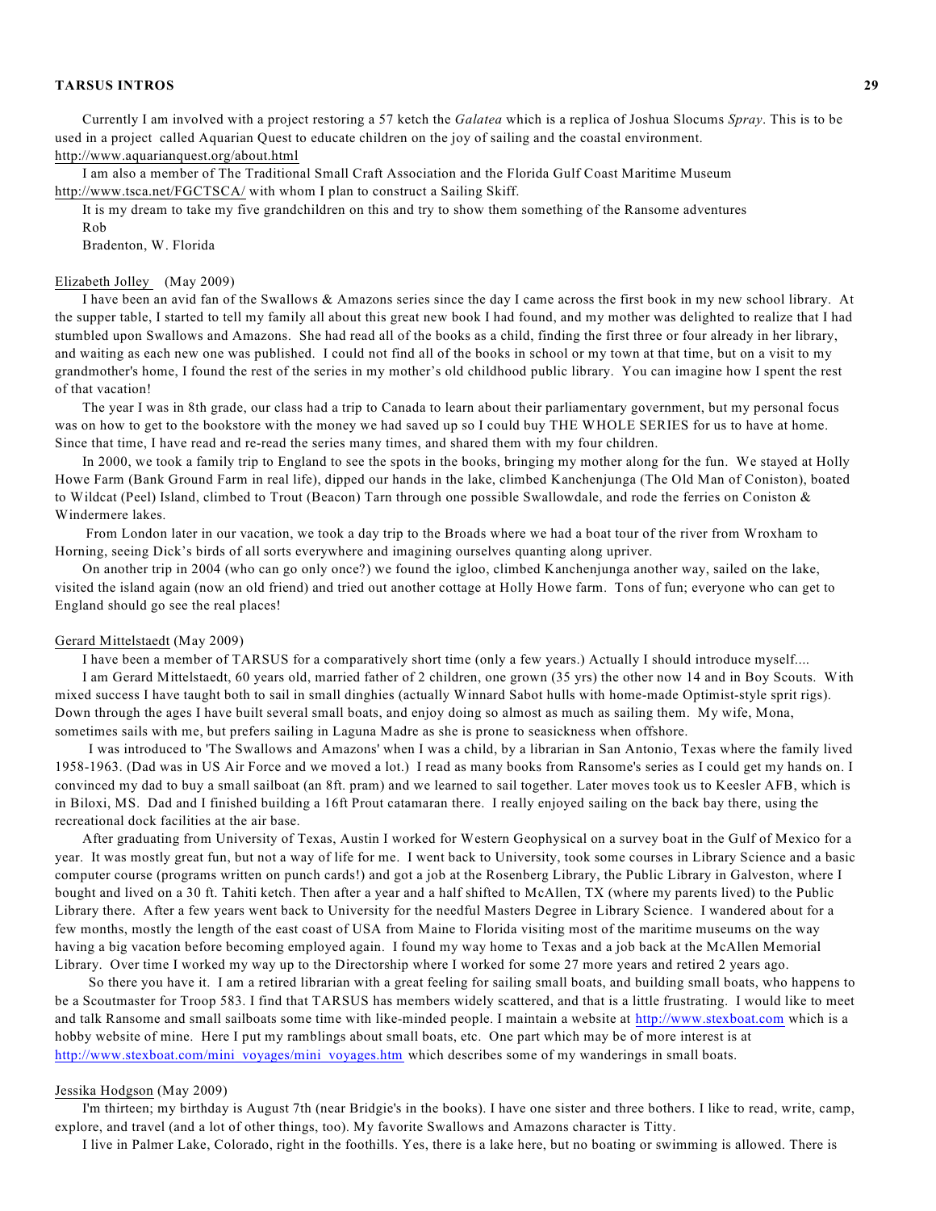Currently I am involved with a project restoring a 57 ketch the *Galatea* which is a replica of Joshua Slocums *Spray*. This is to be used in a project called Aquarian Quest to educate children on the joy of sailing and the coastal environment.
http://www.aquarianquest.org/about.html

I am also a member of The Traditional Small Craft Association and the Florida Gulf Coast Maritime Museum http://www.tsca.net/FGCTSCA/ with whom I plan to construct a Sailing Skiff.

It is my dream to take my five grandchildren on this and try to show them something of the Ransome adventures

Rob

Bradenton, W. Florida

Elizabeth Jolley (May 2009)

I have been an avid fan of the Swallows & Amazons series since the day I came across the first book in my new school library. At the supper table, I started to tell my family all about this great new book I had found, and my mother was delighted to realize that I had stumbled upon Swallows and Amazons. She had read all of the books as a child, finding the first three or four already in her library, and waiting as each new one was published. I could not find all of the books in school or my town at that time, but on a visit to my grandmother's home, I found the rest of the series in my mother's old childhood public library. You can imagine how I spent the rest of that vacation!

The year I was in 8th grade, our class had a trip to Canada to learn about their parliamentary government, but my personal focus was on how to get to the bookstore with the money we had saved up so I could buy THE WHOLE SERIES for us to have at home. Since that time, I have read and re-read the series many times, and shared them with my four children.

In 2000, we took a family trip to England to see the spots in the books, bringing my mother along for the fun. We stayed at Holly Howe Farm (Bank Ground Farm in real life), dipped our hands in the lake, climbed Kanchenjunga (The Old Man of Coniston), boated to Wildcat (Peel) Island, climbed to Trout (Beacon) Tarn through one possible Swallowdale, and rode the ferries on Coniston & Windermere lakes.

From London later in our vacation, we took a day trip to the Broads where we had a boat tour of the river from Wroxham to Horning, seeing Dick's birds of all sorts everywhere and imagining ourselves quanting along upriver.

On another trip in 2004 (who can go only once?) we found the igloo, climbed Kanchenjunga another way, sailed on the lake, visited the island again (now an old friend) and tried out another cottage at Holly Howe farm. Tons of fun; everyone who can get to England should go see the real places!

Gerard Mittelstaedt (May 2009)

I have been a member of TARSUS for a comparatively short time (only a few years.) Actually I should introduce myself....

I am Gerard Mittelstaedt, 60 years old, married father of 2 children, one grown (35 yrs) the other now 14 and in Boy Scouts. With mixed success I have taught both to sail in small dinghies (actually Winnard Sabot hulls with home-made Optimist-style sprit rigs). Down through the ages I have built several small boats, and enjoy doing so almost as much as sailing them. My wife, Mona, sometimes sails with me, but prefers sailing in Laguna Madre as she is prone to seasickness when offshore.

I was introduced to 'The Swallows and Amazons' when I was a child, by a librarian in San Antonio, Texas where the family lived 1958-1963. (Dad was in US Air Force and we moved a lot.) I read as many books from Ransome's series as I could get my hands on. I convinced my dad to buy a small sailboat (an 8ft. pram) and we learned to sail together. Later moves took us to Keesler AFB, which is in Biloxi, MS. Dad and I finished building a 16ft Prout catamaran there. I really enjoyed sailing on the back bay there, using the recreational dock facilities at the air base.

After graduating from University of Texas, Austin I worked for Western Geophysical on a survey boat in the Gulf of Mexico for a year. It was mostly great fun, but not a way of life for me. I went back to University, took some courses in Library Science and a basic computer course (programs written on punch cards!) and got a job at the Rosenberg Library, the Public Library in Galveston, where I bought and lived on a 30 ft. Tahiti ketch. Then after a year and a half shifted to McAllen, TX (where my parents lived) to the Public Library there. After a few years went back to University for the needful Masters Degree in Library Science. I wandered about for a few months, mostly the length of the east coast of USA from Maine to Florida visiting most of the maritime museums on the way having a big vacation before becoming employed again. I found my way home to Texas and a job back at the McAllen Memorial Library. Over time I worked my way up to the Directorship where I worked for some 27 more years and retired 2 years ago.

So there you have it. I am a retired librarian with a great feeling for sailing small boats, and building small boats, who happens to be a Scoutmaster for Troop 583. I find that TARSUS has members widely scattered, and that is a little frustrating. I would like to meet and talk Ransome and small sailboats some time with like-minded people. I maintain a website at http://www.stexboat.com which is a hobby website of mine. Here I put my ramblings about small boats, etc. One part which may be of more interest is at http://www.stexboat.com/mini_voyages/mini_voyages.htm which describes some of my wanderings in small boats.

Jessika Hodgson (May 2009)

I'm thirteen; my birthday is August 7th (near Bridgie's in the books). I have one sister and three bothers. I like to read, write, camp, explore, and travel (and a lot of other things, too). My favorite Swallows and Amazons character is Titty.

I live in Palmer Lake, Colorado, right in the foothills. Yes, there is a lake here, but no boating or swimming is allowed. There is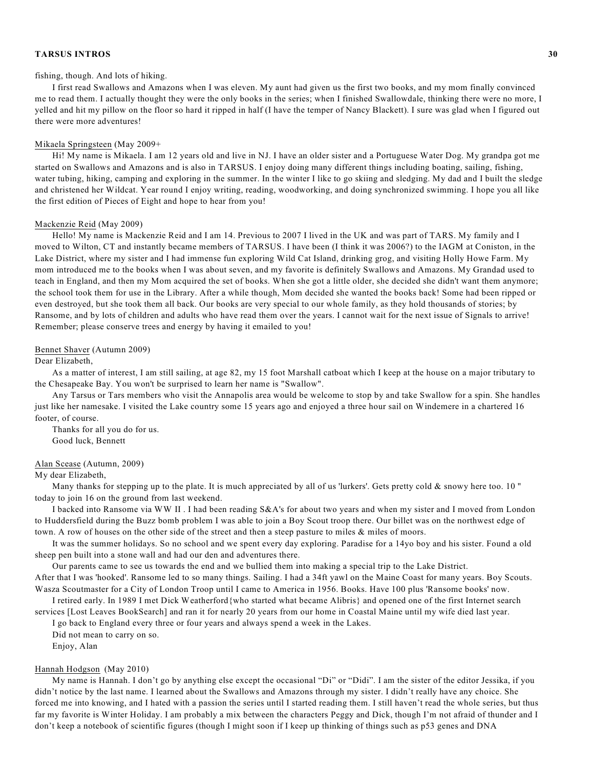fishing, though. And lots of hiking.

I first read Swallows and Amazons when I was eleven. My aunt had given us the first two books, and my mom finally convinced me to read them. I actually thought they were the only books in the series; when I finished Swallowdale, thinking there were no more, I yelled and hit my pillow on the floor so hard it ripped in half (I have the temper of Nancy Blackett). I sure was glad when I figured out there were more adventures!

<u>Mikaela Springsteen</u> (May 2009+

Hi! My name is Mikaela. I am 12 years old and live in NJ. I have an older sister and a Portuguese Water Dog. My grandpa got me started on Swallows and Amazons and is also in TARSUS. I enjoy doing many different things including boating, sailing, fishing, water tubing, hiking, camping and exploring in the summer. In the winter I like to go skiing and sledging. My dad and I built the sledge and christened her Wildcat. Year round I enjoy writing, reading, woodworking, and doing synchronized swimming. I hope you all like the first edition of Pieces of Eight and hope to hear from you!

<u>Mackenzie Reid</u> (May 2009)

Hello! My name is Mackenzie Reid and I am 14. Previous to 2007 I lived in the UK and was part of TARS. My family and I moved to Wilton, CT and instantly became members of TARSUS. I have been (I think it was 2006?) to the IAGM at Coniston, in the Lake District, where my sister and I had immense fun exploring Wild Cat Island, drinking grog, and visiting Holly Howe Farm. My mom introduced me to the books when I was about seven, and my favorite is definitely Swallows and Amazons. My Grandad used to teach in England, and then my Mom acquired the set of books. When she got a little older, she decided she didn't want them anymore; the school took them for use in the Library. After a while though, Mom decided she wanted the books back! Some had been ripped or even destroyed, but she took them all back. Our books are very special to our whole family, as they hold thousands of stories; by Ransome, and by lots of children and adults who have read them over the years. I cannot wait for the next issue of Signals to arrive! Remember; please conserve trees and energy by having it emailed to you!

<u>Bennet Shaver</u> (Autumn 2009)

Dear Elizabeth,

As a matter of interest, I am still sailing, at age 82, my 15 foot Marshall catboat which I keep at the house on a major tributary to the Chesapeake Bay. You won't be surprised to learn her name is "Swallow".

Any Tarsus or Tars members who visit the Annapolis area would be welcome to stop by and take Swallow for a spin. She handles just like her namesake. I visited the Lake country some 15 years ago and enjoyed a three hour sail on Windemere in a chartered 16 footer, of course.

Thanks for all you do for us.

Good luck, Bennett

<u>Alan Scease</u> (Autumn, 2009)

My dear Elizabeth,

Many thanks for stepping up to the plate. It is much appreciated by all of us 'lurkers'. Gets pretty cold & snowy here too. 10 " today to join 16 on the ground from last weekend.

I backed into Ransome via WW II . I had been reading S&A's for about two years and when my sister and I moved from London to Huddersfield during the Buzz bomb problem I was able to join a Boy Scout troop there. Our billet was on the northwest edge of town. A row of houses on the other side of the street and then a steep pasture to miles & miles of moors.

It was the summer holidays. So no school and we spent every day exploring. Paradise for a 14yo boy and his sister. Found a old sheep pen built into a stone wall and had our den and adventures there.

Our parents came to see us towards the end and we bullied them into making a special trip to the Lake District.
After that I was 'hooked'. Ransome led to so many things. Sailing. I had a 34ft yawl on the Maine Coast for many years. Boy Scouts. Wasza Scoutmaster for a City of London Troop until I came to America in 1956. Books. Have 100 plus 'Ransome books' now.

I retired early. In 1989 I met Dick Weatherford{who started what became Alibris} and opened one of the first Internet search services [Lost Leaves BookSearch] and ran it for nearly 20 years from our home in Coastal Maine until my wife died last year.

I go back to England every three or four years and always spend a week in the Lakes.

Did not mean to carry on so.

Enjoy, Alan

<u>Hannah Hodgson</u> (May 2010)

My name is Hannah. I don't go by anything else except the occasional "Di" or "Didi". I am the sister of the editor Jessika, if you didn't notice by the last name. I learned about the Swallows and Amazons through my sister. I didn't really have any choice. She forced me into knowing, and I hated with a passion the series until I started reading them. I still haven't read the whole series, but thus far my favorite is Winter Holiday. I am probably a mix between the characters Peggy and Dick, though I'm not afraid of thunder and I don't keep a notebook of scientific figures (though I might soon if I keep up thinking of things such as p53 genes and DNA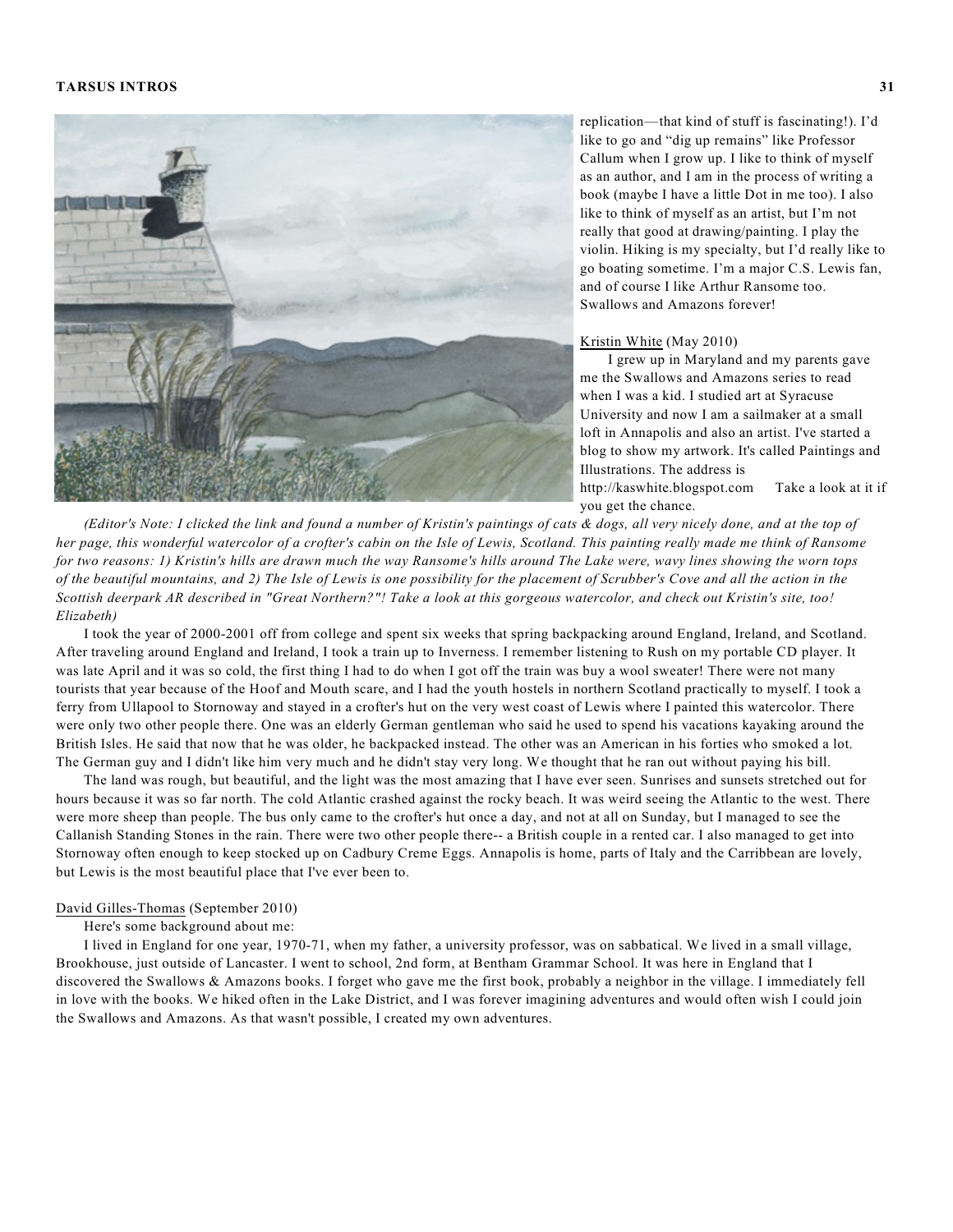replication—that kind of stuff is fascinating!). I'd like to go and "dig up remains" like Professor Callum when I grow up. I like to think of myself as an author, and I am in the process of writing a book (maybe I have a little Dot in me too). I also like to think of myself as an artist, but I'm not really that good at drawing/painting. I play the violin. Hiking is my specialty, but I'd really like to go boating sometime. I'm a major C.S. Lewis fan, and of course I like Arthur Ransome too. Swallows and Amazons forever!

Kristin White (May 2010)

I grew up in Maryland and my parents gave me the Swallows and Amazons series to read when I was a kid. I studied art at Syracuse University and now I am a sailmaker at a small loft in Annapolis and also an artist. I've started a blog to show my artwork. It's called Paintings and Illustrations. The address is http://kaswhite.blogspot.com  Take a look at it if you get the chance.

*(Editor's Note: I clicked the link and found a number of Kristin's paintings of cats & dogs, all very nicely done, and at the top of her page, this wonderful watercolor of a crofter's cabin on the Isle of Lewis, Scotland. This painting really made me think of Ransome for two reasons: 1) Kristin's hills are drawn much the way Ransome's hills around The Lake were, wavy lines showing the worn tops of the beautiful mountains, and 2) The Isle of Lewis is one possibility for the placement of Scrubber's Cove and all the action in the Scottish deerpark AR described in "Great Northern?"! Take a look at this gorgeous watercolor, and check out Kristin's site, too! Elizabeth)*

I took the year of 2000-2001 off from college and spent six weeks that spring backpacking around England, Ireland, and Scotland. After traveling around England and Ireland, I took a train up to Inverness. I remember listening to Rush on my portable CD player. It was late April and it was so cold, the first thing I had to do when I got off the train was buy a wool sweater! There were not many tourists that year because of the Hoof and Mouth scare, and I had the youth hostels in northern Scotland practically to myself. I took a ferry from Ullapool to Stornoway and stayed in a crofter's hut on the very west coast of Lewis where I painted this watercolor. There were only two other people there. One was an elderly German gentleman who said he used to spend his vacations kayaking around the British Isles. He said that now that he was older, he backpacked instead. The other was an American in his forties who smoked a lot. The German guy and I didn't like him very much and he didn't stay very long. We thought that he ran out without paying his bill.

The land was rough, but beautiful, and the light was the most amazing that I have ever seen. Sunrises and sunsets stretched out for hours because it was so far north. The cold Atlantic crashed against the rocky beach. It was weird seeing the Atlantic to the west. There were more sheep than people. The bus only came to the crofter's hut once a day, and not at all on Sunday, but I managed to see the Callanish Standing Stones in the rain. There were two other people there-- a British couple in a rented car. I also managed to get into Stornoway often enough to keep stocked up on Cadbury Creme Eggs. Annapolis is home, parts of Italy and the Carribbean are lovely, but Lewis is the most beautiful place that I've ever been to.

David Gilles-Thomas (September 2010)

Here's some background about me:

I lived in England for one year, 1970-71, when my father, a university professor, was on sabbatical. We lived in a small village, Brookhouse, just outside of Lancaster. I went to school, 2nd form, at Bentham Grammar School. It was here in England that I discovered the Swallows & Amazons books. I forget who gave me the first book, probably a neighbor in the village. I immediately fell in love with the books. We hiked often in the Lake District, and I was forever imagining adventures and would often wish I could join the Swallows and Amazons. As that wasn't possible, I created my own adventures.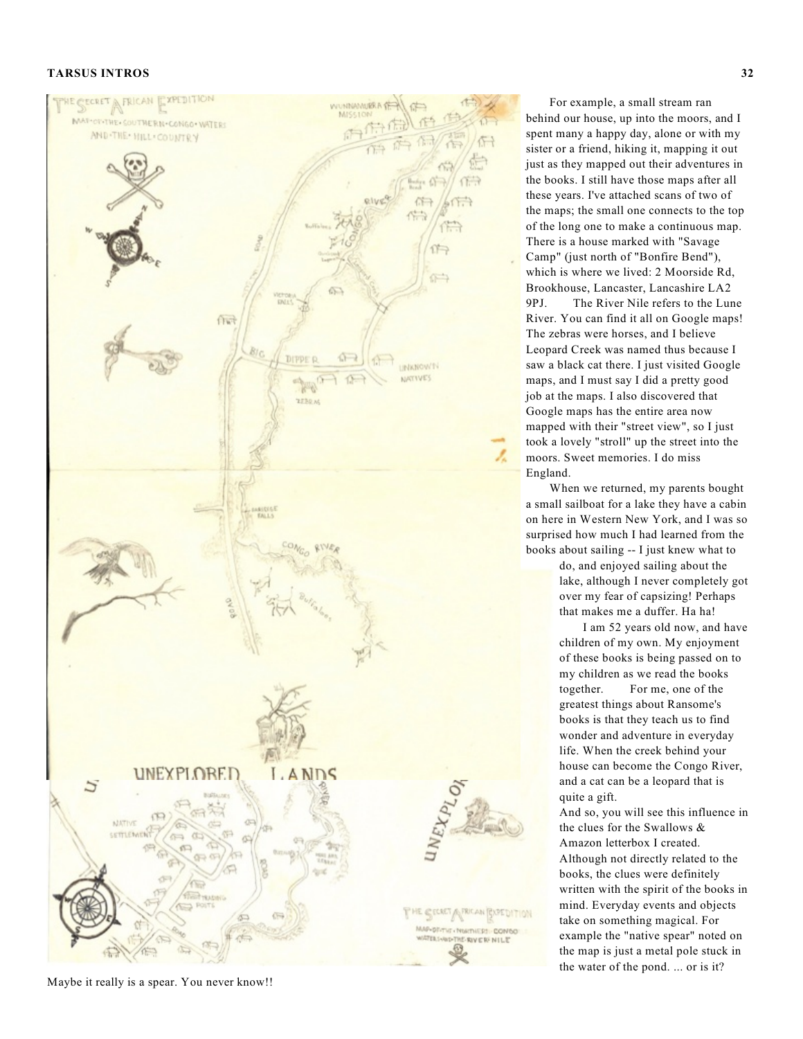For example, a small stream ran behind our house, up into the moors, and I spent many a happy day, alone or with my sister or a friend, hiking it, mapping it out just as they mapped out their adventures in the books. I still have those maps after all these years. I've attached scans of two of the maps; the small one connects to the top of the long one to make a continuous map. There is a house marked with "Savage Camp" (just north of "Bonfire Bend"), which is where we lived: 2 Moorside Rd, Brookhouse, Lancaster, Lancashire LA2 9PJ. The River Nile refers to the Lune River. You can find it all on Google maps! The zebras were horses, and I believe Leopard Creek was named thus because I saw a black cat there. I just visited Google maps, and I must say I did a pretty good job at the maps. I also discovered that Google maps has the entire area now mapped with their "street view", so I just took a lovely "stroll" up the street into the moors. Sweet memories. I do miss England.

When we returned, my parents bought a small sailboat for a lake they have a cabin on here in Western New York, and I was so surprised how much I had learned from the books about sailing -- I just knew what to do, and enjoyed sailing about the lake, although I never completely got over my fear of capsizing! Perhaps that makes me a duffer. Ha ha!

I am 52 years old now, and have children of my own. My enjoyment of these books is being passed on to my children as we read the books together. For me, one of the greatest things about Ransome's books is that they teach us to find wonder and adventure in everyday life. When the creek behind your house can become the Congo River, and a cat can be a leopard that is quite a gift.

And so, you will see this influence in the clues for the Swallows & Amazon letterbox I created. Although not directly related to the books, the clues were definitely written with the spirit of the books in mind. Everyday events and objects take on something magical. For example the "native spear" noted on the map is just a metal pole stuck in the water of the pond. ... or is it?

Maybe it really is a spear. You never know!!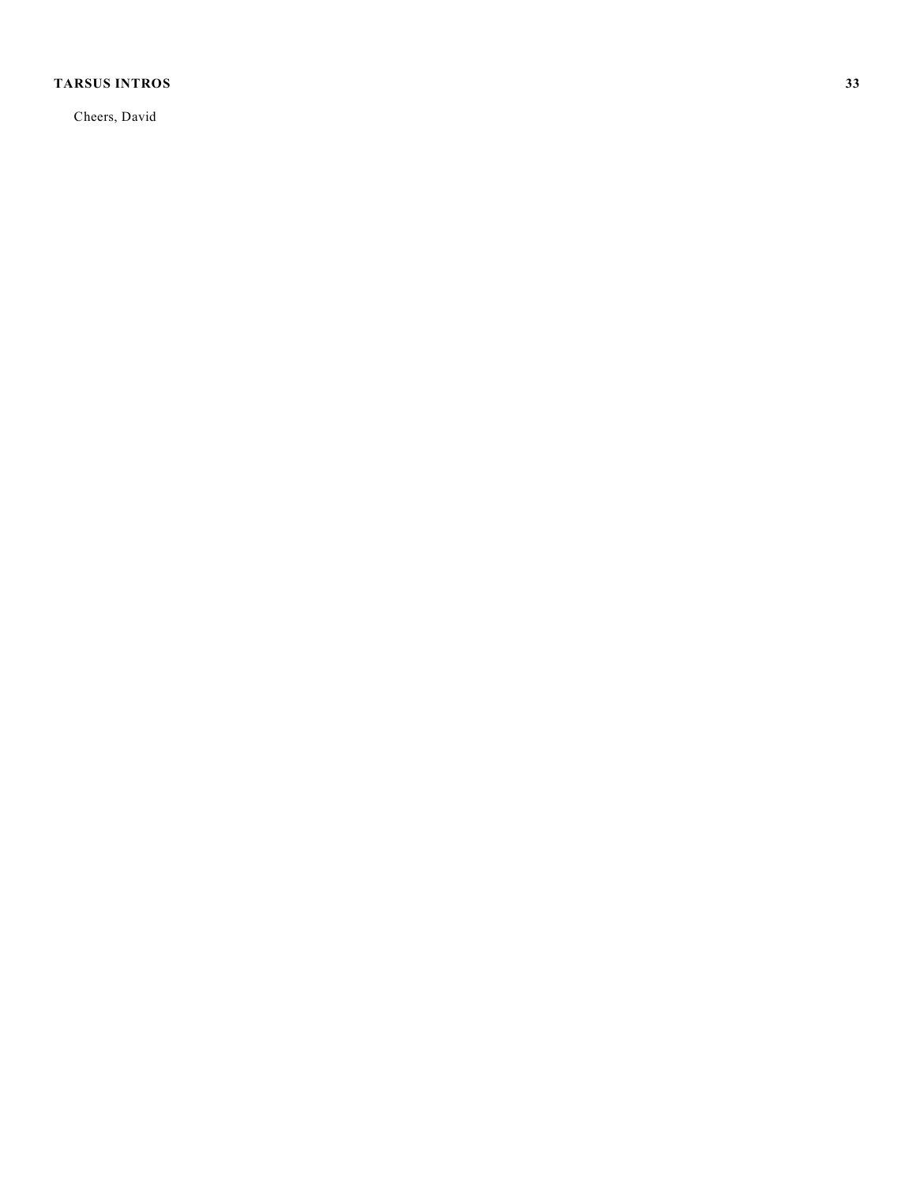Cheers, David